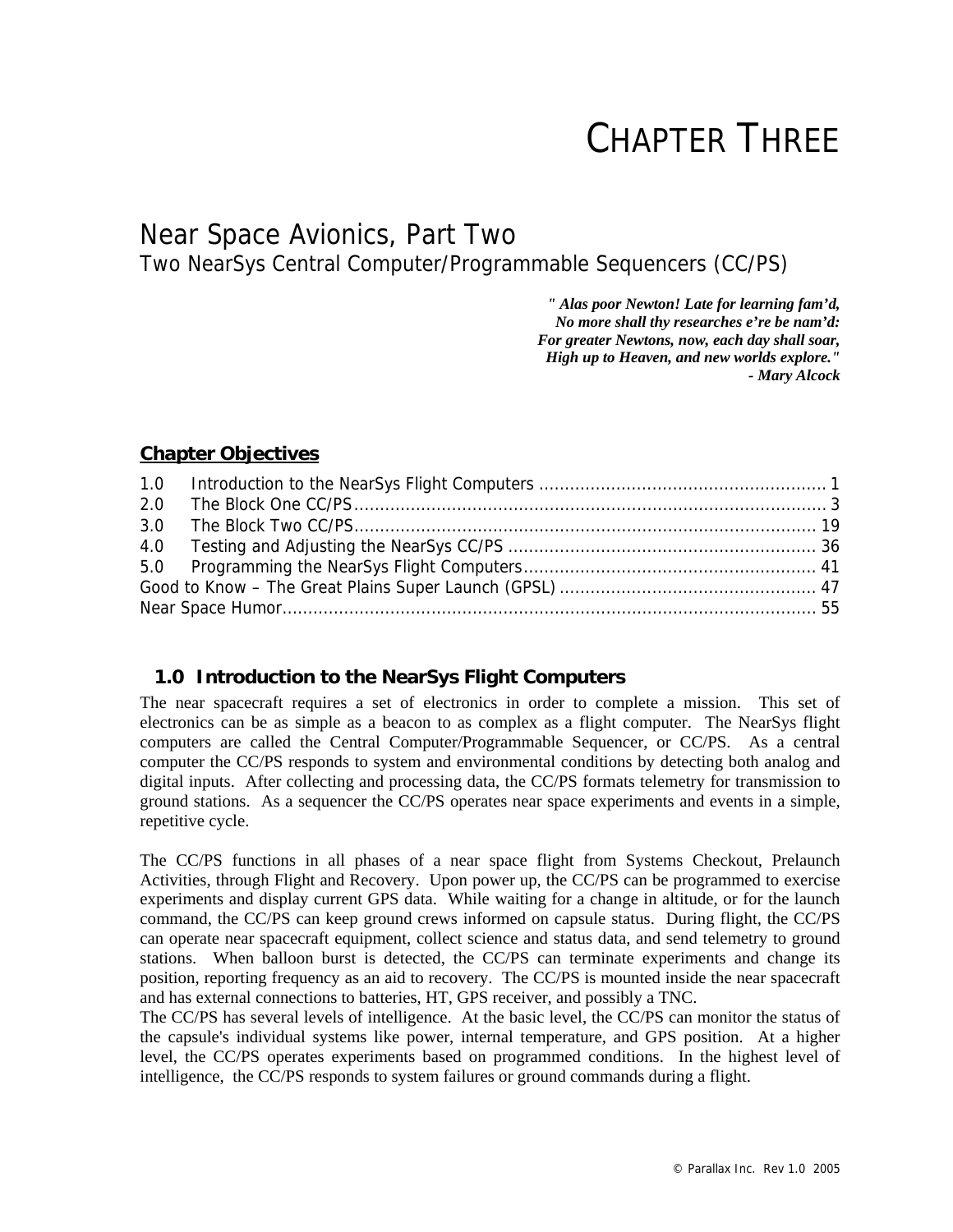# CHAPTER THREE

## Near Space Avionics, Part Two

### Two NearSys Central Computer/Programmable Sequencers (CC/PS)

***" Alas poor Newton! Late for learning fam'd,***
***No more shall thy researches e're be nam'd:***
***For greater Newtons, now, each day shall soar,***
***High up to Heaven, and new worlds explore."***
***- Mary Alcock***

### Chapter Objectives

1.0 Introduction to the NearSys Flight Computers ........................................................ 1
2.0 The Block One CC/PS ........................................................................................... 3
3.0 The Block Two CC/PS ......................................................................................... 19
4.0 Testing and Adjusting the NearSys CC/PS ........................................................... 36
5.0 Programming the NearSys Flight Computers ........................................................ 41
Good to Know – The Great Plains Super Launch (GPSL) ................................................. 47
Near Space Humor ....................................................................................................... 55

## 1.0 Introduction to the NearSys Flight Computers

The near spacecraft requires a set of electronics in order to complete a mission. This set of electronics can be as simple as a beacon to as complex as a flight computer. The NearSys flight computers are called the Central Computer/Programmable Sequencer, or CC/PS. As a central computer the CC/PS responds to system and environmental conditions by detecting both analog and digital inputs. After collecting and processing data, the CC/PS formats telemetry for transmission to ground stations. As a sequencer the CC/PS operates near space experiments and events in a simple, repetitive cycle.

The CC/PS functions in all phases of a near space flight from Systems Checkout, Prelaunch Activities, through Flight and Recovery. Upon power up, the CC/PS can be programmed to exercise experiments and display current GPS data. While waiting for a change in altitude, or for the launch command, the CC/PS can keep ground crews informed on capsule status. During flight, the CC/PS can operate near spacecraft equipment, collect science and status data, and send telemetry to ground stations. When balloon burst is detected, the CC/PS can terminate experiments and change its position, reporting frequency as an aid to recovery. The CC/PS is mounted inside the near spacecraft and has external connections to batteries, HT, GPS receiver, and possibly a TNC.

The CC/PS has several levels of intelligence. At the basic level, the CC/PS can monitor the status of the capsule's individual systems like power, internal temperature, and GPS position. At a higher level, the CC/PS operates experiments based on programmed conditions. In the highest level of intelligence, the CC/PS responds to system failures or ground commands during a flight.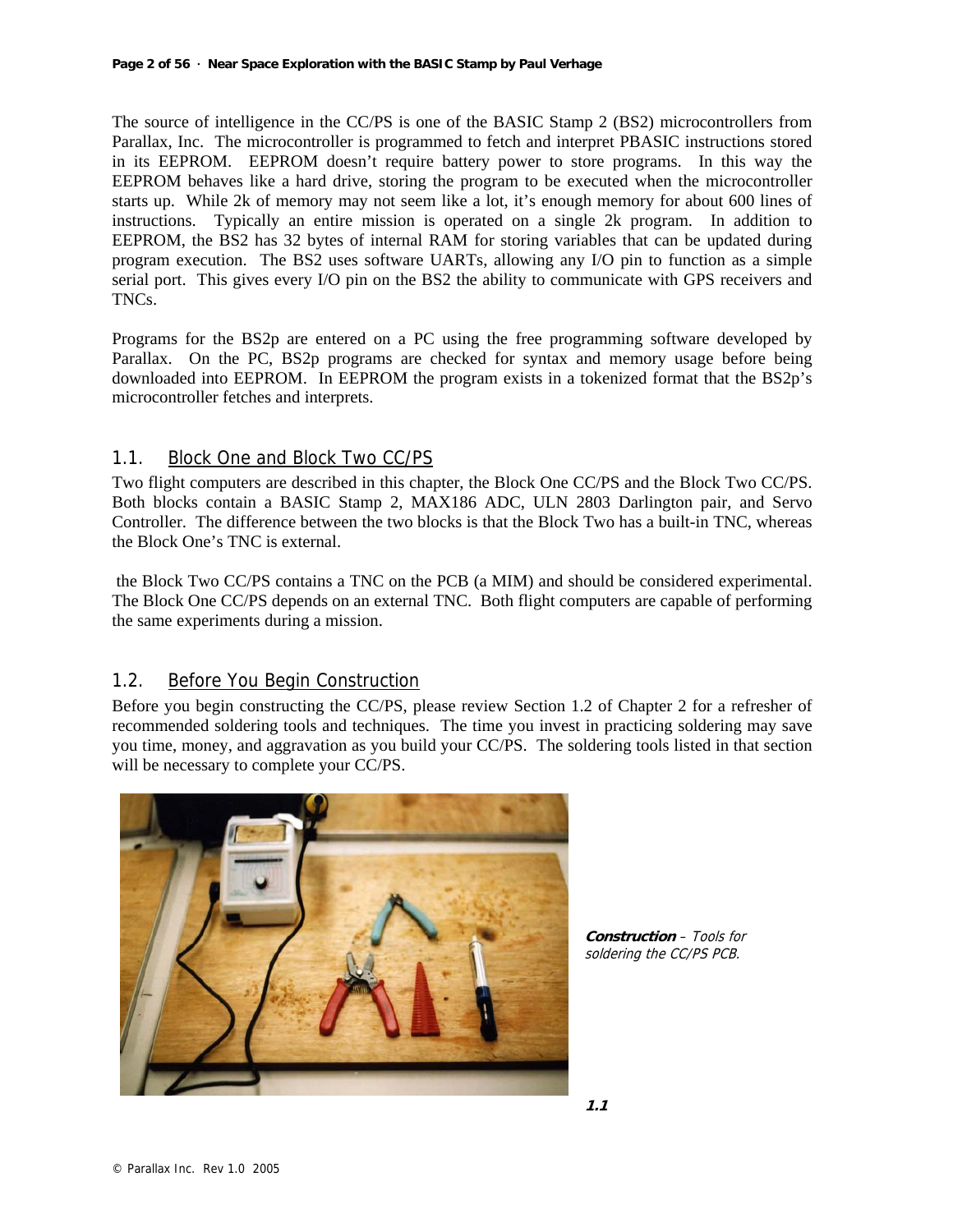The source of intelligence in the CC/PS is one of the BASIC Stamp 2 (BS2) microcontrollers from Parallax, Inc. The microcontroller is programmed to fetch and interpret PBASIC instructions stored in its EEPROM. EEPROM doesn't require battery power to store programs. In this way the EEPROM behaves like a hard drive, storing the program to be executed when the microcontroller starts up. While 2k of memory may not seem like a lot, it's enough memory for about 600 lines of instructions. Typically an entire mission is operated on a single 2k program. In addition to EEPROM, the BS2 has 32 bytes of internal RAM for storing variables that can be updated during program execution. The BS2 uses software UARTs, allowing any I/O pin to function as a simple serial port. This gives every I/O pin on the BS2 the ability to communicate with GPS receivers and TNCs.

Programs for the BS2p are entered on a PC using the free programming software developed by Parallax. On the PC, BS2p programs are checked for syntax and memory usage before being downloaded into EEPROM. In EEPROM the program exists in a tokenized format that the BS2p's microcontroller fetches and interprets.

## 1.1. Block One and Block Two CC/PS

Two flight computers are described in this chapter, the Block One CC/PS and the Block Two CC/PS. Both blocks contain a BASIC Stamp 2, MAX186 ADC, ULN 2803 Darlington pair, and Servo Controller. The difference between the two blocks is that the Block Two has a built-in TNC, whereas the Block One's TNC is external.

the Block Two CC/PS contains a TNC on the PCB (a MIM) and should be considered experimental. The Block One CC/PS depends on an external TNC. Both flight computers are capable of performing the same experiments during a mission.

## 1.2. Before You Begin Construction

Before you begin constructing the CC/PS, please review Section 1.2 of Chapter 2 for a refresher of recommended soldering tools and techniques. The time you invest in practicing soldering may save you time, money, and aggravation as you build your CC/PS. The soldering tools listed in that section will be necessary to complete your CC/PS.

***Construction*** *– Tools for soldering the CC/PS PCB.*

***1.1***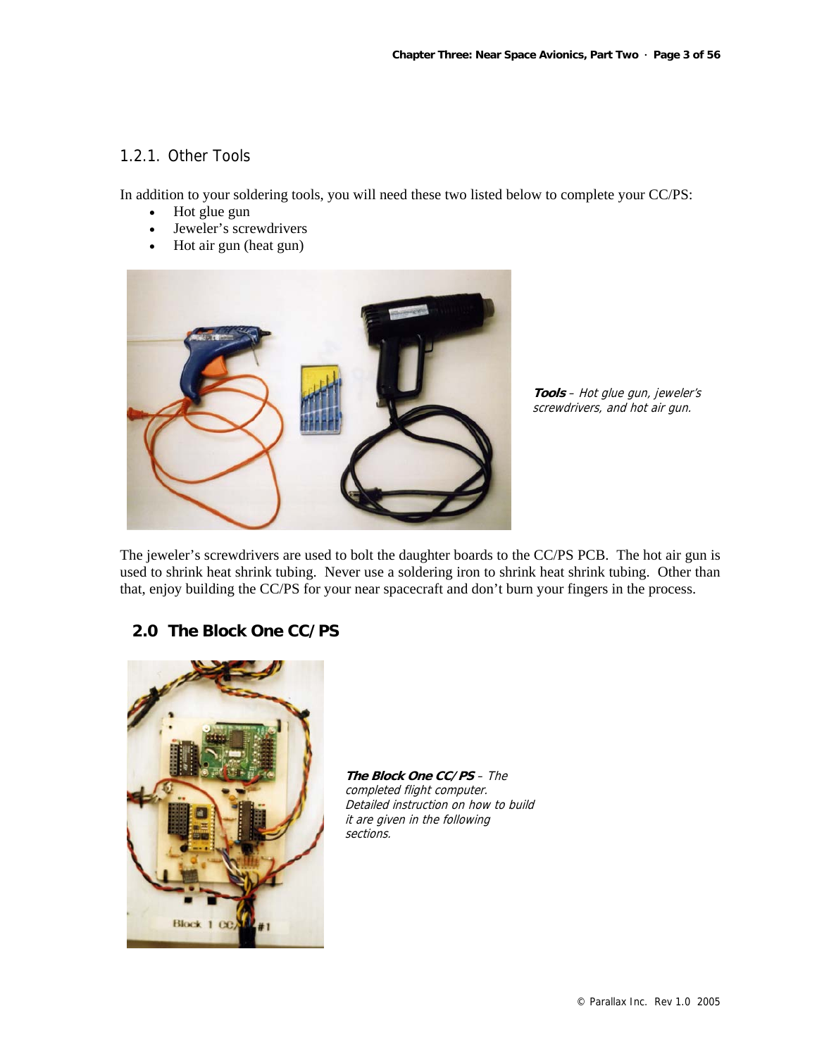### 1.2.1. Other Tools

In addition to your soldering tools, you will need these two listed below to complete your CC/PS:

- Hot glue gun
- Jeweler's screwdrivers
- Hot air gun (heat gun)

***Tools*** *– Hot glue gun, jeweler's screwdrivers, and hot air gun.*

The jeweler's screwdrivers are used to bolt the daughter boards to the CC/PS PCB. The hot air gun is used to shrink heat shrink tubing. Never use a soldering iron to shrink heat shrink tubing. Other than that, enjoy building the CC/PS for your near spacecraft and don't burn your fingers in the process.

## 2.0 The Block One CC/PS

***The Block One CC/PS*** *– The completed flight computer. Detailed instruction on how to build it are given in the following sections.*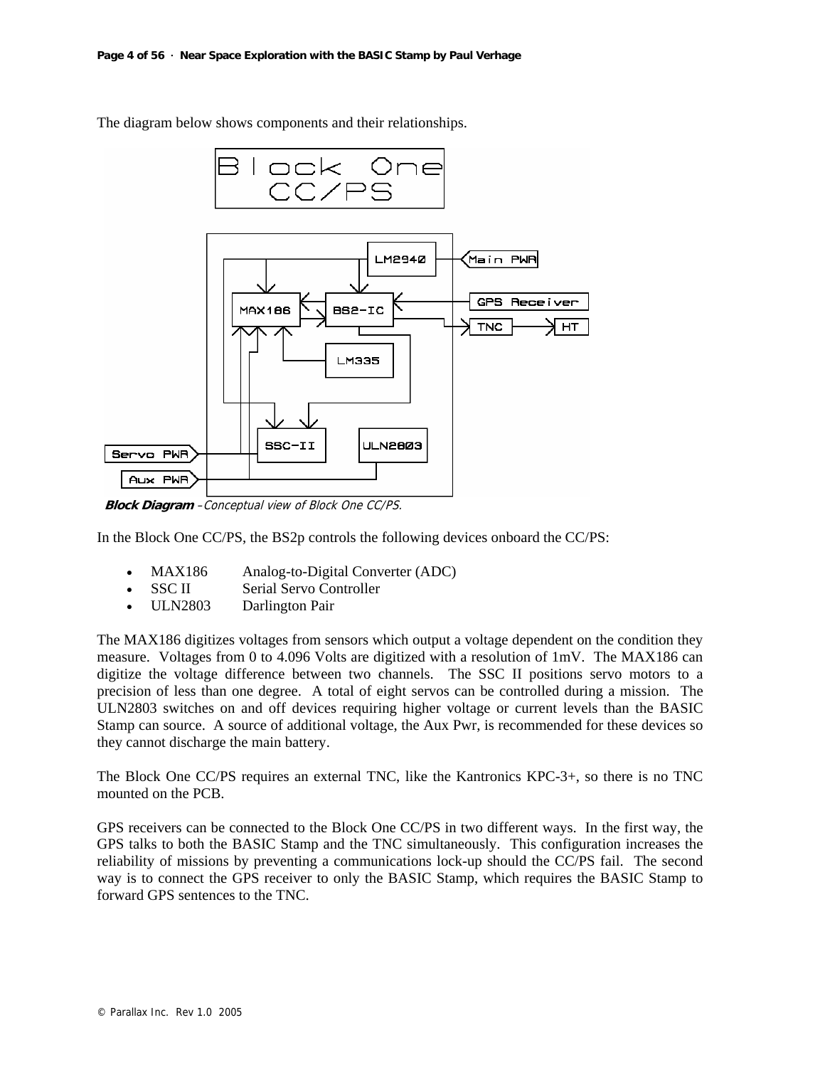The diagram below shows components and their relationships.

***Block Diagram** –Conceptual view of Block One CC/PS.*

In the Block One CC/PS, the BS2p controls the following devices onboard the CC/PS:

- MAX186 Analog-to-Digital Converter (ADC)
- SSC II Serial Servo Controller
- ULN2803 Darlington Pair

The MAX186 digitizes voltages from sensors which output a voltage dependent on the condition they measure. Voltages from 0 to 4.096 Volts are digitized with a resolution of 1mV. The MAX186 can digitize the voltage difference between two channels. The SSC II positions servo motors to a precision of less than one degree. A total of eight servos can be controlled during a mission. The ULN2803 switches on and off devices requiring higher voltage or current levels than the BASIC Stamp can source. A source of additional voltage, the Aux Pwr, is recommended for these devices so they cannot discharge the main battery.

The Block One CC/PS requires an external TNC, like the Kantronics KPC-3+, so there is no TNC mounted on the PCB.

GPS receivers can be connected to the Block One CC/PS in two different ways. In the first way, the GPS talks to both the BASIC Stamp and the TNC simultaneously. This configuration increases the reliability of missions by preventing a communications lock-up should the CC/PS fail. The second way is to connect the GPS receiver to only the BASIC Stamp, which requires the BASIC Stamp to forward GPS sentences to the TNC.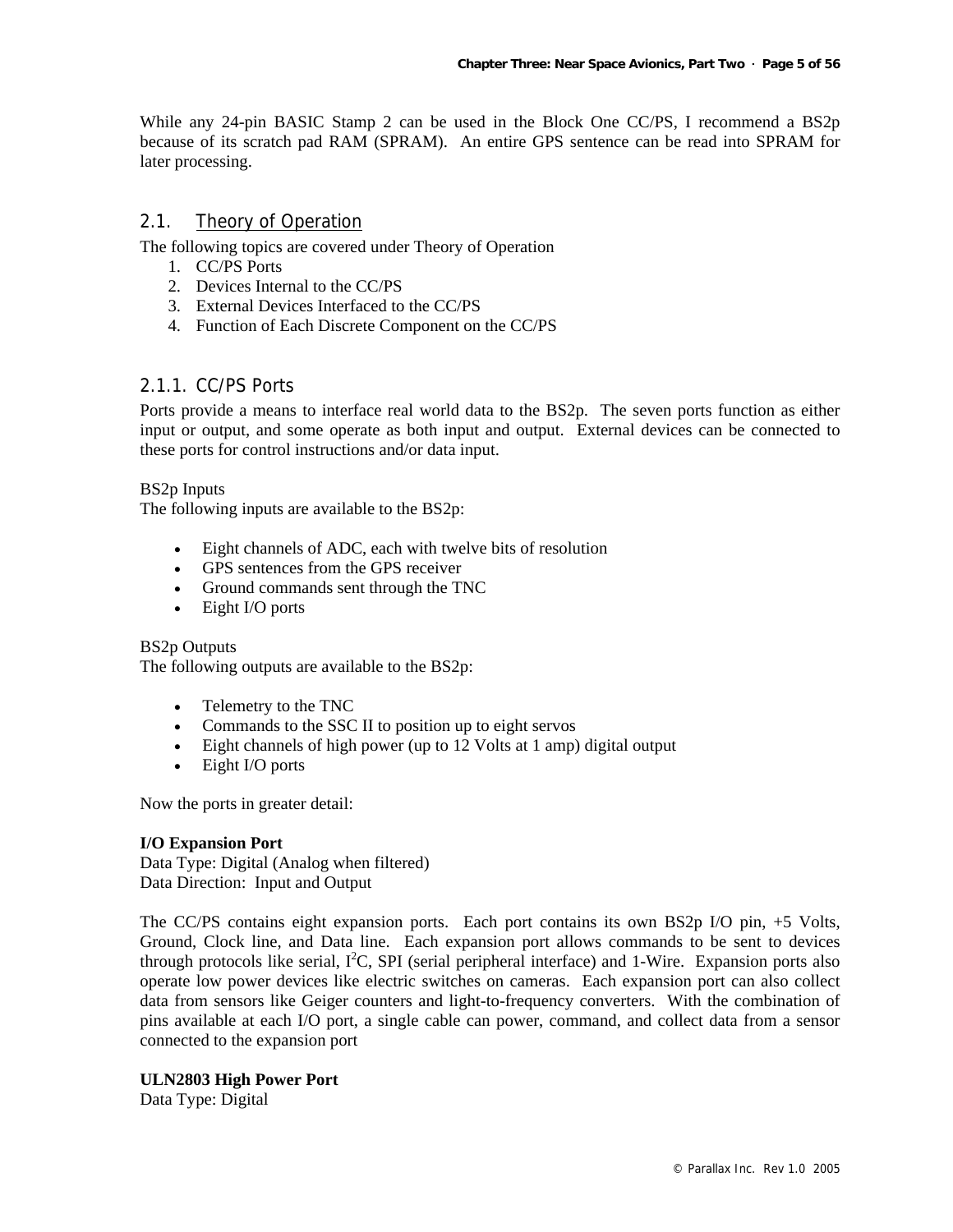While any 24-pin BASIC Stamp 2 can be used in the Block One CC/PS, I recommend a BS2p because of its scratch pad RAM (SPRAM). An entire GPS sentence can be read into SPRAM for later processing.

## 2.1. Theory of Operation

The following topics are covered under Theory of Operation

1. CC/PS Ports
2. Devices Internal to the CC/PS
3. External Devices Interfaced to the CC/PS
4. Function of Each Discrete Component on the CC/PS

### 2.1.1. CC/PS Ports

Ports provide a means to interface real world data to the BS2p. The seven ports function as either input or output, and some operate as both input and output. External devices can be connected to these ports for control instructions and/or data input.

BS2p Inputs
The following inputs are available to the BS2p:

- Eight channels of ADC, each with twelve bits of resolution
- GPS sentences from the GPS receiver
- Ground commands sent through the TNC
- Eight I/O ports

BS2p Outputs
The following outputs are available to the BS2p:

- Telemetry to the TNC
- Commands to the SSC II to position up to eight servos
- Eight channels of high power (up to 12 Volts at 1 amp) digital output
- Eight I/O ports

Now the ports in greater detail:

**I/O Expansion Port**
Data Type: Digital (Analog when filtered)
Data Direction: Input and Output

The CC/PS contains eight expansion ports. Each port contains its own BS2p I/O pin, +5 Volts, Ground, Clock line, and Data line. Each expansion port allows commands to be sent to devices through protocols like serial, $I^2C$, SPI (serial peripheral interface) and 1-Wire. Expansion ports also operate low power devices like electric switches on cameras. Each expansion port can also collect data from sensors like Geiger counters and light-to-frequency converters. With the combination of pins available at each I/O port, a single cable can power, command, and collect data from a sensor connected to the expansion port

**ULN2803 High Power Port**
Data Type: Digital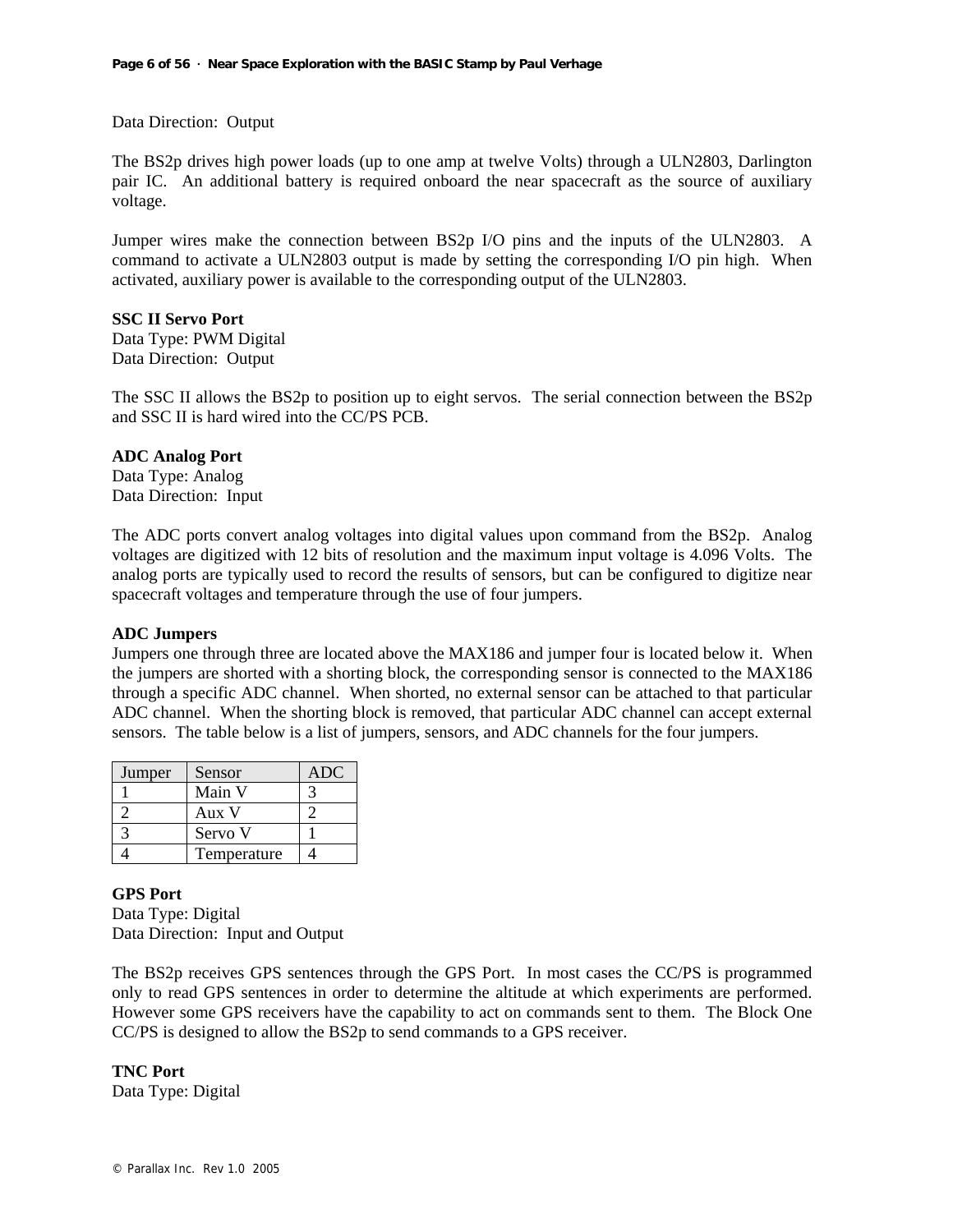Data Direction:  Output

The BS2p drives high power loads (up to one amp at twelve Volts) through a ULN2803, Darlington pair IC.  An additional battery is required onboard the near spacecraft as the source of auxiliary voltage.

Jumper wires make the connection between BS2p I/O pins and the inputs of the ULN2803.  A command to activate a ULN2803 output is made by setting the corresponding I/O pin high.  When activated, auxiliary power is available to the corresponding output of the ULN2803.

**SSC II Servo Port**
Data Type: PWM Digital
Data Direction:  Output

The SSC II allows the BS2p to position up to eight servos.  The serial connection between the BS2p and SSC II is hard wired into the CC/PS PCB.

**ADC Analog Port**
Data Type: Analog
Data Direction:  Input

The ADC ports convert analog voltages into digital values upon command from the BS2p.  Analog voltages are digitized with 12 bits of resolution and the maximum input voltage is 4.096 Volts.  The analog ports are typically used to record the results of sensors, but can be configured to digitize near spacecraft voltages and temperature through the use of four jumpers.

**ADC Jumpers**
Jumpers one through three are located above the MAX186 and jumper four is located below it.  When the jumpers are shorted with a shorting block, the corresponding sensor is connected to the MAX186 through a specific ADC channel.  When shorted, no external sensor can be attached to that particular ADC channel.  When the shorting block is removed, that particular ADC channel can accept external sensors.  The table below is a list of jumpers, sensors, and ADC channels for the four jumpers.

| Jumper | Sensor | ADC |
|---|---|---|
| 1 | Main V | 3 |
| 2 | Aux V | 2 |
| 3 | Servo V | 1 |
| 4 | Temperature | 4 |

**GPS Port**
Data Type: Digital
Data Direction:  Input and Output

The BS2p receives GPS sentences through the GPS Port.  In most cases the CC/PS is programmed only to read GPS sentences in order to determine the altitude at which experiments are performed. However some GPS receivers have the capability to act on commands sent to them.  The Block One CC/PS is designed to allow the BS2p to send commands to a GPS receiver.

**TNC Port**
Data Type: Digital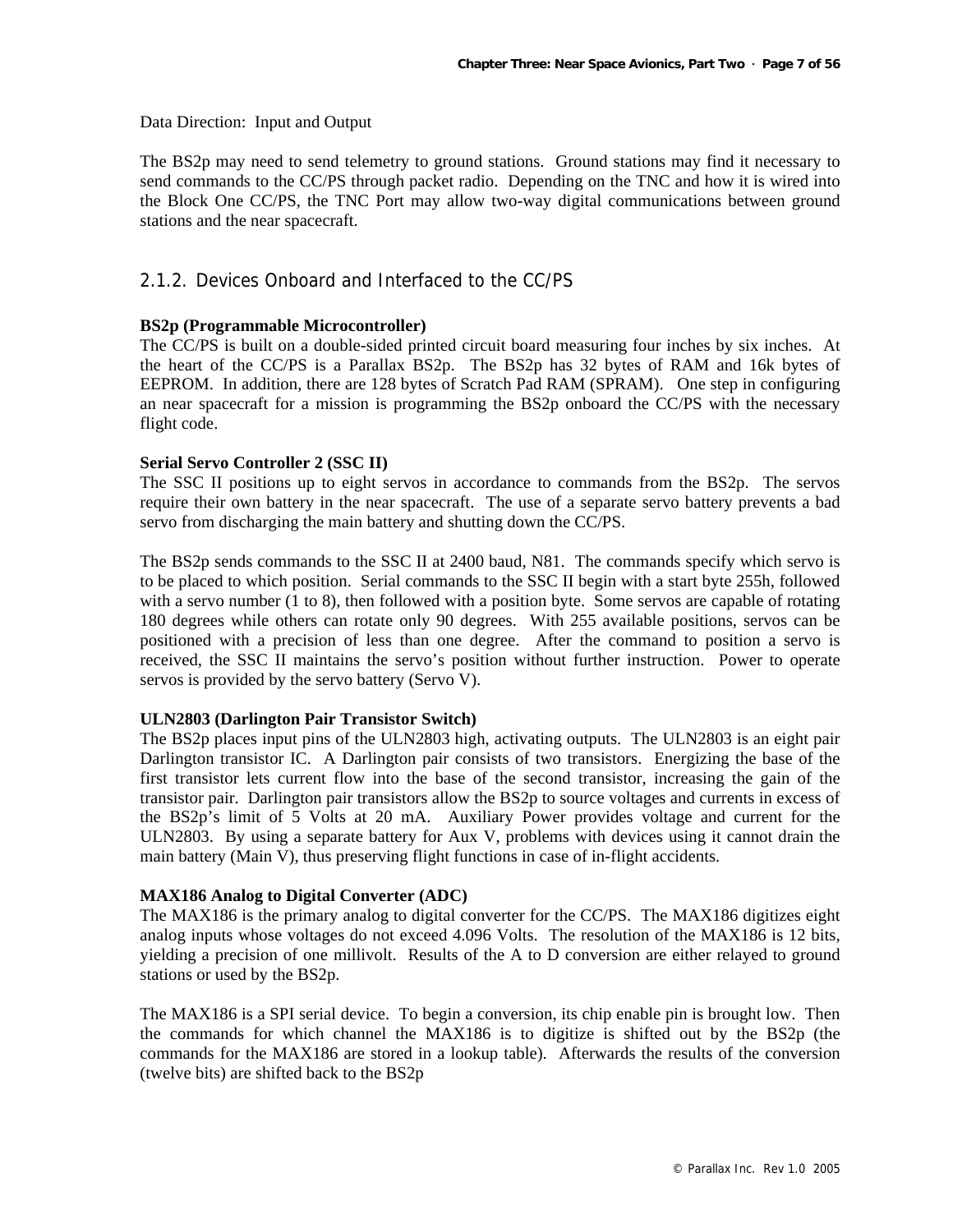Data Direction: Input and Output

The BS2p may need to send telemetry to ground stations. Ground stations may find it necessary to send commands to the CC/PS through packet radio. Depending on the TNC and how it is wired into the Block One CC/PS, the TNC Port may allow two-way digital communications between ground stations and the near spacecraft.

### 2.1.2. Devices Onboard and Interfaced to the CC/PS

**BS2p (Programmable Microcontroller)**
The CC/PS is built on a double-sided printed circuit board measuring four inches by six inches. At the heart of the CC/PS is a Parallax BS2p. The BS2p has 32 bytes of RAM and 16k bytes of EEPROM. In addition, there are 128 bytes of Scratch Pad RAM (SPRAM). One step in configuring an near spacecraft for a mission is programming the BS2p onboard the CC/PS with the necessary flight code.

**Serial Servo Controller 2 (SSC II)**
The SSC II positions up to eight servos in accordance to commands from the BS2p. The servos require their own battery in the near spacecraft. The use of a separate servo battery prevents a bad servo from discharging the main battery and shutting down the CC/PS.

The BS2p sends commands to the SSC II at 2400 baud, N81. The commands specify which servo is to be placed to which position. Serial commands to the SSC II begin with a start byte 255h, followed with a servo number (1 to 8), then followed with a position byte. Some servos are capable of rotating 180 degrees while others can rotate only 90 degrees. With 255 available positions, servos can be positioned with a precision of less than one degree. After the command to position a servo is received, the SSC II maintains the servo's position without further instruction. Power to operate servos is provided by the servo battery (Servo V).

**ULN2803 (Darlington Pair Transistor Switch)**
The BS2p places input pins of the ULN2803 high, activating outputs. The ULN2803 is an eight pair Darlington transistor IC. A Darlington pair consists of two transistors. Energizing the base of the first transistor lets current flow into the base of the second transistor, increasing the gain of the transistor pair. Darlington pair transistors allow the BS2p to source voltages and currents in excess of the BS2p's limit of 5 Volts at 20 mA. Auxiliary Power provides voltage and current for the ULN2803. By using a separate battery for Aux V, problems with devices using it cannot drain the main battery (Main V), thus preserving flight functions in case of in-flight accidents.

**MAX186 Analog to Digital Converter (ADC)**
The MAX186 is the primary analog to digital converter for the CC/PS. The MAX186 digitizes eight analog inputs whose voltages do not exceed 4.096 Volts. The resolution of the MAX186 is 12 bits, yielding a precision of one millivolt. Results of the A to D conversion are either relayed to ground stations or used by the BS2p.

The MAX186 is a SPI serial device. To begin a conversion, its chip enable pin is brought low. Then the commands for which channel the MAX186 is to digitize is shifted out by the BS2p (the commands for the MAX186 are stored in a lookup table). Afterwards the results of the conversion (twelve bits) are shifted back to the BS2p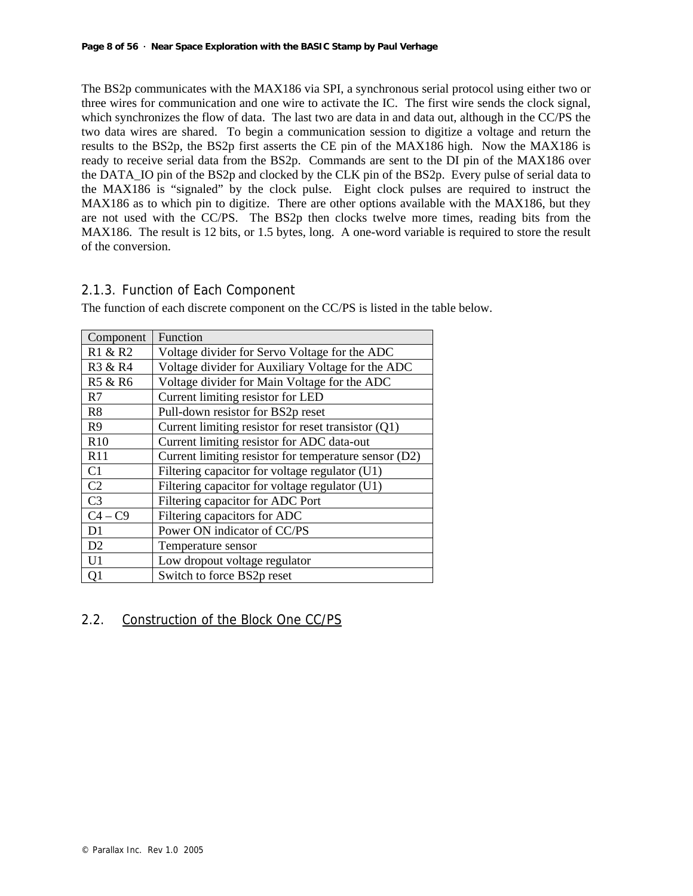The BS2p communicates with the MAX186 via SPI, a synchronous serial protocol using either two or three wires for communication and one wire to activate the IC. The first wire sends the clock signal, which synchronizes the flow of data. The last two are data in and data out, although in the CC/PS the two data wires are shared. To begin a communication session to digitize a voltage and return the results to the BS2p, the BS2p first asserts the CE pin of the MAX186 high. Now the MAX186 is ready to receive serial data from the BS2p. Commands are sent to the DI pin of the MAX186 over the DATA_IO pin of the BS2p and clocked by the CLK pin of the BS2p. Every pulse of serial data to the MAX186 is "signaled" by the clock pulse. Eight clock pulses are required to instruct the MAX186 as to which pin to digitize. There are other options available with the MAX186, but they are not used with the CC/PS. The BS2p then clocks twelve more times, reading bits from the MAX186. The result is 12 bits, or 1.5 bytes, long. A one-word variable is required to store the result of the conversion.

### 2.1.3. Function of Each Component

The function of each discrete component on the CC/PS is listed in the table below.

| Component | Function |
|---|---|
| R1 & R2 | Voltage divider for Servo Voltage for the ADC |
| R3 & R4 | Voltage divider for Auxiliary Voltage for the ADC |
| R5 & R6 | Voltage divider for Main Voltage for the ADC |
| R7 | Current limiting resistor for LED |
| R8 | Pull-down resistor for BS2p reset |
| R9 | Current limiting resistor for reset transistor (Q1) |
| R10 | Current limiting resistor for ADC data-out |
| R11 | Current limiting resistor for temperature sensor (D2) |
| C1 | Filtering capacitor for voltage regulator (U1) |
| C2 | Filtering capacitor for voltage regulator (U1) |
| C3 | Filtering capacitor for ADC Port |
| C4 – C9 | Filtering capacitors for ADC |
| D1 | Power ON indicator of CC/PS |
| D2 | Temperature sensor |
| U1 | Low dropout voltage regulator |
| Q1 | Switch to force BS2p reset |

## 2.2. Construction of the Block One CC/PS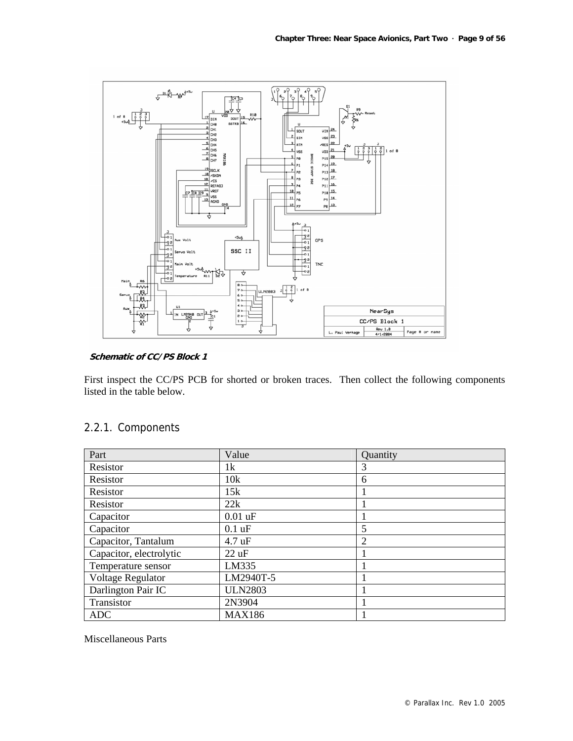*Schematic of CC/PS Block 1*

First inspect the CC/PS PCB for shorted or broken traces. Then collect the following components listed in the table below.

### 2.2.1. Components

| Part | Value | Quantity |
|---|---|---|
| Resistor | 1k | 3 |
| Resistor | 10k | 6 |
| Resistor | 15k | 1 |
| Resistor | 22k | 1 |
| Capacitor | 0.01 uF | 1 |
| Capacitor | 0.1 uF | 5 |
| Capacitor, Tantalum | 4.7 uF | 2 |
| Capacitor, electrolytic | 22 uF | 1 |
| Temperature sensor | LM335 | 1 |
| Voltage Regulator | LM2940T-5 | 1 |
| Darlington Pair IC | ULN2803 | 1 |
| Transistor | 2N3904 | 1 |
| ADC | MAX186 | 1 |

Miscellaneous Parts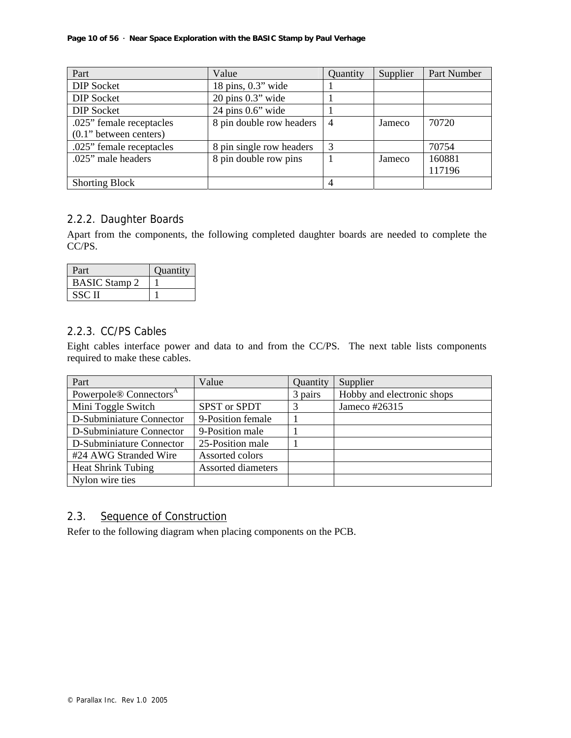| Part | Value | Quantity | Supplier | Part Number |
|---|---|---|---|---|
| DIP Socket | 18 pins, 0.3” wide | 1 | | |
| DIP Socket | 20 pins 0.3” wide | 1 | | |
| DIP Socket | 24 pins 0.6” wide | 1 | | |
| .025” female receptacles (0.1” between centers) | 8 pin double row headers | 4 | Jameco | 70720 |
| .025” female receptacles | 8 pin single row headers | 3 | | 70754 |
| .025” male headers | 8 pin double row pins | 1 | Jameco | 160881 117196 |
| Shorting Block | | 4 | | |

### 2.2.2. Daughter Boards

Apart from the components, the following completed daughter boards are needed to complete the CC/PS.

| Part | Quantity |
|---|---|
| BASIC Stamp 2 | 1 |
| SSC II | 1 |

### 2.2.3. CC/PS Cables

Eight cables interface power and data to and from the CC/PS. The next table lists components required to make these cables.

| Part | Value | Quantity | Supplier |
|---|---|---|---|
| Powerpole® Connectors[A] | | 3 pairs | Hobby and electronic shops |
| Mini Toggle Switch | SPST or SPDT | 3 | Jameco #26315 |
| D-Subminiature Connector | 9-Position female | 1 | |
| D-Subminiature Connector | 9-Position male | 1 | |
| D-Subminiature Connector | 25-Position male | 1 | |
| #24 AWG Stranded Wire | Assorted colors | | |
| Heat Shrink Tubing | Assorted diameters | | |
| Nylon wire ties | | | |

## 2.3. Sequence of Construction

Refer to the following diagram when placing components on the PCB.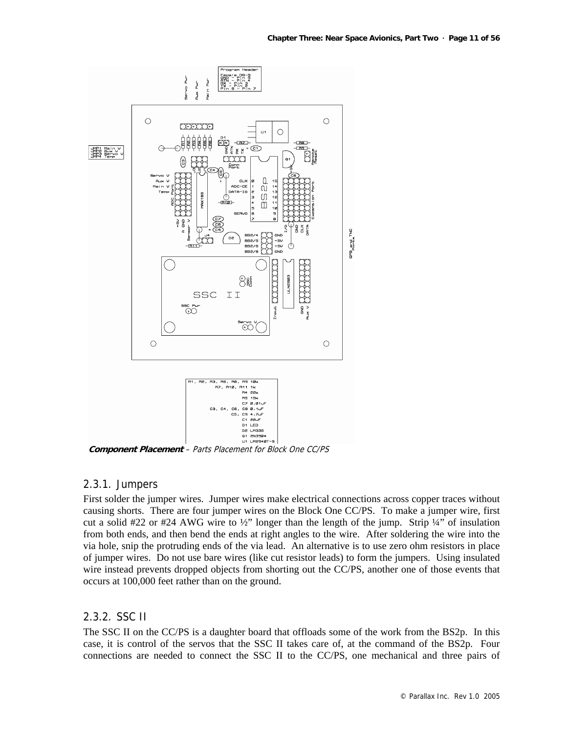**Component Placement** – *Parts Placement for Block One CC/PS*

## 2.3.1. Jumpers

First solder the jumper wires. Jumper wires make electrical connections across copper traces without causing shorts. There are four jumper wires on the Block One CC/PS. To make a jumper wire, first cut a solid #22 or #24 AWG wire to ½" longer than the length of the jump. Strip ¼" of insulation from both ends, and then bend the ends at right angles to the wire. After soldering the wire into the via hole, snip the protruding ends of the via lead. An alternative is to use zero ohm resistors in place of jumper wires. Do not use bare wires (like cut resistor leads) to form the jumpers. Using insulated wire instead prevents dropped objects from shorting out the CC/PS, another one of those events that occurs at 100,000 feet rather than on the ground.

## 2.3.2. SSC II

The SSC II on the CC/PS is a daughter board that offloads some of the work from the BS2p. In this case, it is control of the servos that the SSC II takes care of, at the command of the BS2p. Four connections are needed to connect the SSC II to the CC/PS, one mechanical and three pairs of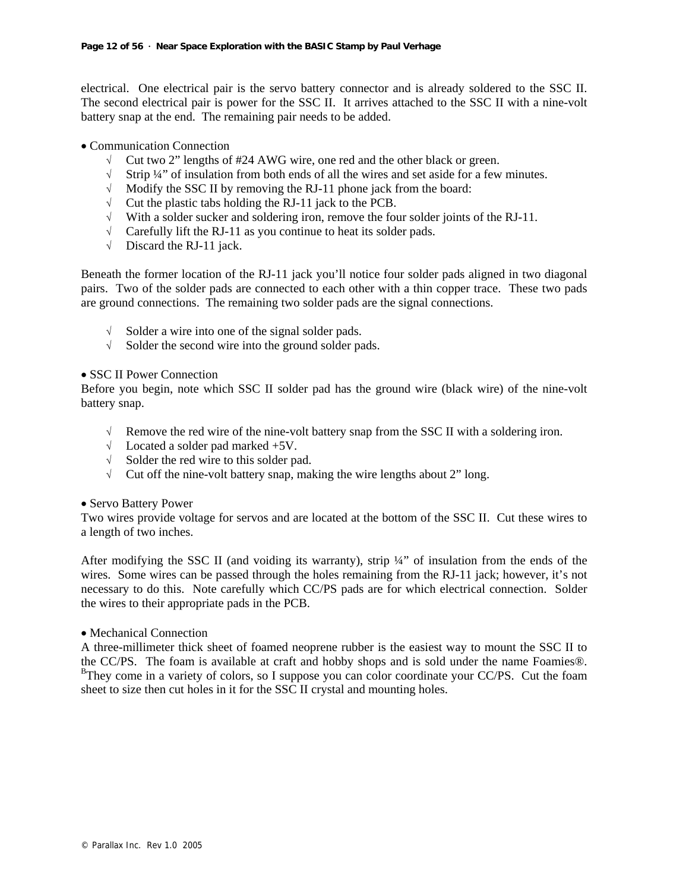electrical. One electrical pair is the servo battery connector and is already soldered to the SSC II. The second electrical pair is power for the SSC II. It arrives attached to the SSC II with a nine-volt battery snap at the end. The remaining pair needs to be added.

• Communication Connection

√ Cut two 2" lengths of #24 AWG wire, one red and the other black or green.
√ Strip ¼" of insulation from both ends of all the wires and set aside for a few minutes.
√ Modify the SSC II by removing the RJ-11 phone jack from the board:
√ Cut the plastic tabs holding the RJ-11 jack to the PCB.
√ With a solder sucker and soldering iron, remove the four solder joints of the RJ-11.
√ Carefully lift the RJ-11 as you continue to heat its solder pads.
√ Discard the RJ-11 jack.

Beneath the former location of the RJ-11 jack you'll notice four solder pads aligned in two diagonal pairs. Two of the solder pads are connected to each other with a thin copper trace. These two pads are ground connections. The remaining two solder pads are the signal connections.

√ Solder a wire into one of the signal solder pads.
√ Solder the second wire into the ground solder pads.

• SSC II Power Connection

Before you begin, note which SSC II solder pad has the ground wire (black wire) of the nine-volt battery snap.

√ Remove the red wire of the nine-volt battery snap from the SSC II with a soldering iron.
√ Located a solder pad marked +5V.
√ Solder the red wire to this solder pad.
√ Cut off the nine-volt battery snap, making the wire lengths about 2" long.

• Servo Battery Power

Two wires provide voltage for servos and are located at the bottom of the SSC II. Cut these wires to a length of two inches.

After modifying the SSC II (and voiding its warranty), strip ¼" of insulation from the ends of the wires. Some wires can be passed through the holes remaining from the RJ-11 jack; however, it's not necessary to do this. Note carefully which CC/PS pads are for which electrical connection. Solder the wires to their appropriate pads in the PCB.

• Mechanical Connection

A three-millimeter thick sheet of foamed neoprene rubber is the easiest way to mount the SSC II to the CC/PS. The foam is available at craft and hobby shops and is sold under the name Foamies®. [B]They come in a variety of colors, so I suppose you can color coordinate your CC/PS. Cut the foam sheet to size then cut holes in it for the SSC II crystal and mounting holes.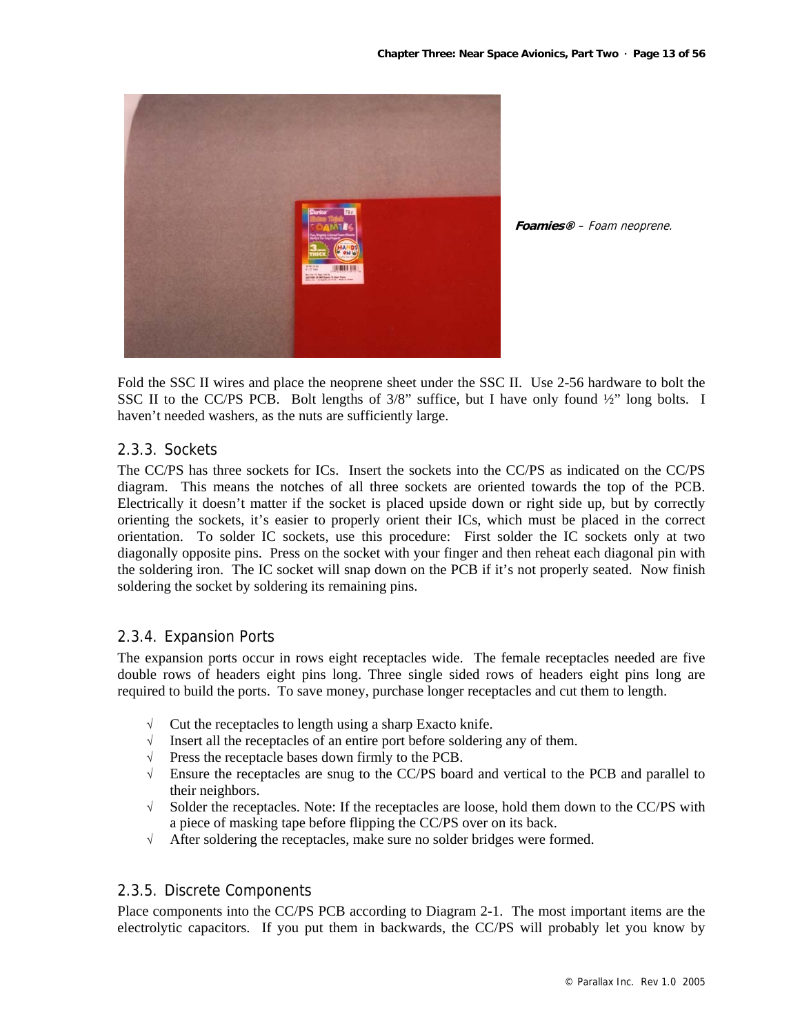*Foamies® – Foam neoprene.*

Fold the SSC II wires and place the neoprene sheet under the SSC II. Use 2-56 hardware to bolt the SSC II to the CC/PS PCB. Bolt lengths of 3/8" suffice, but I have only found ½" long bolts. I haven't needed washers, as the nuts are sufficiently large.

### 2.3.3. Sockets

The CC/PS has three sockets for ICs. Insert the sockets into the CC/PS as indicated on the CC/PS diagram. This means the notches of all three sockets are oriented towards the top of the PCB. Electrically it doesn't matter if the socket is placed upside down or right side up, but by correctly orienting the sockets, it's easier to properly orient their ICs, which must be placed in the correct orientation. To solder IC sockets, use this procedure: First solder the IC sockets only at two diagonally opposite pins. Press on the socket with your finger and then reheat each diagonal pin with the soldering iron. The IC socket will snap down on the PCB if it's not properly seated. Now finish soldering the socket by soldering its remaining pins.

### 2.3.4. Expansion Ports

The expansion ports occur in rows eight receptacles wide. The female receptacles needed are five double rows of headers eight pins long. Three single sided rows of headers eight pins long are required to build the ports. To save money, purchase longer receptacles and cut them to length.

- √ Cut the receptacles to length using a sharp Exacto knife.
- √ Insert all the receptacles of an entire port before soldering any of them.
- √ Press the receptacle bases down firmly to the PCB.
- √ Ensure the receptacles are snug to the CC/PS board and vertical to the PCB and parallel to their neighbors.
- √ Solder the receptacles. Note: If the receptacles are loose, hold them down to the CC/PS with a piece of masking tape before flipping the CC/PS over on its back.
- √ After soldering the receptacles, make sure no solder bridges were formed.

### 2.3.5. Discrete Components

Place components into the CC/PS PCB according to Diagram 2-1. The most important items are the electrolytic capacitors. If you put them in backwards, the CC/PS will probably let you know by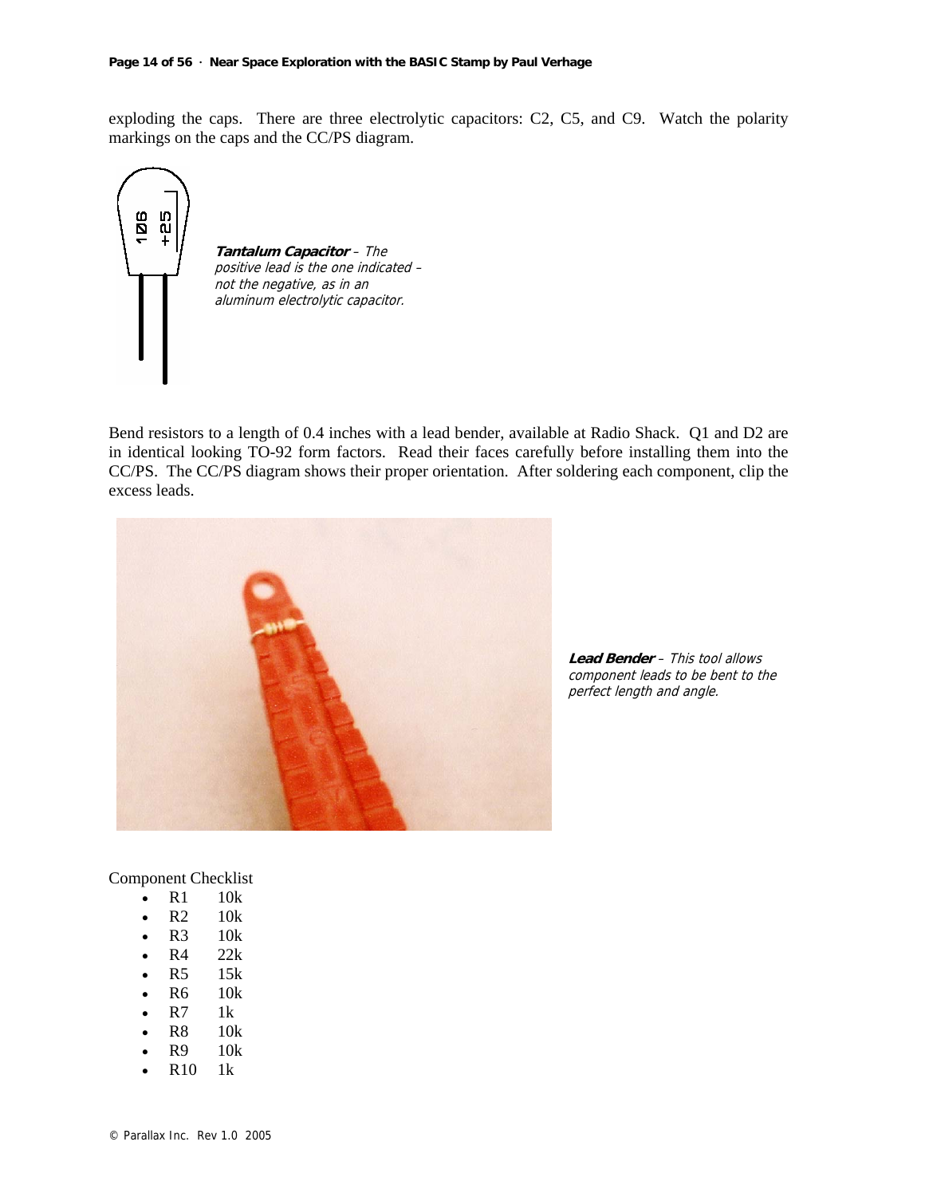exploding the caps. There are three electrolytic capacitors: C2, C5, and C9. Watch the polarity markings on the caps and the CC/PS diagram.

***Tantalum Capacitor** – The positive lead is the one indicated – not the negative, as in an aluminum electrolytic capacitor.*

Bend resistors to a length of 0.4 inches with a lead bender, available at Radio Shack. Q1 and D2 are in identical looking TO-92 form factors. Read their faces carefully before installing them into the CC/PS. The CC/PS diagram shows their proper orientation. After soldering each component, clip the excess leads.

***Lead Bender** – This tool allows component leads to be bent to the perfect length and angle.*

Component Checklist

- R1 10k
- R2 10k
- R3 10k
- R4 22k
- R5 15k
- R6 10k
- R7 1k
- R8 10k
- R9 10k
- R10 1k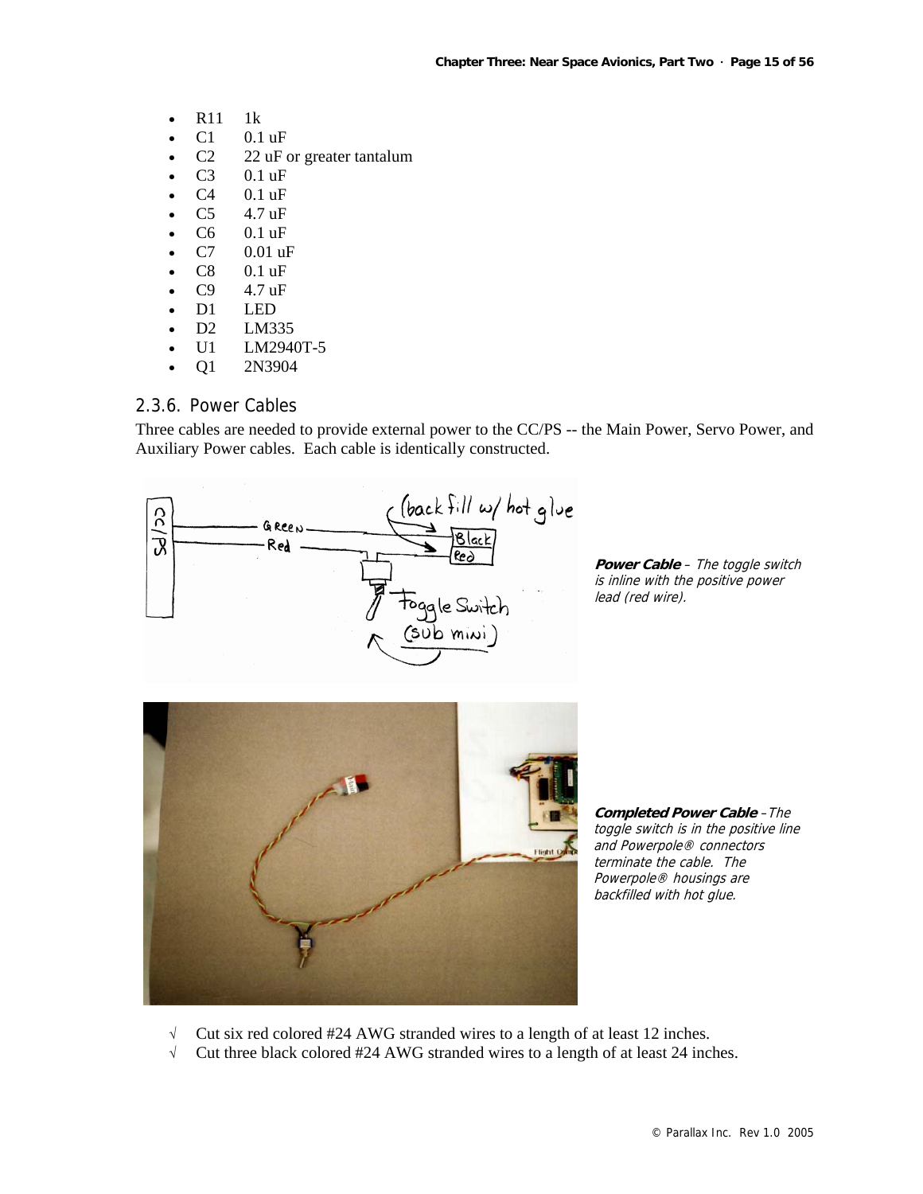- R11 1k
- C1 0.1 uF
- C2 22 uF or greater tantalum
- C3 0.1 uF
- C4 0.1 uF
- C5 4.7 uF
- C6 0.1 uF
- C7 0.01 uF
- C8 0.1 uF
- C9 4.7 uF
- D1 LED
- D2 LM335
- U1 LM2940T-5
- Q1 2N3904

### 2.3.6. Power Cables

Three cables are needed to provide external power to the CC/PS -- the Main Power, Servo Power, and Auxiliary Power cables. Each cable is identically constructed.

***Power Cable*** *– The toggle switch is inline with the positive power lead (red wire).*

***Completed Power Cable*** *– The toggle switch is in the positive line and Powerpole® connectors terminate the cable. The Powerpole® housings are backfilled with hot glue.*

√ Cut six red colored #24 AWG stranded wires to a length of at least 12 inches.
√ Cut three black colored #24 AWG stranded wires to a length of at least 24 inches.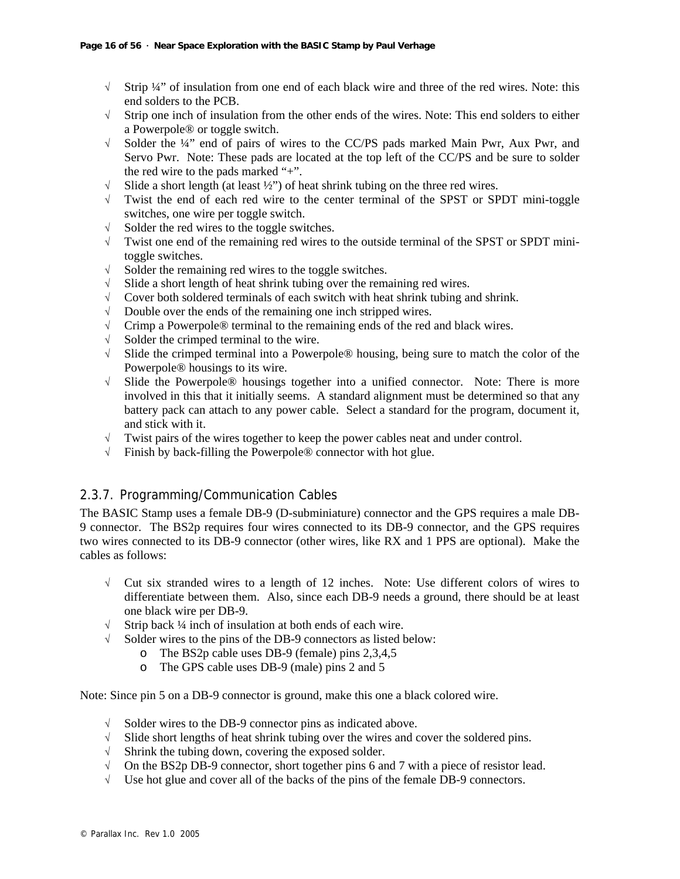- √ Strip ¼” of insulation from one end of each black wire and three of the red wires. Note: this end solders to the PCB.
- √ Strip one inch of insulation from the other ends of the wires. Note: This end solders to either a Powerpole® or toggle switch.
- √ Solder the ¼” end of pairs of wires to the CC/PS pads marked Main Pwr, Aux Pwr, and Servo Pwr. Note: These pads are located at the top left of the CC/PS and be sure to solder the red wire to the pads marked “+”.
- √ Slide a short length (at least ½”) of heat shrink tubing on the three red wires.
- √ Twist the end of each red wire to the center terminal of the SPST or SPDT mini-toggle switches, one wire per toggle switch.
- √ Solder the red wires to the toggle switches.
- √ Twist one end of the remaining red wires to the outside terminal of the SPST or SPDT mini-toggle switches.
- √ Solder the remaining red wires to the toggle switches.
- √ Slide a short length of heat shrink tubing over the remaining red wires.
- √ Cover both soldered terminals of each switch with heat shrink tubing and shrink.
- √ Double over the ends of the remaining one inch stripped wires.
- √ Crimp a Powerpole® terminal to the remaining ends of the red and black wires.
- √ Solder the crimped terminal to the wire.
- √ Slide the crimped terminal into a Powerpole® housing, being sure to match the color of the Powerpole® housings to its wire.
- √ Slide the Powerpole® housings together into a unified connector. Note: There is more involved in this that it initially seems. A standard alignment must be determined so that any battery pack can attach to any power cable. Select a standard for the program, document it, and stick with it.
- √ Twist pairs of the wires together to keep the power cables neat and under control.
- √ Finish by back-filling the Powerpole® connector with hot glue.

### 2.3.7. Programming/Communication Cables

The BASIC Stamp uses a female DB-9 (D-subminiature) connector and the GPS requires a male DB-9 connector. The BS2p requires four wires connected to its DB-9 connector, and the GPS requires two wires connected to its DB-9 connector (other wires, like RX and 1 PPS are optional). Make the cables as follows:

- √ Cut six stranded wires to a length of 12 inches. Note: Use different colors of wires to differentiate between them. Also, since each DB-9 needs a ground, there should be at least one black wire per DB-9.
- √ Strip back ¼ inch of insulation at both ends of each wire.
- √ Solder wires to the pins of the DB-9 connectors as listed below:
  - o The BS2p cable uses DB-9 (female) pins 2,3,4,5
  - o The GPS cable uses DB-9 (male) pins 2 and 5

Note: Since pin 5 on a DB-9 connector is ground, make this one a black colored wire.

- √ Solder wires to the DB-9 connector pins as indicated above.
- √ Slide short lengths of heat shrink tubing over the wires and cover the soldered pins.
- √ Shrink the tubing down, covering the exposed solder.
- √ On the BS2p DB-9 connector, short together pins 6 and 7 with a piece of resistor lead.
- √ Use hot glue and cover all of the backs of the pins of the female DB-9 connectors.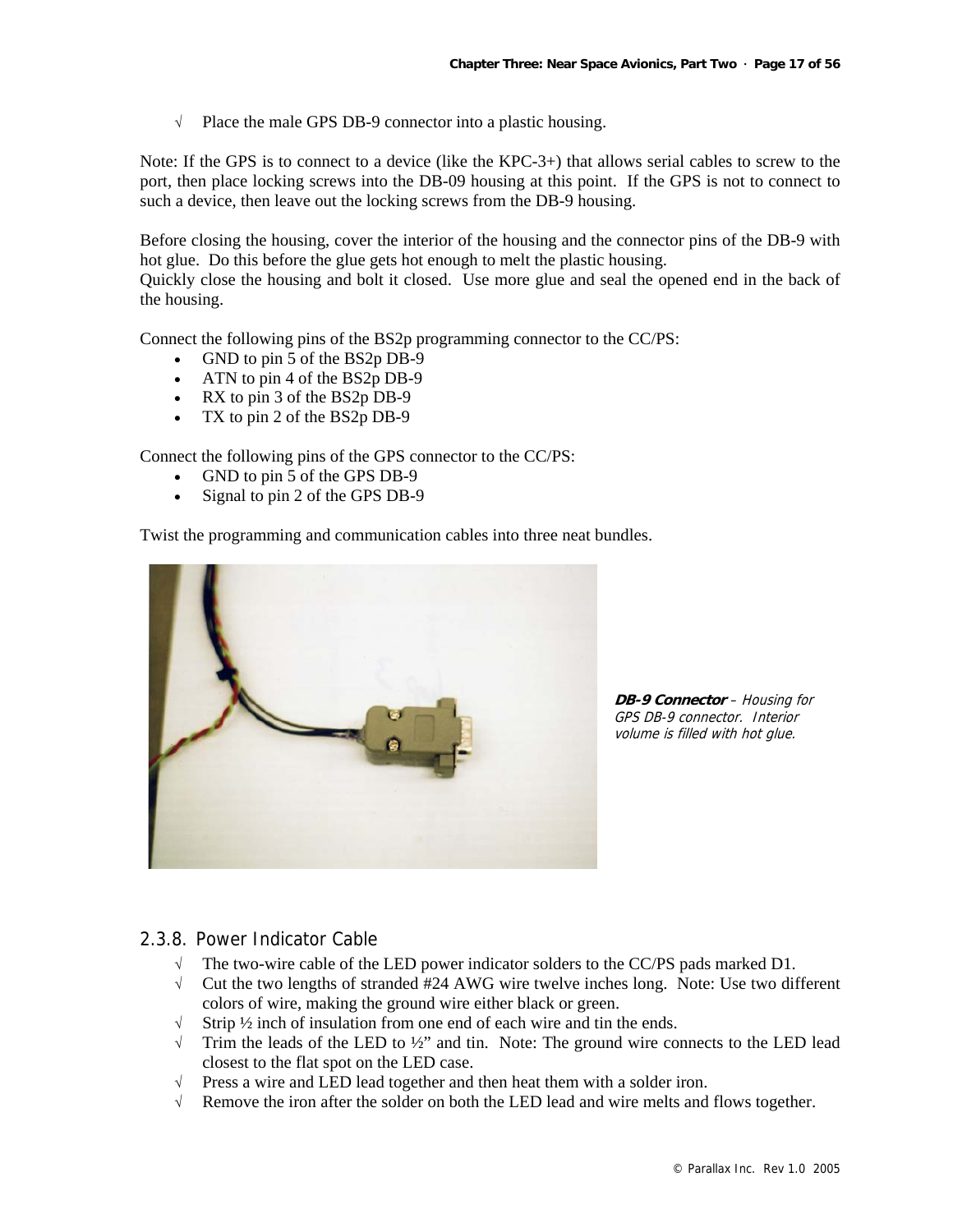√ Place the male GPS DB-9 connector into a plastic housing.

Note: If the GPS is to connect to a device (like the KPC-3+) that allows serial cables to screw to the port, then place locking screws into the DB-09 housing at this point. If the GPS is not to connect to such a device, then leave out the locking screws from the DB-9 housing.

Before closing the housing, cover the interior of the housing and the connector pins of the DB-9 with hot glue. Do this before the glue gets hot enough to melt the plastic housing.
Quickly close the housing and bolt it closed. Use more glue and seal the opened end in the back of the housing.

Connect the following pins of the BS2p programming connector to the CC/PS:

- GND to pin 5 of the BS2p DB-9
- ATN to pin 4 of the BS2p DB-9
- RX to pin 3 of the BS2p DB-9
- TX to pin 2 of the BS2p DB-9

Connect the following pins of the GPS connector to the CC/PS:

- GND to pin 5 of the GPS DB-9
- Signal to pin 2 of the GPS DB-9

Twist the programming and communication cables into three neat bundles.

***DB-9 Connector** – Housing for GPS DB-9 connector. Interior volume is filled with hot glue.*

### 2.3.8. Power Indicator Cable

√ The two-wire cable of the LED power indicator solders to the CC/PS pads marked D1.

√ Cut the two lengths of stranded #24 AWG wire twelve inches long. Note: Use two different colors of wire, making the ground wire either black or green.

√ Strip ½ inch of insulation from one end of each wire and tin the ends.

√ Trim the leads of the LED to ½" and tin. Note: The ground wire connects to the LED lead closest to the flat spot on the LED case.

√ Press a wire and LED lead together and then heat them with a solder iron.

√ Remove the iron after the solder on both the LED lead and wire melts and flows together.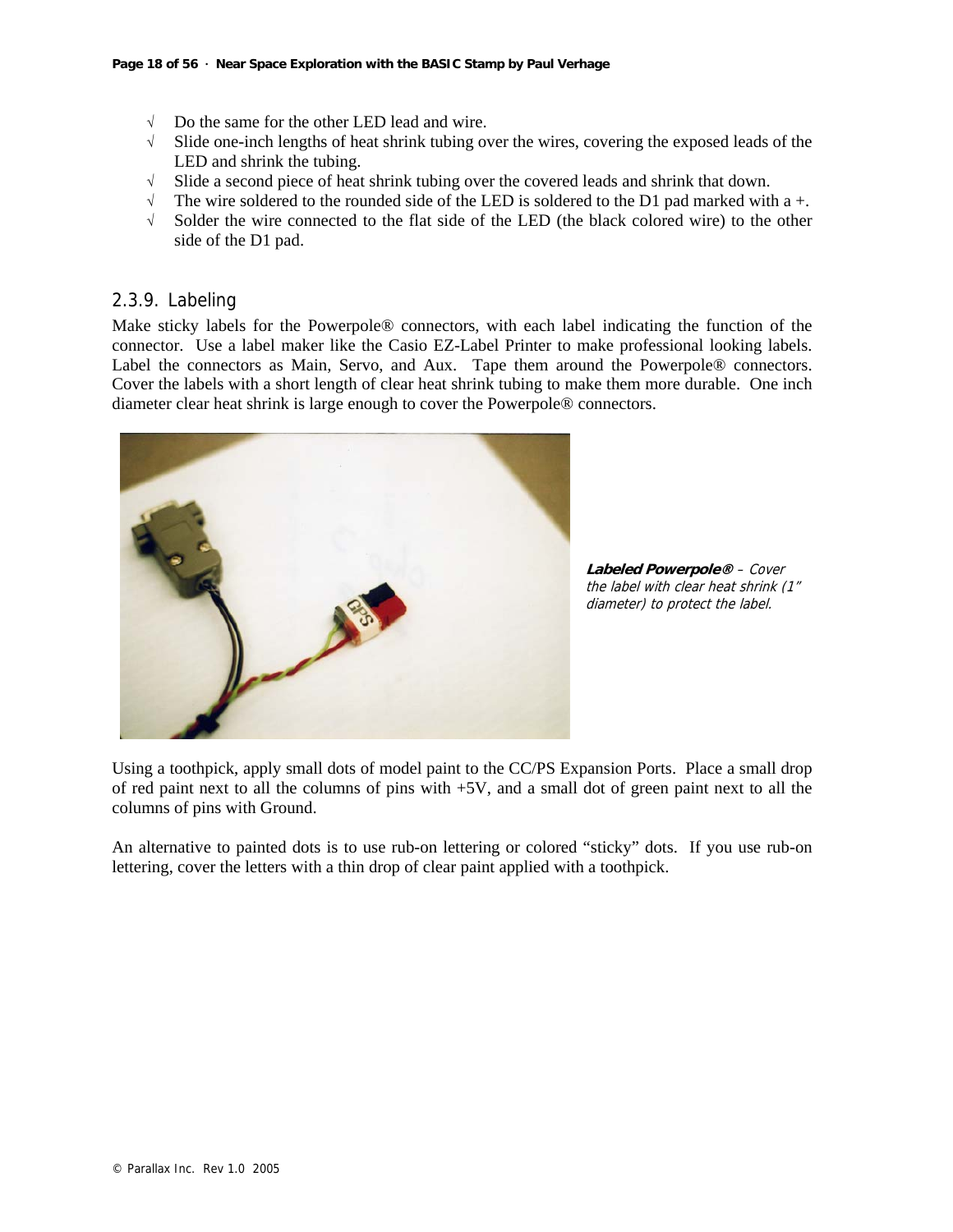- √ Do the same for the other LED lead and wire.
- √ Slide one-inch lengths of heat shrink tubing over the wires, covering the exposed leads of the LED and shrink the tubing.
- √ Slide a second piece of heat shrink tubing over the covered leads and shrink that down.
- √ The wire soldered to the rounded side of the LED is soldered to the D1 pad marked with a +.
- √ Solder the wire connected to the flat side of the LED (the black colored wire) to the other side of the D1 pad.

### 2.3.9. Labeling

Make sticky labels for the Powerpole® connectors, with each label indicating the function of the connector. Use a label maker like the Casio EZ-Label Printer to make professional looking labels. Label the connectors as Main, Servo, and Aux. Tape them around the Powerpole® connectors. Cover the labels with a short length of clear heat shrink tubing to make them more durable. One inch diameter clear heat shrink is large enough to cover the Powerpole® connectors.

***Labeled Powerpole®*** *– Cover the label with clear heat shrink (1" diameter) to protect the label.*

Using a toothpick, apply small dots of model paint to the CC/PS Expansion Ports. Place a small drop of red paint next to all the columns of pins with +5V, and a small dot of green paint next to all the columns of pins with Ground.

An alternative to painted dots is to use rub-on lettering or colored "sticky" dots. If you use rub-on lettering, cover the letters with a thin drop of clear paint applied with a toothpick.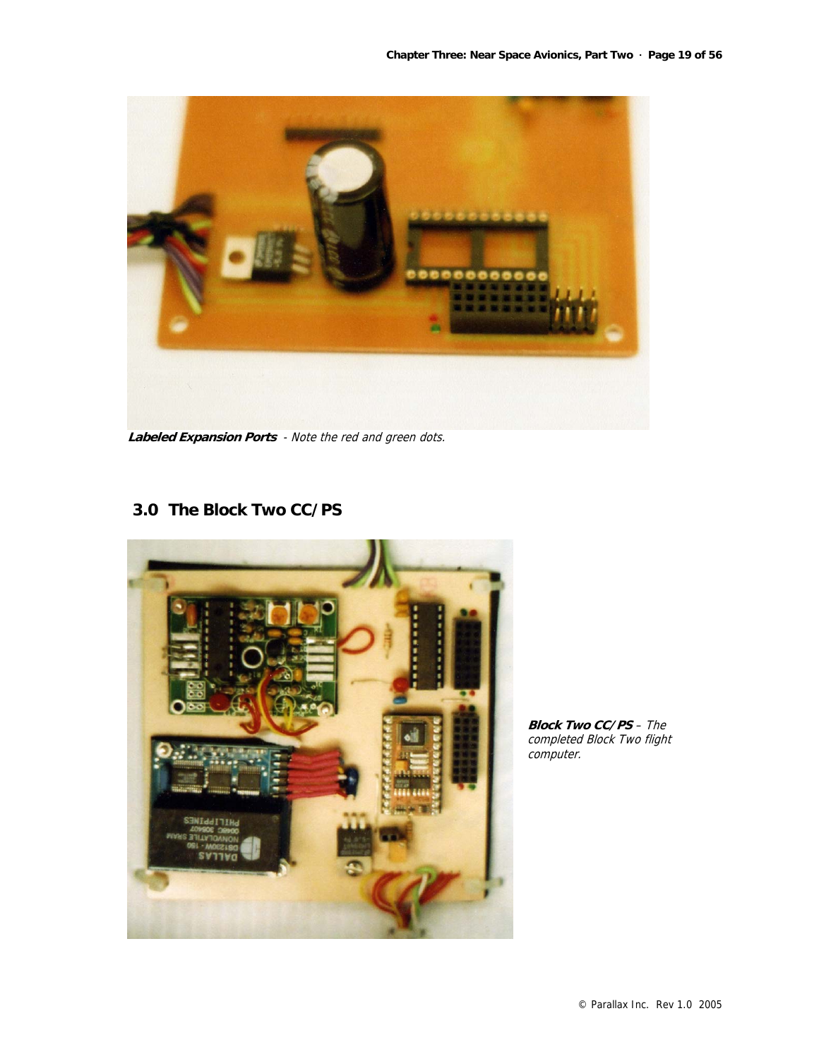**Labeled Expansion Ports** - *Note the red and green dots.*

## 3.0 The Block Two CC/PS

***Block Two CC/PS*** – *The completed Block Two flight computer.*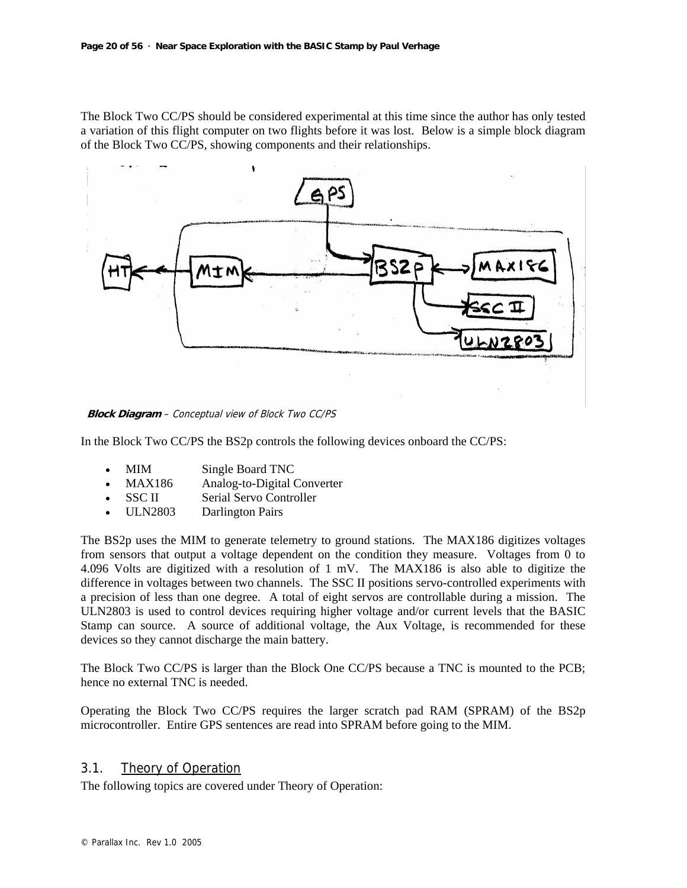The Block Two CC/PS should be considered experimental at this time since the author has only tested a variation of this flight computer on two flights before it was lost. Below is a simple block diagram of the Block Two CC/PS, showing components and their relationships.

**Block Diagram** – *Conceptual view of Block Two CC/PS*

In the Block Two CC/PS the BS2p controls the following devices onboard the CC/PS:

- MIM — Single Board TNC
- MAX186 — Analog-to-Digital Converter
- SSC II — Serial Servo Controller
- ULN2803 — Darlington Pairs

The BS2p uses the MIM to generate telemetry to ground stations. The MAX186 digitizes voltages from sensors that output a voltage dependent on the condition they measure. Voltages from 0 to 4.096 Volts are digitized with a resolution of 1 mV. The MAX186 is also able to digitize the difference in voltages between two channels. The SSC II positions servo-controlled experiments with a precision of less than one degree. A total of eight servos are controllable during a mission. The ULN2803 is used to control devices requiring higher voltage and/or current levels that the BASIC Stamp can source. A source of additional voltage, the Aux Voltage, is recommended for these devices so they cannot discharge the main battery.

The Block Two CC/PS is larger than the Block One CC/PS because a TNC is mounted to the PCB; hence no external TNC is needed.

Operating the Block Two CC/PS requires the larger scratch pad RAM (SPRAM) of the BS2p microcontroller. Entire GPS sentences are read into SPRAM before going to the MIM.

## 3.1. Theory of Operation

The following topics are covered under Theory of Operation: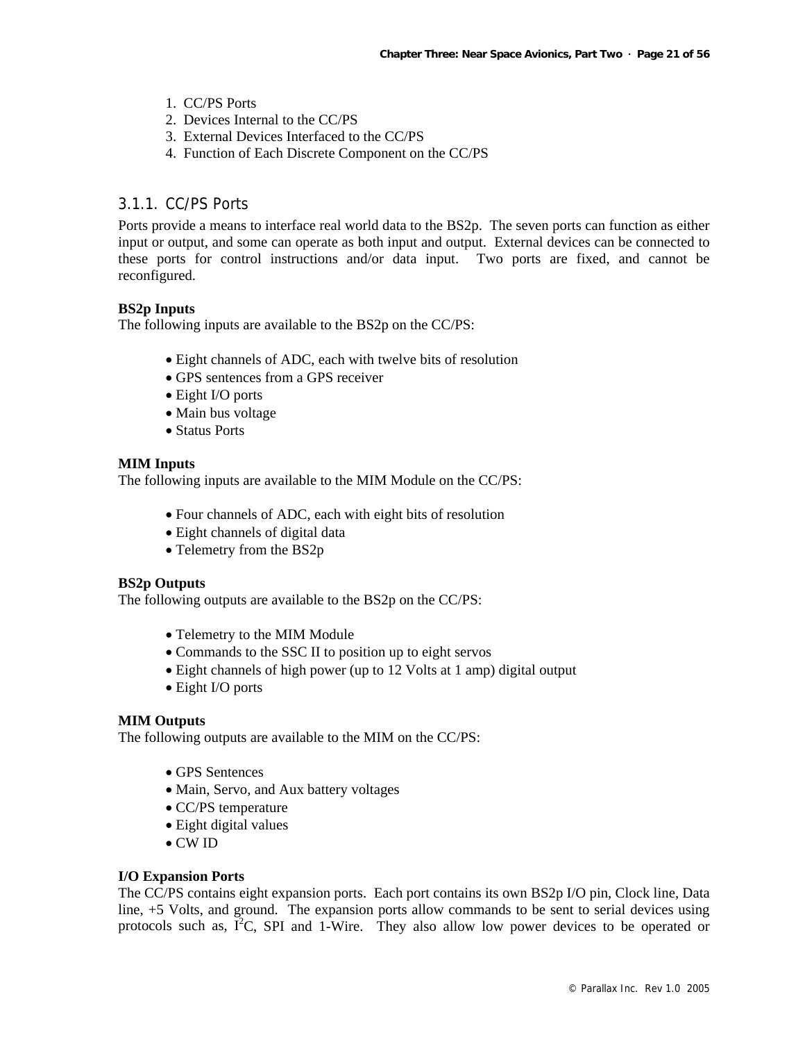1. CC/PS Ports
2. Devices Internal to the CC/PS
3. External Devices Interfaced to the CC/PS
4. Function of Each Discrete Component on the CC/PS

### 3.1.1. CC/PS Ports

Ports provide a means to interface real world data to the BS2p. The seven ports can function as either input or output, and some can operate as both input and output. External devices can be connected to these ports for control instructions and/or data input. Two ports are fixed, and cannot be reconfigured.

**BS2p Inputs**
The following inputs are available to the BS2p on the CC/PS:

- Eight channels of ADC, each with twelve bits of resolution
- GPS sentences from a GPS receiver
- Eight I/O ports
- Main bus voltage
- Status Ports

**MIM Inputs**
The following inputs are available to the MIM Module on the CC/PS:

- Four channels of ADC, each with eight bits of resolution
- Eight channels of digital data
- Telemetry from the BS2p

**BS2p Outputs**
The following outputs are available to the BS2p on the CC/PS:

- Telemetry to the MIM Module
- Commands to the SSC II to position up to eight servos
- Eight channels of high power (up to 12 Volts at 1 amp) digital output
- Eight I/O ports

**MIM Outputs**
The following outputs are available to the MIM on the CC/PS:

- GPS Sentences
- Main, Servo, and Aux battery voltages
- CC/PS temperature
- Eight digital values
- CW ID

**I/O Expansion Ports**
The CC/PS contains eight expansion ports. Each port contains its own BS2p I/O pin, Clock line, Data line, +5 Volts, and ground. The expansion ports allow commands to be sent to serial devices using protocols such as, $I^2C$, SPI and 1-Wire. They also allow low power devices to be operated or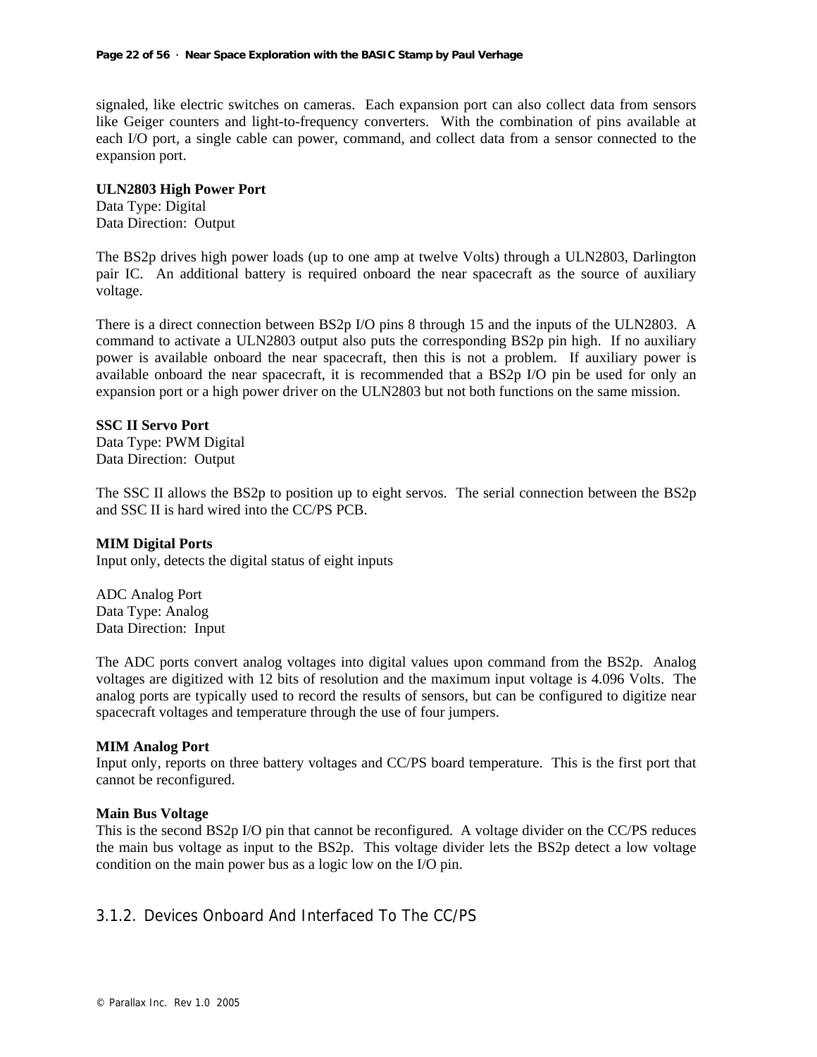signaled, like electric switches on cameras. Each expansion port can also collect data from sensors like Geiger counters and light-to-frequency converters. With the combination of pins available at each I/O port, a single cable can power, command, and collect data from a sensor connected to the expansion port.

**ULN2803 High Power Port**
Data Type: Digital
Data Direction: Output

The BS2p drives high power loads (up to one amp at twelve Volts) through a ULN2803, Darlington pair IC. An additional battery is required onboard the near spacecraft as the source of auxiliary voltage.

There is a direct connection between BS2p I/O pins 8 through 15 and the inputs of the ULN2803. A command to activate a ULN2803 output also puts the corresponding BS2p pin high. If no auxiliary power is available onboard the near spacecraft, then this is not a problem. If auxiliary power is available onboard the near spacecraft, it is recommended that a BS2p I/O pin be used for only an expansion port or a high power driver on the ULN2803 but not both functions on the same mission.

**SSC II Servo Port**
Data Type: PWM Digital
Data Direction: Output

The SSC II allows the BS2p to position up to eight servos. The serial connection between the BS2p and SSC II is hard wired into the CC/PS PCB.

**MIM Digital Ports**
Input only, detects the digital status of eight inputs

ADC Analog Port
Data Type: Analog
Data Direction: Input

The ADC ports convert analog voltages into digital values upon command from the BS2p. Analog voltages are digitized with 12 bits of resolution and the maximum input voltage is 4.096 Volts. The analog ports are typically used to record the results of sensors, but can be configured to digitize near spacecraft voltages and temperature through the use of four jumpers.

**MIM Analog Port**
Input only, reports on three battery voltages and CC/PS board temperature. This is the first port that cannot be reconfigured.

**Main Bus Voltage**
This is the second BS2p I/O pin that cannot be reconfigured. A voltage divider on the CC/PS reduces the main bus voltage as input to the BS2p. This voltage divider lets the BS2p detect a low voltage condition on the main power bus as a logic low on the I/O pin.

### 3.1.2. Devices Onboard And Interfaced To The CC/PS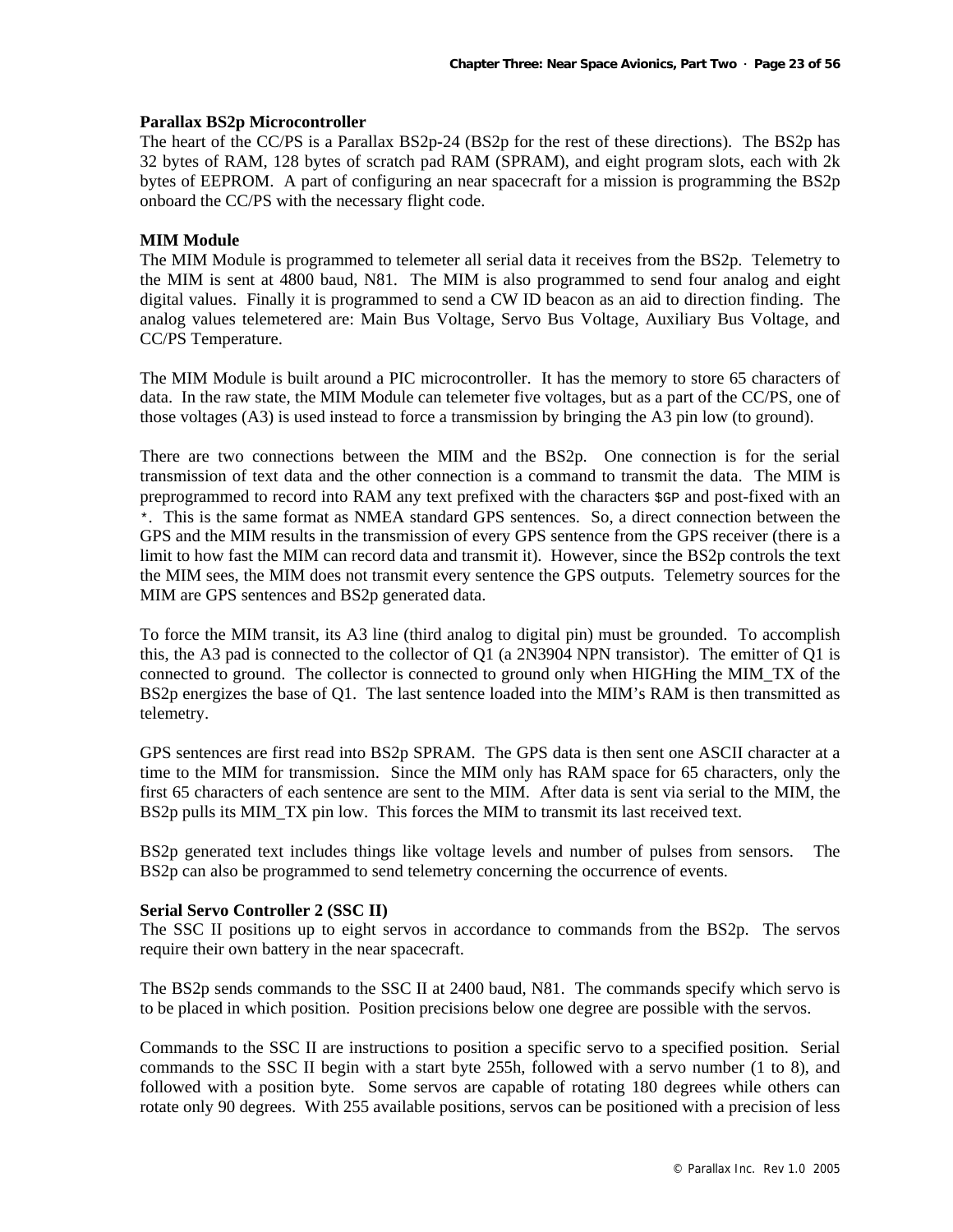**Parallax BS2p Microcontroller**
The heart of the CC/PS is a Parallax BS2p-24 (BS2p for the rest of these directions). The BS2p has 32 bytes of RAM, 128 bytes of scratch pad RAM (SPRAM), and eight program slots, each with 2k bytes of EEPROM. A part of configuring an near spacecraft for a mission is programming the BS2p onboard the CC/PS with the necessary flight code.

**MIM Module**
The MIM Module is programmed to telemeter all serial data it receives from the BS2p. Telemetry to the MIM is sent at 4800 baud, N81. The MIM is also programmed to send four analog and eight digital values. Finally it is programmed to send a CW ID beacon as an aid to direction finding. The analog values telemetered are: Main Bus Voltage, Servo Bus Voltage, Auxiliary Bus Voltage, and CC/PS Temperature.

The MIM Module is built around a PIC microcontroller. It has the memory to store 65 characters of data. In the raw state, the MIM Module can telemeter five voltages, but as a part of the CC/PS, one of those voltages (A3) is used instead to force a transmission by bringing the A3 pin low (to ground).

There are two connections between the MIM and the BS2p. One connection is for the serial transmission of text data and the other connection is a command to transmit the data. The MIM is preprogrammed to record into RAM any text prefixed with the characters `$GP` and post-fixed with an `*`. This is the same format as NMEA standard GPS sentences. So, a direct connection between the GPS and the MIM results in the transmission of every GPS sentence from the GPS receiver (there is a limit to how fast the MIM can record data and transmit it). However, since the BS2p controls the text the MIM sees, the MIM does not transmit every sentence the GPS outputs. Telemetry sources for the MIM are GPS sentences and BS2p generated data.

To force the MIM transit, its A3 line (third analog to digital pin) must be grounded. To accomplish this, the A3 pad is connected to the collector of Q1 (a 2N3904 NPN transistor). The emitter of Q1 is connected to ground. The collector is connected to ground only when HIGHing the MIM_TX of the BS2p energizes the base of Q1. The last sentence loaded into the MIM's RAM is then transmitted as telemetry.

GPS sentences are first read into BS2p SPRAM. The GPS data is then sent one ASCII character at a time to the MIM for transmission. Since the MIM only has RAM space for 65 characters, only the first 65 characters of each sentence are sent to the MIM. After data is sent via serial to the MIM, the BS2p pulls its MIM_TX pin low. This forces the MIM to transmit its last received text.

BS2p generated text includes things like voltage levels and number of pulses from sensors. The BS2p can also be programmed to send telemetry concerning the occurrence of events.

**Serial Servo Controller 2 (SSC II)**
The SSC II positions up to eight servos in accordance to commands from the BS2p. The servos require their own battery in the near spacecraft.

The BS2p sends commands to the SSC II at 2400 baud, N81. The commands specify which servo is to be placed in which position. Position precisions below one degree are possible with the servos.

Commands to the SSC II are instructions to position a specific servo to a specified position. Serial commands to the SSC II begin with a start byte 255h, followed with a servo number (1 to 8), and followed with a position byte. Some servos are capable of rotating 180 degrees while others can rotate only 90 degrees. With 255 available positions, servos can be positioned with a precision of less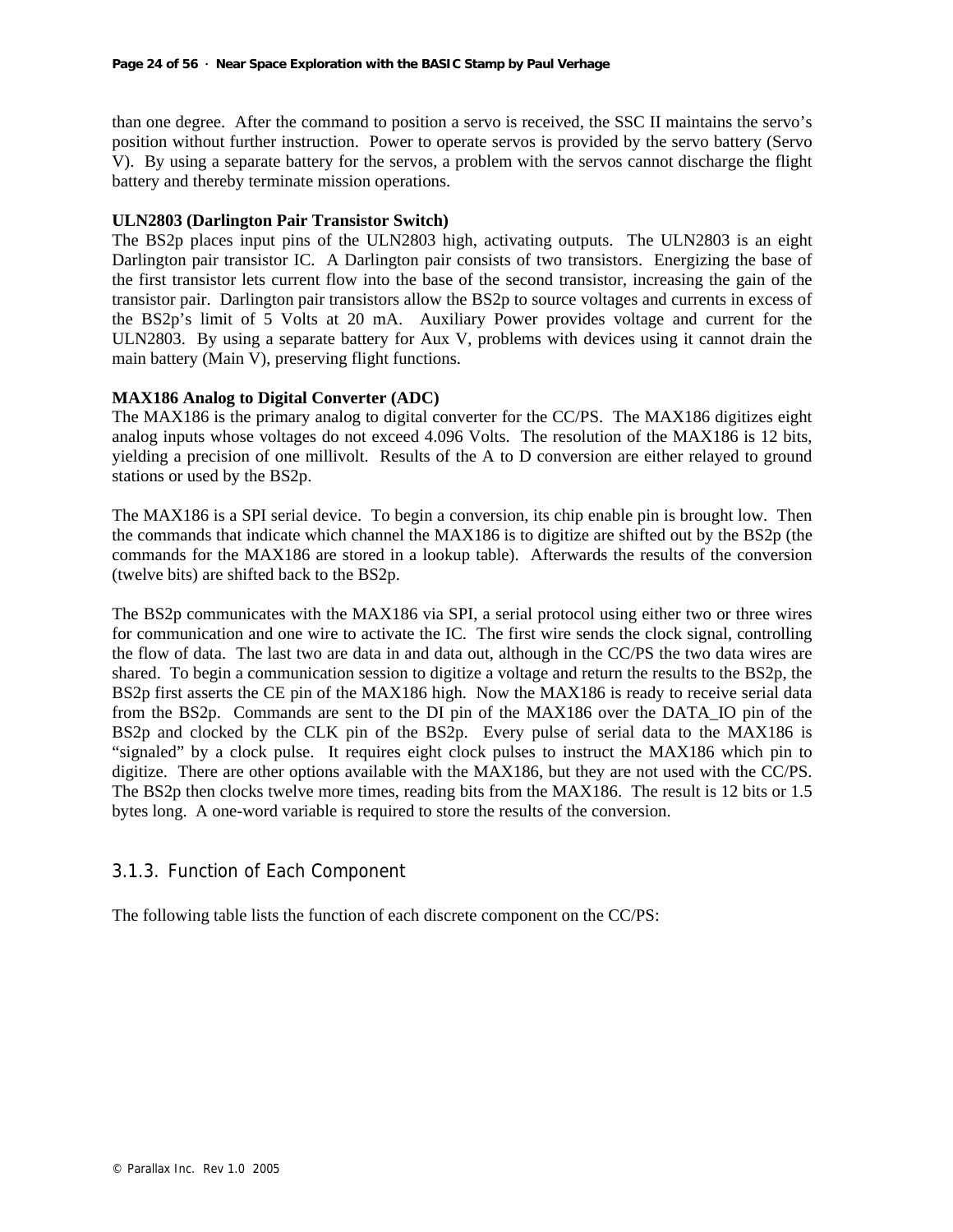than one degree. After the command to position a servo is received, the SSC II maintains the servo's position without further instruction. Power to operate servos is provided by the servo battery (Servo V). By using a separate battery for the servos, a problem with the servos cannot discharge the flight battery and thereby terminate mission operations.

**ULN2803 (Darlington Pair Transistor Switch)**

The BS2p places input pins of the ULN2803 high, activating outputs. The ULN2803 is an eight Darlington pair transistor IC. A Darlington pair consists of two transistors. Energizing the base of the first transistor lets current flow into the base of the second transistor, increasing the gain of the transistor pair. Darlington pair transistors allow the BS2p to source voltages and currents in excess of the BS2p's limit of 5 Volts at 20 mA. Auxiliary Power provides voltage and current for the ULN2803. By using a separate battery for Aux V, problems with devices using it cannot drain the main battery (Main V), preserving flight functions.

**MAX186 Analog to Digital Converter (ADC)**

The MAX186 is the primary analog to digital converter for the CC/PS. The MAX186 digitizes eight analog inputs whose voltages do not exceed 4.096 Volts. The resolution of the MAX186 is 12 bits, yielding a precision of one millivolt. Results of the A to D conversion are either relayed to ground stations or used by the BS2p.

The MAX186 is a SPI serial device. To begin a conversion, its chip enable pin is brought low. Then the commands that indicate which channel the MAX186 is to digitize are shifted out by the BS2p (the commands for the MAX186 are stored in a lookup table). Afterwards the results of the conversion (twelve bits) are shifted back to the BS2p.

The BS2p communicates with the MAX186 via SPI, a serial protocol using either two or three wires for communication and one wire to activate the IC. The first wire sends the clock signal, controlling the flow of data. The last two are data in and data out, although in the CC/PS the two data wires are shared. To begin a communication session to digitize a voltage and return the results to the BS2p, the BS2p first asserts the CE pin of the MAX186 high. Now the MAX186 is ready to receive serial data from the BS2p. Commands are sent to the DI pin of the MAX186 over the DATA_IO pin of the BS2p and clocked by the CLK pin of the BS2p. Every pulse of serial data to the MAX186 is "signaled" by a clock pulse. It requires eight clock pulses to instruct the MAX186 which pin to digitize. There are other options available with the MAX186, but they are not used with the CC/PS. The BS2p then clocks twelve more times, reading bits from the MAX186. The result is 12 bits or 1.5 bytes long. A one-word variable is required to store the results of the conversion.

### 3.1.3. Function of Each Component

The following table lists the function of each discrete component on the CC/PS: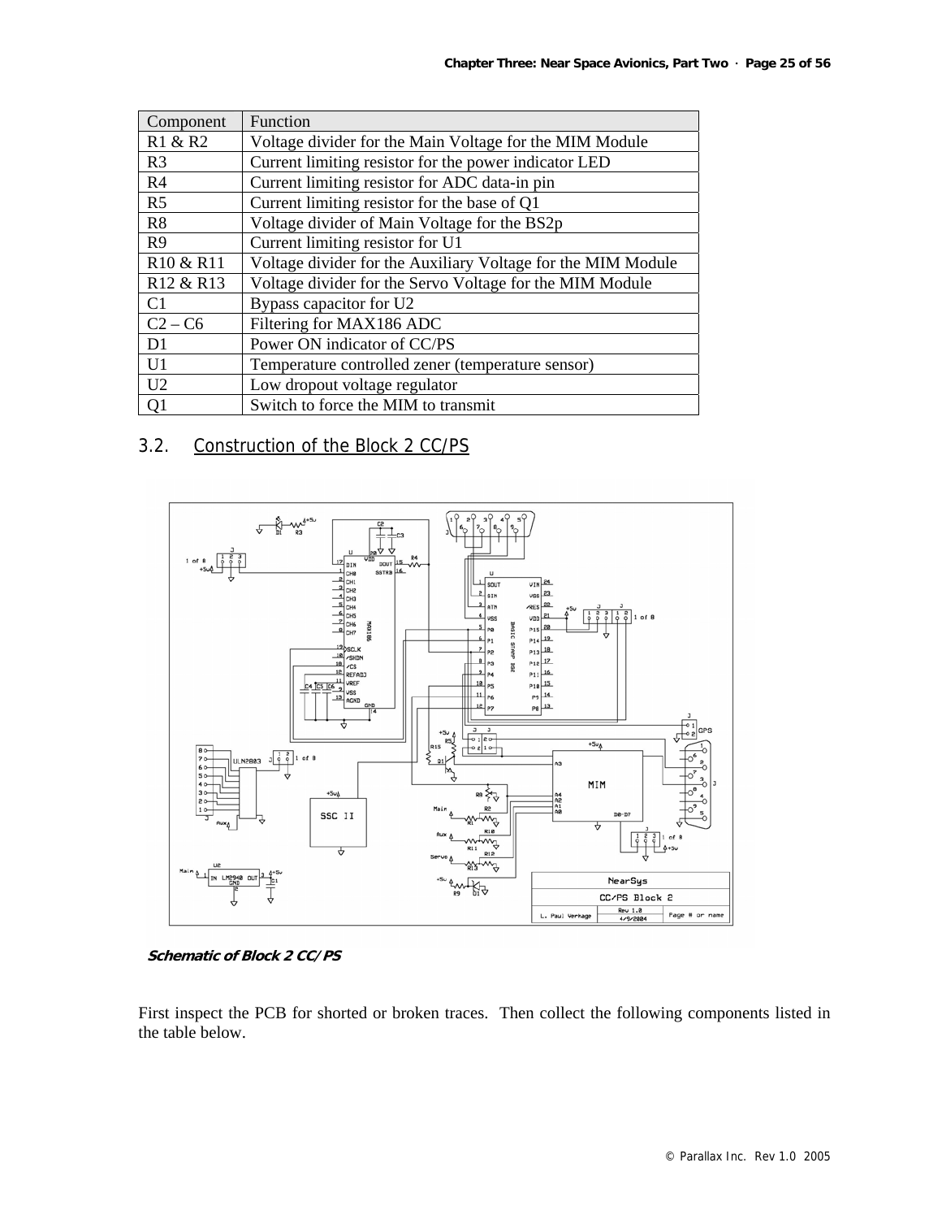| Component | Function |
| --- | --- |
| R1 & R2 | Voltage divider for the Main Voltage for the MIM Module |
| R3 | Current limiting resistor for the power indicator LED |
| R4 | Current limiting resistor for ADC data-in pin |
| R5 | Current limiting resistor for the base of Q1 |
| R8 | Voltage divider of Main Voltage for the BS2p |
| R9 | Current limiting resistor for U1 |
| R10 & R11 | Voltage divider for the Auxiliary Voltage for the MIM Module |
| R12 & R13 | Voltage divider for the Servo Voltage for the MIM Module |
| C1 | Bypass capacitor for U2 |
| C2 – C6 | Filtering for MAX186 ADC |
| D1 | Power ON indicator of CC/PS |
| U1 | Temperature controlled zener (temperature sensor) |
| U2 | Low dropout voltage regulator |
| Q1 | Switch to force the MIM to transmit |

## 3.2. Construction of the Block 2 CC/PS

***Schematic of Block 2 CC/PS***

First inspect the PCB for shorted or broken traces. Then collect the following components listed in the table below.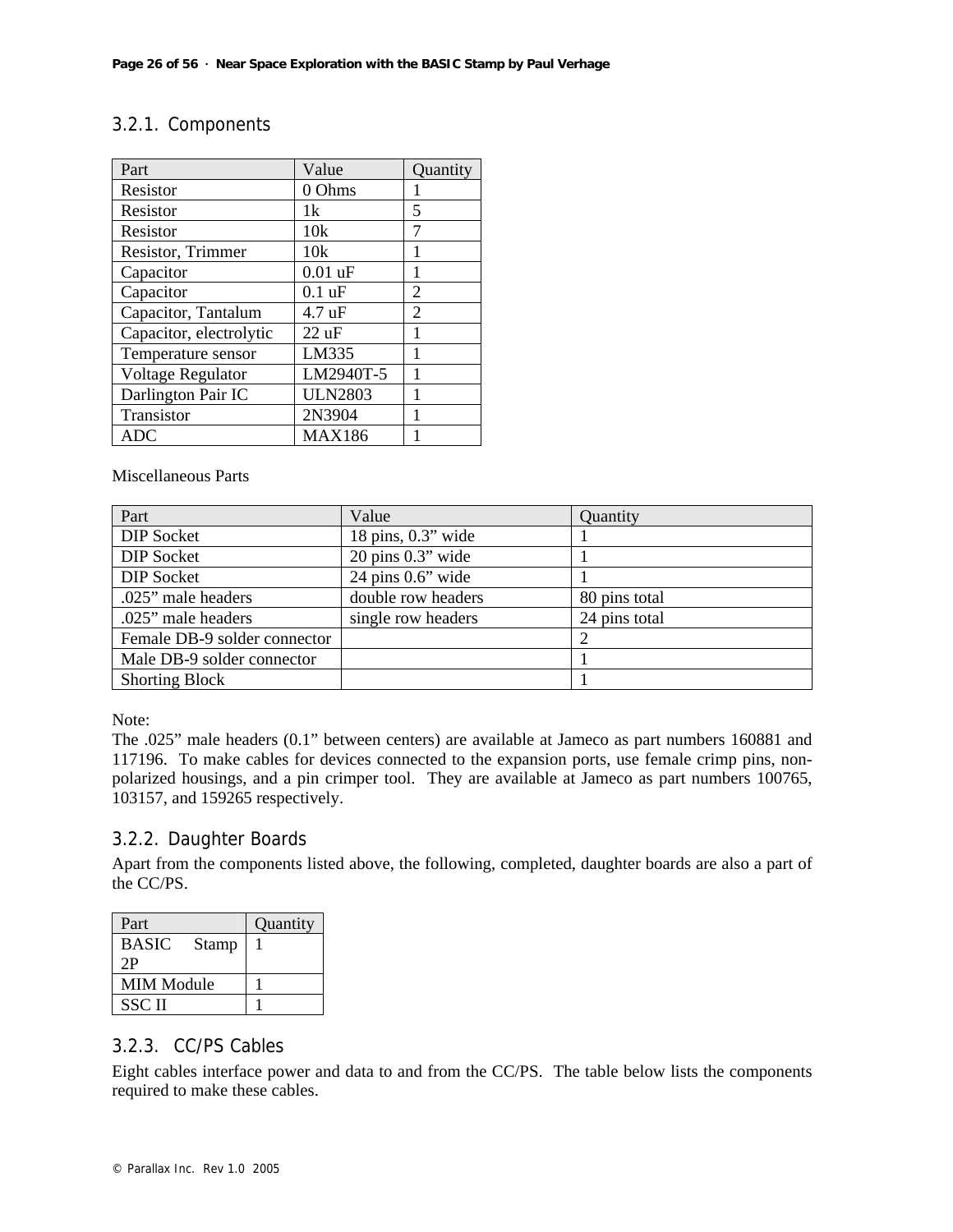### 3.2.1. Components

| Part | Value | Quantity |
|---|---|---|
| Resistor | 0 Ohms | 1 |
| Resistor | 1k | 5 |
| Resistor | 10k | 7 |
| Resistor, Trimmer | 10k | 1 |
| Capacitor | 0.01 uF | 1 |
| Capacitor | 0.1 uF | 2 |
| Capacitor, Tantalum | 4.7 uF | 2 |
| Capacitor, electrolytic | 22 uF | 1 |
| Temperature sensor | LM335 | 1 |
| Voltage Regulator | LM2940T-5 | 1 |
| Darlington Pair IC | ULN2803 | 1 |
| Transistor | 2N3904 | 1 |
| ADC | MAX186 | 1 |

Miscellaneous Parts

| Part | Value | Quantity |
|---|---|---|
| DIP Socket | 18 pins, 0.3" wide | 1 |
| DIP Socket | 20 pins 0.3" wide | 1 |
| DIP Socket | 24 pins 0.6" wide | 1 |
| .025" male headers | double row headers | 80 pins total |
| .025" male headers | single row headers | 24 pins total |
| Female DB-9 solder connector | | 2 |
| Male DB-9 solder connector | | 1 |
| Shorting Block | | 1 |

Note:
The .025" male headers (0.1" between centers) are available at Jameco as part numbers 160881 and 117196. To make cables for devices connected to the expansion ports, use female crimp pins, non-polarized housings, and a pin crimper tool. They are available at Jameco as part numbers 100765, 103157, and 159265 respectively.

### 3.2.2. Daughter Boards

Apart from the components listed above, the following, completed, daughter boards are also a part of the CC/PS.

| Part | Quantity |
|---|---|
| BASIC Stamp 2P | 1 |
| MIM Module | 1 |
| SSC II | 1 |

### 3.2.3. CC/PS Cables

Eight cables interface power and data to and from the CC/PS. The table below lists the components required to make these cables.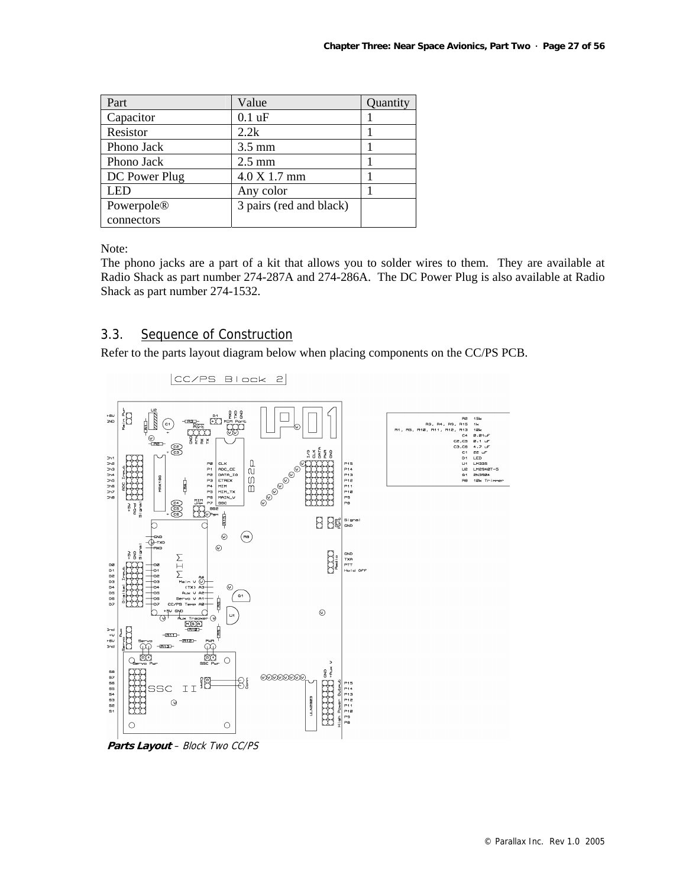| Part | Value | Quantity |
|---|---|---|
| Capacitor | 0.1 uF | 1 |
| Resistor | 2.2k | 1 |
| Phono Jack | 3.5 mm | 1 |
| Phono Jack | 2.5 mm | 1 |
| DC Power Plug | 4.0 X 1.7 mm | 1 |
| LED | Any color | 1 |
| Powerpole® connectors | 3 pairs (red and black) | |

Note:
The phono jacks are a part of a kit that allows you to solder wires to them. They are available at Radio Shack as part number 274-287A and 274-286A. The DC Power Plug is also available at Radio Shack as part number 274-1532.

## 3.3. Sequence of Construction

Refer to the parts layout diagram below when placing components on the CC/PS PCB.

***Parts Layout*** *– Block Two CC/PS*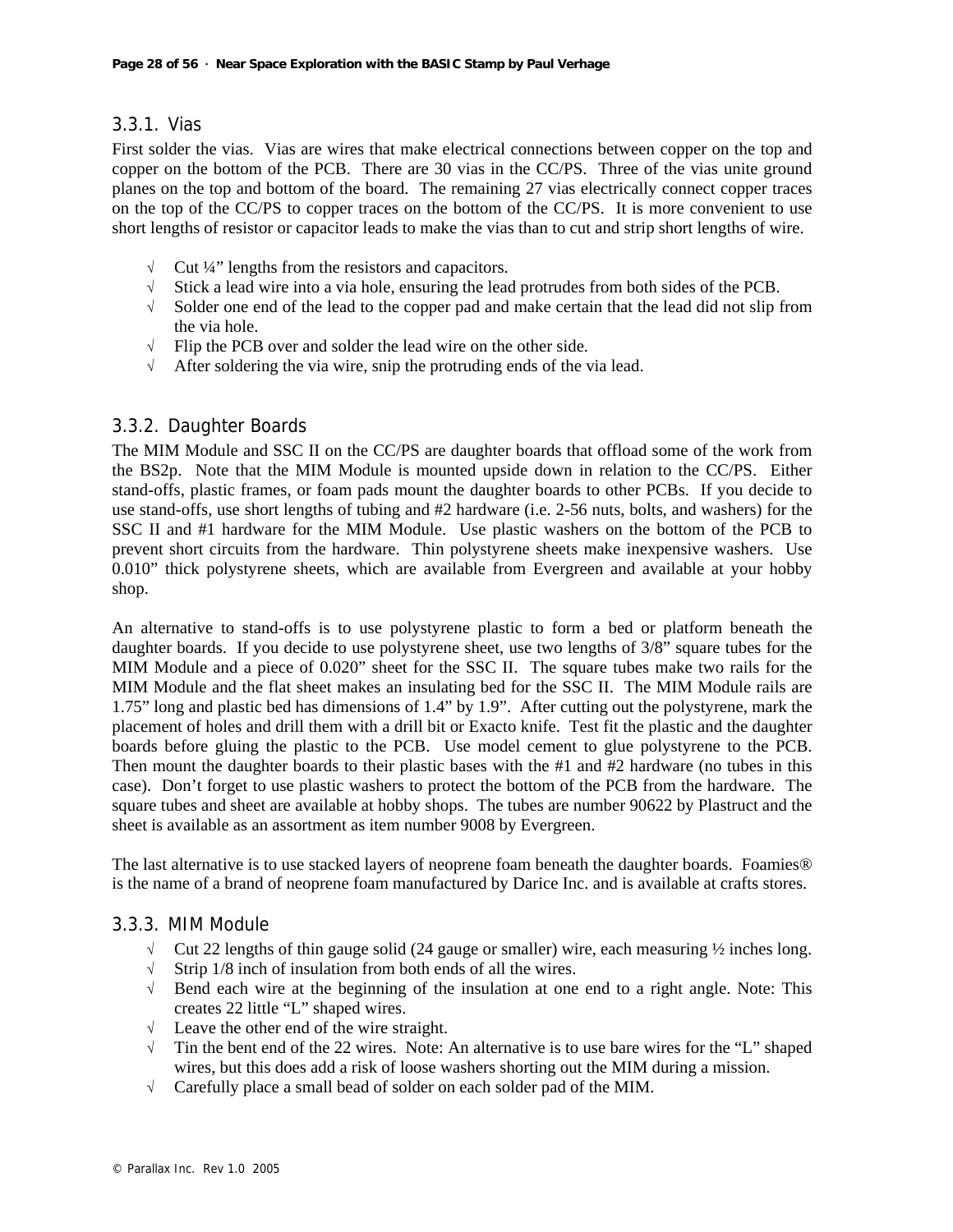### 3.3.1. Vias

First solder the vias. Vias are wires that make electrical connections between copper on the top and copper on the bottom of the PCB. There are 30 vias in the CC/PS. Three of the vias unite ground planes on the top and bottom of the board. The remaining 27 vias electrically connect copper traces on the top of the CC/PS to copper traces on the bottom of the CC/PS. It is more convenient to use short lengths of resistor or capacitor leads to make the vias than to cut and strip short lengths of wire.

- √ Cut ¼” lengths from the resistors and capacitors.
- √ Stick a lead wire into a via hole, ensuring the lead protrudes from both sides of the PCB.
- √ Solder one end of the lead to the copper pad and make certain that the lead did not slip from the via hole.
- √ Flip the PCB over and solder the lead wire on the other side.
- √ After soldering the via wire, snip the protruding ends of the via lead.

### 3.3.2. Daughter Boards

The MIM Module and SSC II on the CC/PS are daughter boards that offload some of the work from the BS2p. Note that the MIM Module is mounted upside down in relation to the CC/PS. Either stand-offs, plastic frames, or foam pads mount the daughter boards to other PCBs. If you decide to use stand-offs, use short lengths of tubing and #2 hardware (i.e. 2-56 nuts, bolts, and washers) for the SSC II and #1 hardware for the MIM Module. Use plastic washers on the bottom of the PCB to prevent short circuits from the hardware. Thin polystyrene sheets make inexpensive washers. Use 0.010” thick polystyrene sheets, which are available from Evergreen and available at your hobby shop.

An alternative to stand-offs is to use polystyrene plastic to form a bed or platform beneath the daughter boards. If you decide to use polystyrene sheet, use two lengths of 3/8” square tubes for the MIM Module and a piece of 0.020” sheet for the SSC II. The square tubes make two rails for the MIM Module and the flat sheet makes an insulating bed for the SSC II. The MIM Module rails are 1.75” long and plastic bed has dimensions of 1.4” by 1.9”. After cutting out the polystyrene, mark the placement of holes and drill them with a drill bit or Exacto knife. Test fit the plastic and the daughter boards before gluing the plastic to the PCB. Use model cement to glue polystyrene to the PCB. Then mount the daughter boards to their plastic bases with the #1 and #2 hardware (no tubes in this case). Don’t forget to use plastic washers to protect the bottom of the PCB from the hardware. The square tubes and sheet are available at hobby shops. The tubes are number 90622 by Plastruct and the sheet is available as an assortment as item number 9008 by Evergreen.

The last alternative is to use stacked layers of neoprene foam beneath the daughter boards. Foamies® is the name of a brand of neoprene foam manufactured by Darice Inc. and is available at crafts stores.

### 3.3.3. MIM Module

- √ Cut 22 lengths of thin gauge solid (24 gauge or smaller) wire, each measuring ½ inches long.
- √ Strip 1/8 inch of insulation from both ends of all the wires.
- √ Bend each wire at the beginning of the insulation at one end to a right angle. Note: This creates 22 little “L” shaped wires.
- √ Leave the other end of the wire straight.
- √ Tin the bent end of the 22 wires. Note: An alternative is to use bare wires for the “L” shaped wires, but this does add a risk of loose washers shorting out the MIM during a mission.
- √ Carefully place a small bead of solder on each solder pad of the MIM.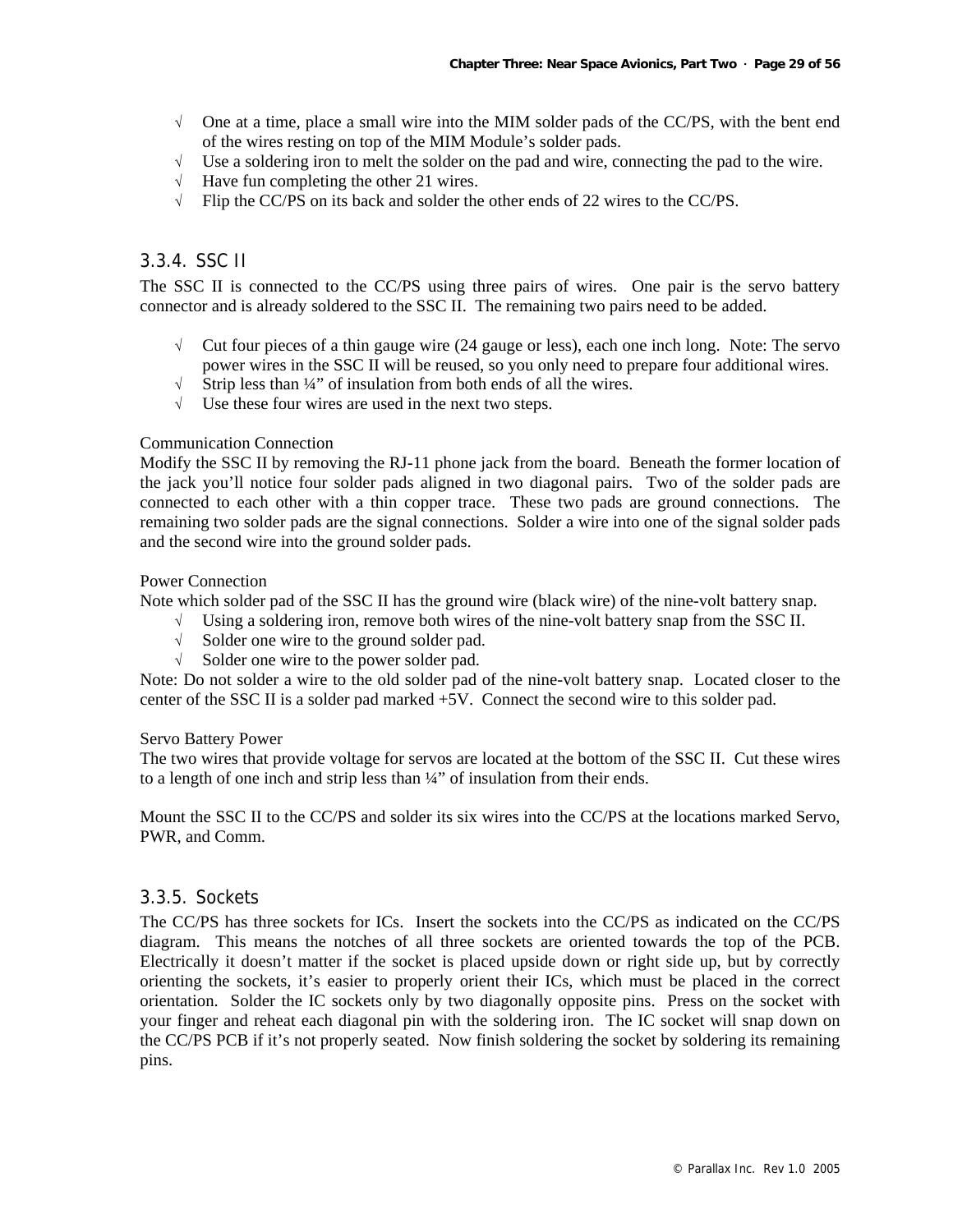- √ One at a time, place a small wire into the MIM solder pads of the CC/PS, with the bent end of the wires resting on top of the MIM Module's solder pads.
- √ Use a soldering iron to melt the solder on the pad and wire, connecting the pad to the wire.
- √ Have fun completing the other 21 wires.
- √ Flip the CC/PS on its back and solder the other ends of 22 wires to the CC/PS.

### 3.3.4. SSC II

The SSC II is connected to the CC/PS using three pairs of wires. One pair is the servo battery connector and is already soldered to the SSC II. The remaining two pairs need to be added.

- √ Cut four pieces of a thin gauge wire (24 gauge or less), each one inch long. Note: The servo power wires in the SSC II will be reused, so you only need to prepare four additional wires.
- √ Strip less than ¼" of insulation from both ends of all the wires.
- √ Use these four wires are used in the next two steps.

Communication Connection
Modify the SSC II by removing the RJ-11 phone jack from the board. Beneath the former location of the jack you'll notice four solder pads aligned in two diagonal pairs. Two of the solder pads are connected to each other with a thin copper trace. These two pads are ground connections. The remaining two solder pads are the signal connections. Solder a wire into one of the signal solder pads and the second wire into the ground solder pads.

Power Connection
Note which solder pad of the SSC II has the ground wire (black wire) of the nine-volt battery snap.

- √ Using a soldering iron, remove both wires of the nine-volt battery snap from the SSC II.
- √ Solder one wire to the ground solder pad.
- √ Solder one wire to the power solder pad.

Note: Do not solder a wire to the old solder pad of the nine-volt battery snap. Located closer to the center of the SSC II is a solder pad marked +5V. Connect the second wire to this solder pad.

Servo Battery Power
The two wires that provide voltage for servos are located at the bottom of the SSC II. Cut these wires to a length of one inch and strip less than ¼" of insulation from their ends.

Mount the SSC II to the CC/PS and solder its six wires into the CC/PS at the locations marked Servo, PWR, and Comm.

### 3.3.5. Sockets

The CC/PS has three sockets for ICs. Insert the sockets into the CC/PS as indicated on the CC/PS diagram. This means the notches of all three sockets are oriented towards the top of the PCB. Electrically it doesn't matter if the socket is placed upside down or right side up, but by correctly orienting the sockets, it's easier to properly orient their ICs, which must be placed in the correct orientation. Solder the IC sockets only by two diagonally opposite pins. Press on the socket with your finger and reheat each diagonal pin with the soldering iron. The IC socket will snap down on the CC/PS PCB if it's not properly seated. Now finish soldering the socket by soldering its remaining pins.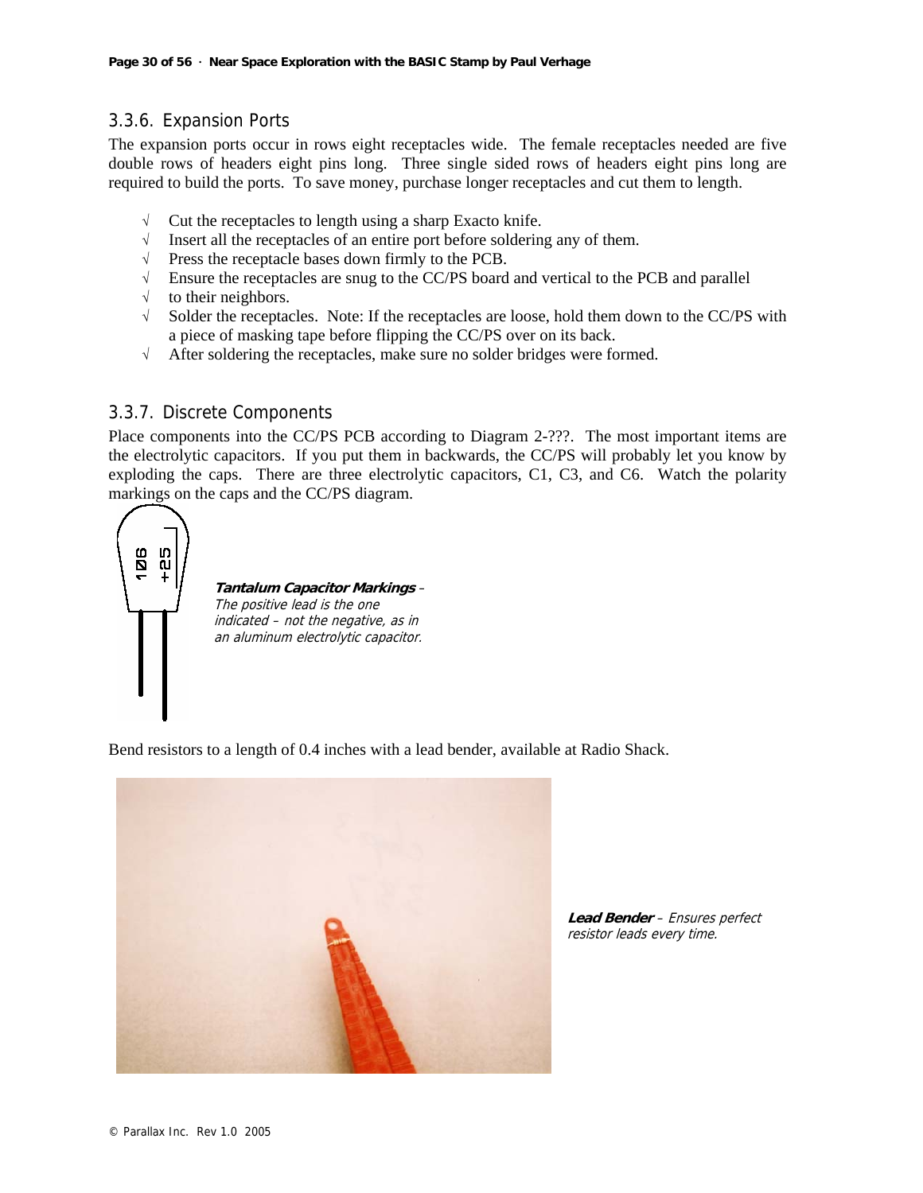### 3.3.6. Expansion Ports

The expansion ports occur in rows eight receptacles wide. The female receptacles needed are five double rows of headers eight pins long. Three single sided rows of headers eight pins long are required to build the ports. To save money, purchase longer receptacles and cut them to length.

- √ Cut the receptacles to length using a sharp Exacto knife.
- √ Insert all the receptacles of an entire port before soldering any of them.
- √ Press the receptacle bases down firmly to the PCB.
- √ Ensure the receptacles are snug to the CC/PS board and vertical to the PCB and parallel
- √ to their neighbors.
- √ Solder the receptacles. Note: If the receptacles are loose, hold them down to the CC/PS with a piece of masking tape before flipping the CC/PS over on its back.
- √ After soldering the receptacles, make sure no solder bridges were formed.

### 3.3.7. Discrete Components

Place components into the CC/PS PCB according to Diagram 2-???. The most important items are the electrolytic capacitors. If you put them in backwards, the CC/PS will probably let you know by exploding the caps. There are three electrolytic capacitors, C1, C3, and C6. Watch the polarity markings on the caps and the CC/PS diagram.

***Tantalum Capacitor Markings*** – *The positive lead is the one indicated – not the negative, as in an aluminum electrolytic capacitor.*

Bend resistors to a length of 0.4 inches with a lead bender, available at Radio Shack.

***Lead Bender*** – *Ensures perfect resistor leads every time.*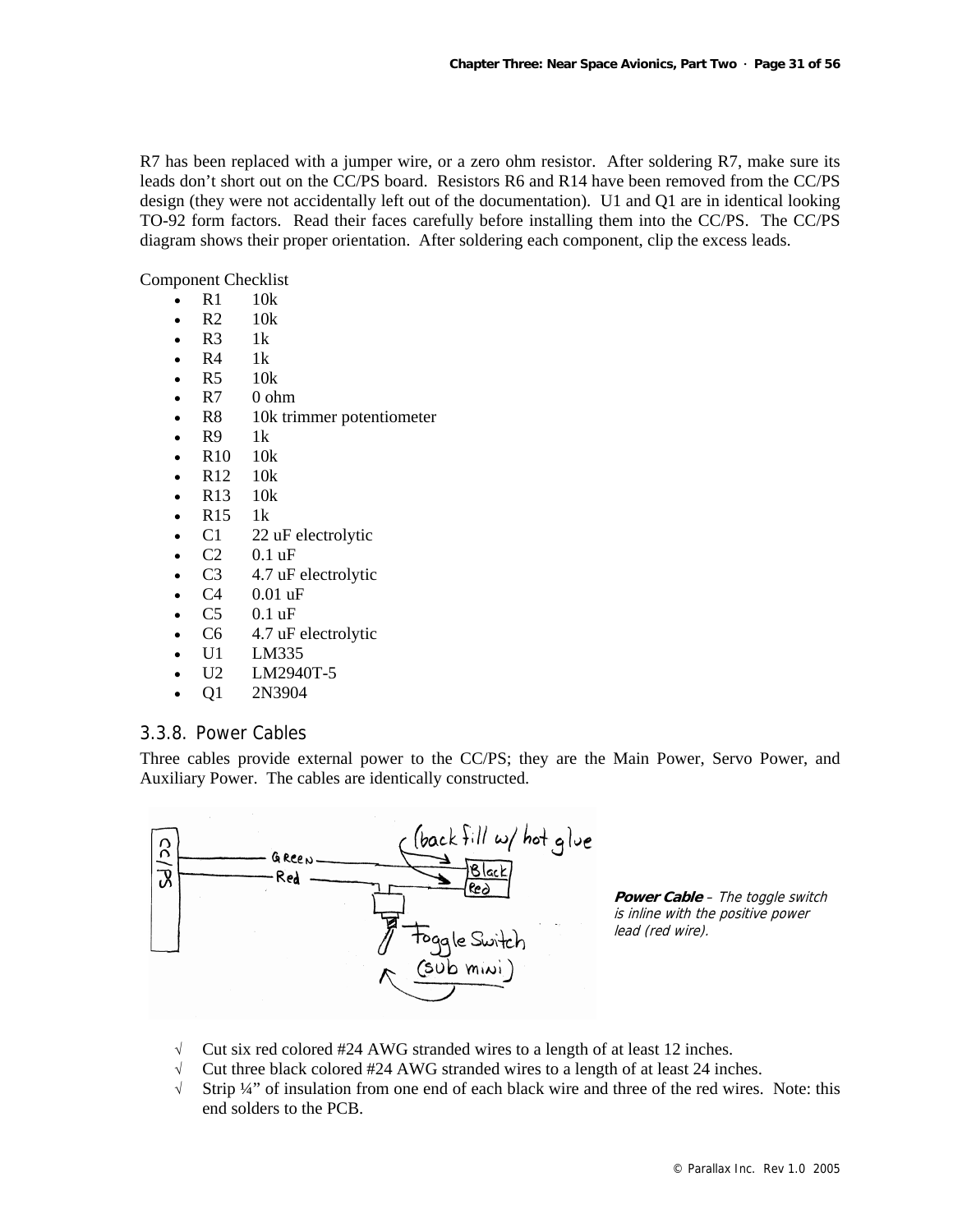R7 has been replaced with a jumper wire, or a zero ohm resistor. After soldering R7, make sure its leads don't short out on the CC/PS board. Resistors R6 and R14 have been removed from the CC/PS design (they were not accidentally left out of the documentation). U1 and Q1 are in identical looking TO-92 form factors. Read their faces carefully before installing them into the CC/PS. The CC/PS diagram shows their proper orientation. After soldering each component, clip the excess leads.

Component Checklist

- R1 10k
- R2 10k
- R3 1k
- R4 1k
- R5 10k
- R7 0 ohm
- R8 10k trimmer potentiometer
- R9 1k
- R10 10k
- R12 10k
- R13 10k
- R15 1k
- C1 22 uF electrolytic
- C2 0.1 uF
- C3 4.7 uF electrolytic
- C4 0.01 uF
- C5 0.1 uF
- C6 4.7 uF electrolytic
- U1 LM335
- U2 LM2940T-5
- Q1 2N3904

### 3.3.8. Power Cables

Three cables provide external power to the CC/PS; they are the Main Power, Servo Power, and Auxiliary Power. The cables are identically constructed.

***Power Cable** – The toggle switch is inline with the positive power lead (red wire).*

√ Cut six red colored #24 AWG stranded wires to a length of at least 12 inches.
√ Cut three black colored #24 AWG stranded wires to a length of at least 24 inches.
√ Strip ¼" of insulation from one end of each black wire and three of the red wires. Note: this end solders to the PCB.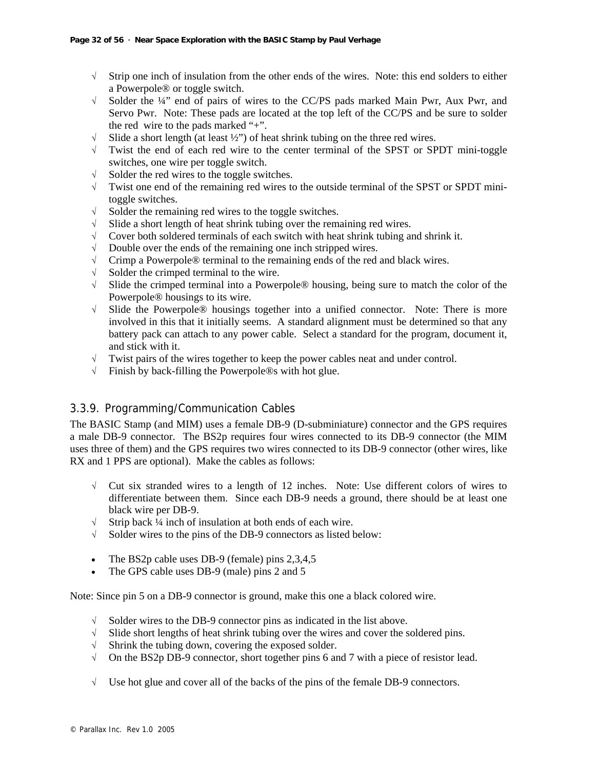√ Strip one inch of insulation from the other ends of the wires. Note: this end solders to either a Powerpole® or toggle switch.

√ Solder the ¼" end of pairs of wires to the CC/PS pads marked Main Pwr, Aux Pwr, and Servo Pwr. Note: These pads are located at the top left of the CC/PS and be sure to solder the red wire to the pads marked "+".

√ Slide a short length (at least ½") of heat shrink tubing on the three red wires.

√ Twist the end of each red wire to the center terminal of the SPST or SPDT mini-toggle switches, one wire per toggle switch.

√ Solder the red wires to the toggle switches.

√ Twist one end of the remaining red wires to the outside terminal of the SPST or SPDT mini-toggle switches.

√ Solder the remaining red wires to the toggle switches.

√ Slide a short length of heat shrink tubing over the remaining red wires.

√ Cover both soldered terminals of each switch with heat shrink tubing and shrink it.

√ Double over the ends of the remaining one inch stripped wires.

√ Crimp a Powerpole® terminal to the remaining ends of the red and black wires.

√ Solder the crimped terminal to the wire.

√ Slide the crimped terminal into a Powerpole® housing, being sure to match the color of the Powerpole® housings to its wire.

√ Slide the Powerpole® housings together into a unified connector. Note: There is more involved in this that it initially seems. A standard alignment must be determined so that any battery pack can attach to any power cable. Select a standard for the program, document it, and stick with it.

√ Twist pairs of the wires together to keep the power cables neat and under control.

√ Finish by back-filling the Powerpole®s with hot glue.

### 3.3.9. Programming/Communication Cables

The BASIC Stamp (and MIM) uses a female DB-9 (D-subminiature) connector and the GPS requires a male DB-9 connector. The BS2p requires four wires connected to its DB-9 connector (the MIM uses three of them) and the GPS requires two wires connected to its DB-9 connector (other wires, like RX and 1 PPS are optional). Make the cables as follows:

√ Cut six stranded wires to a length of 12 inches. Note: Use different colors of wires to differentiate between them. Since each DB-9 needs a ground, there should be at least one black wire per DB-9.

√ Strip back ¼ inch of insulation at both ends of each wire.

√ Solder wires to the pins of the DB-9 connectors as listed below:

- The BS2p cable uses DB-9 (female) pins 2,3,4,5
- The GPS cable uses DB-9 (male) pins 2 and 5

Note: Since pin 5 on a DB-9 connector is ground, make this one a black colored wire.

√ Solder wires to the DB-9 connector pins as indicated in the list above.

√ Slide short lengths of heat shrink tubing over the wires and cover the soldered pins.

√ Shrink the tubing down, covering the exposed solder.

√ On the BS2p DB-9 connector, short together pins 6 and 7 with a piece of resistor lead.

√ Use hot glue and cover all of the backs of the pins of the female DB-9 connectors.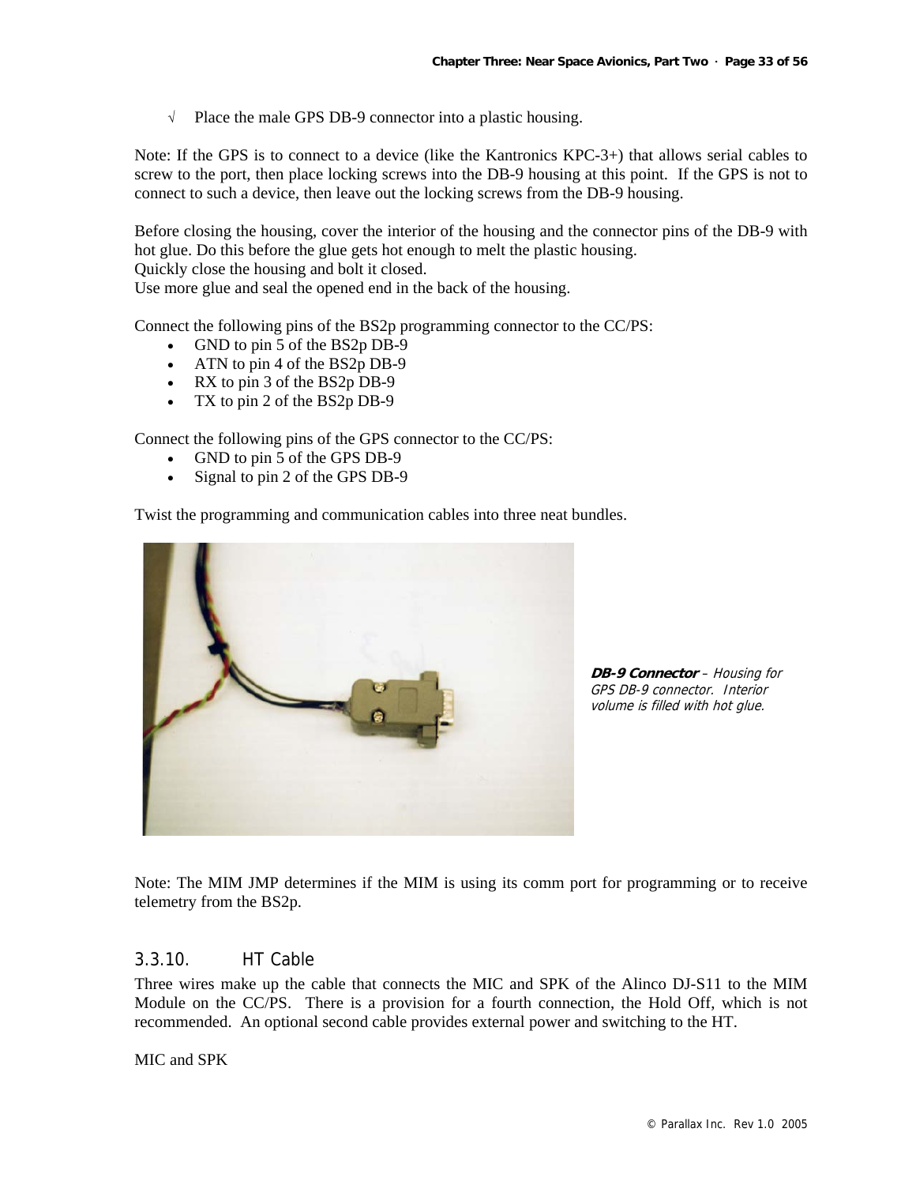√ Place the male GPS DB-9 connector into a plastic housing.

Note: If the GPS is to connect to a device (like the Kantronics KPC-3+) that allows serial cables to screw to the port, then place locking screws into the DB-9 housing at this point. If the GPS is not to connect to such a device, then leave out the locking screws from the DB-9 housing.

Before closing the housing, cover the interior of the housing and the connector pins of the DB-9 with hot glue. Do this before the glue gets hot enough to melt the plastic housing.
Quickly close the housing and bolt it closed.
Use more glue and seal the opened end in the back of the housing.

Connect the following pins of the BS2p programming connector to the CC/PS:

- GND to pin 5 of the BS2p DB-9
- ATN to pin 4 of the BS2p DB-9
- RX to pin 3 of the BS2p DB-9
- TX to pin 2 of the BS2p DB-9

Connect the following pins of the GPS connector to the CC/PS:

- GND to pin 5 of the GPS DB-9
- Signal to pin 2 of the GPS DB-9

Twist the programming and communication cables into three neat bundles.

***DB-9 Connector*** *– Housing for GPS DB-9 connector. Interior volume is filled with hot glue.*

Note: The MIM JMP determines if the MIM is using its comm port for programming or to receive telemetry from the BS2p.

### 3.3.10. HT Cable

Three wires make up the cable that connects the MIC and SPK of the Alinco DJ-S11 to the MIM Module on the CC/PS. There is a provision for a fourth connection, the Hold Off, which is not recommended. An optional second cable provides external power and switching to the HT.

MIC and SPK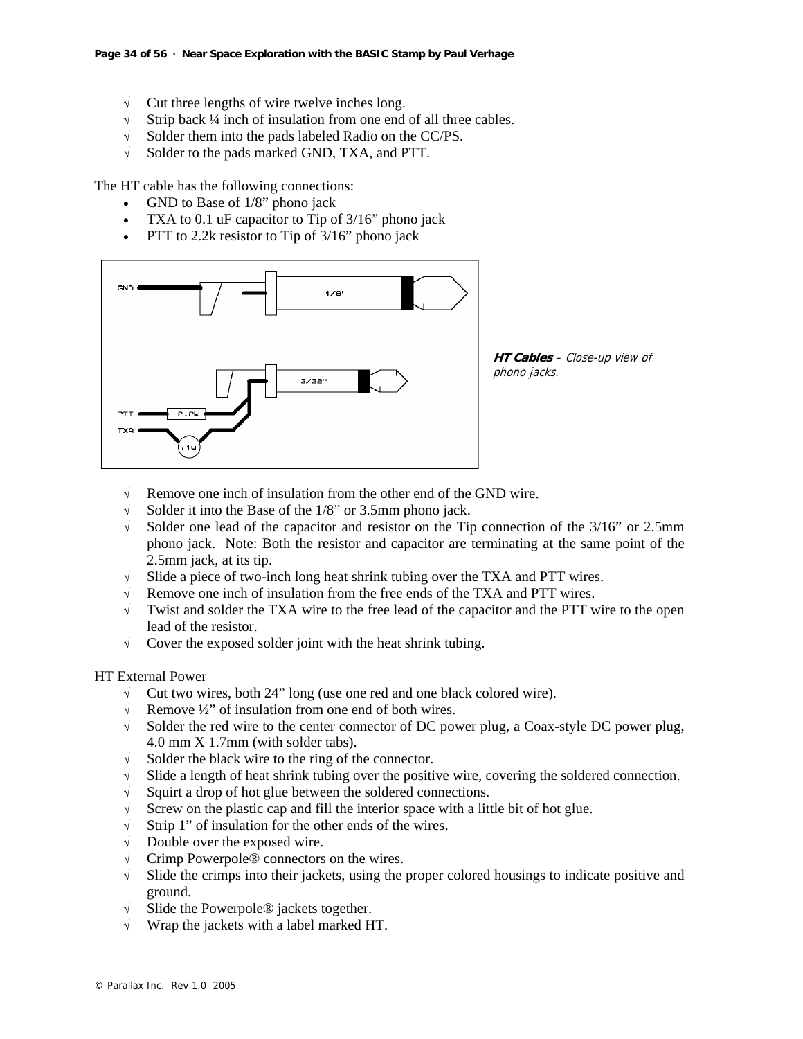- √ Cut three lengths of wire twelve inches long.
- √ Strip back ¼ inch of insulation from one end of all three cables.
- √ Solder them into the pads labeled Radio on the CC/PS.
- √ Solder to the pads marked GND, TXA, and PTT.

The HT cable has the following connections:

- GND to Base of 1/8" phono jack
- TXA to 0.1 uF capacitor to Tip of 3/16" phono jack
- PTT to 2.2k resistor to Tip of 3/16" phono jack

***HT Cables** – Close-up view of phono jacks.*

- √ Remove one inch of insulation from the other end of the GND wire.
- √ Solder it into the Base of the 1/8" or 3.5mm phono jack.
- √ Solder one lead of the capacitor and resistor on the Tip connection of the 3/16" or 2.5mm phono jack. Note: Both the resistor and capacitor are terminating at the same point of the 2.5mm jack, at its tip.
- √ Slide a piece of two-inch long heat shrink tubing over the TXA and PTT wires.
- √ Remove one inch of insulation from the free ends of the TXA and PTT wires.
- √ Twist and solder the TXA wire to the free lead of the capacitor and the PTT wire to the open lead of the resistor.
- √ Cover the exposed solder joint with the heat shrink tubing.

HT External Power

- √ Cut two wires, both 24" long (use one red and one black colored wire).
- √ Remove ½" of insulation from one end of both wires.
- √ Solder the red wire to the center connector of DC power plug, a Coax-style DC power plug, 4.0 mm X 1.7mm (with solder tabs).
- √ Solder the black wire to the ring of the connector.
- √ Slide a length of heat shrink tubing over the positive wire, covering the soldered connection.
- √ Squirt a drop of hot glue between the soldered connections.
- √ Screw on the plastic cap and fill the interior space with a little bit of hot glue.
- √ Strip 1" of insulation for the other ends of the wires.
- √ Double over the exposed wire.
- √ Crimp Powerpole® connectors on the wires.
- √ Slide the crimps into their jackets, using the proper colored housings to indicate positive and ground.
- √ Slide the Powerpole® jackets together.
- √ Wrap the jackets with a label marked HT.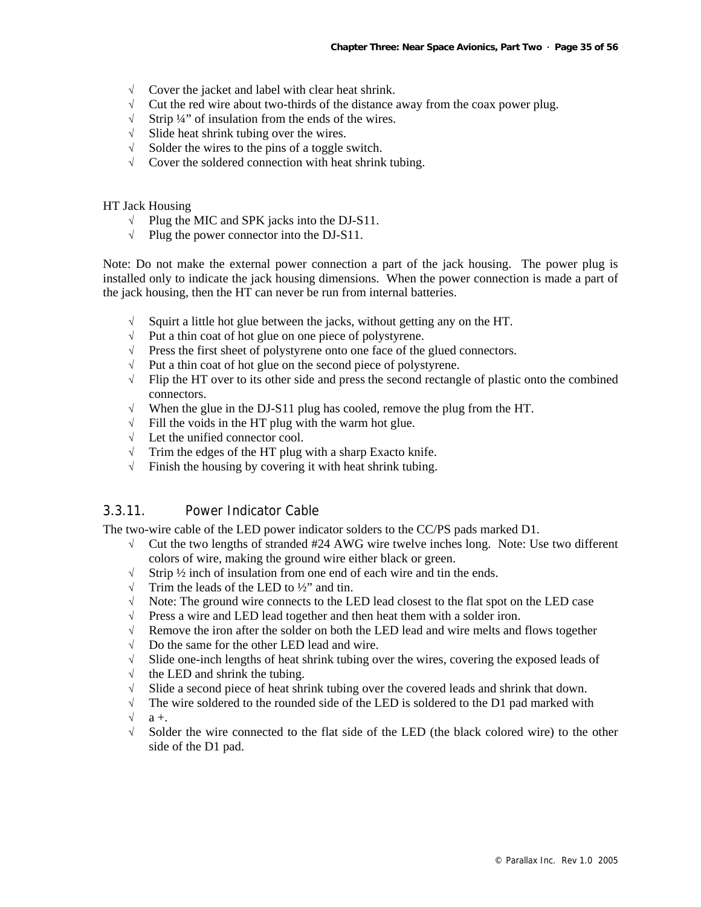- √ Cover the jacket and label with clear heat shrink.
- √ Cut the red wire about two-thirds of the distance away from the coax power plug.
- √ Strip ¼” of insulation from the ends of the wires.
- √ Slide heat shrink tubing over the wires.
- √ Solder the wires to the pins of a toggle switch.
- √ Cover the soldered connection with heat shrink tubing.

HT Jack Housing

- √ Plug the MIC and SPK jacks into the DJ-S11.
- √ Plug the power connector into the DJ-S11.

Note: Do not make the external power connection a part of the jack housing. The power plug is installed only to indicate the jack housing dimensions. When the power connection is made a part of the jack housing, then the HT can never be run from internal batteries.

- √ Squirt a little hot glue between the jacks, without getting any on the HT.
- √ Put a thin coat of hot glue on one piece of polystyrene.
- √ Press the first sheet of polystyrene onto one face of the glued connectors.
- √ Put a thin coat of hot glue on the second piece of polystyrene.
- √ Flip the HT over to its other side and press the second rectangle of plastic onto the combined connectors.
- √ When the glue in the DJ-S11 plug has cooled, remove the plug from the HT.
- √ Fill the voids in the HT plug with the warm hot glue.
- √ Let the unified connector cool.
- √ Trim the edges of the HT plug with a sharp Exacto knife.
- √ Finish the housing by covering it with heat shrink tubing.

### 3.3.11. Power Indicator Cable

The two-wire cable of the LED power indicator solders to the CC/PS pads marked D1.

- √ Cut the two lengths of stranded #24 AWG wire twelve inches long. Note: Use two different colors of wire, making the ground wire either black or green.
- √ Strip ½ inch of insulation from one end of each wire and tin the ends.
- √ Trim the leads of the LED to ½” and tin.
- √ Note: The ground wire connects to the LED lead closest to the flat spot on the LED case
- √ Press a wire and LED lead together and then heat them with a solder iron.
- √ Remove the iron after the solder on both the LED lead and wire melts and flows together
- √ Do the same for the other LED lead and wire.
- √ Slide one-inch lengths of heat shrink tubing over the wires, covering the exposed leads of
- √ the LED and shrink the tubing.
- √ Slide a second piece of heat shrink tubing over the covered leads and shrink that down.
- √ The wire soldered to the rounded side of the LED is soldered to the D1 pad marked with
- √ a +.
- √ Solder the wire connected to the flat side of the LED (the black colored wire) to the other side of the D1 pad.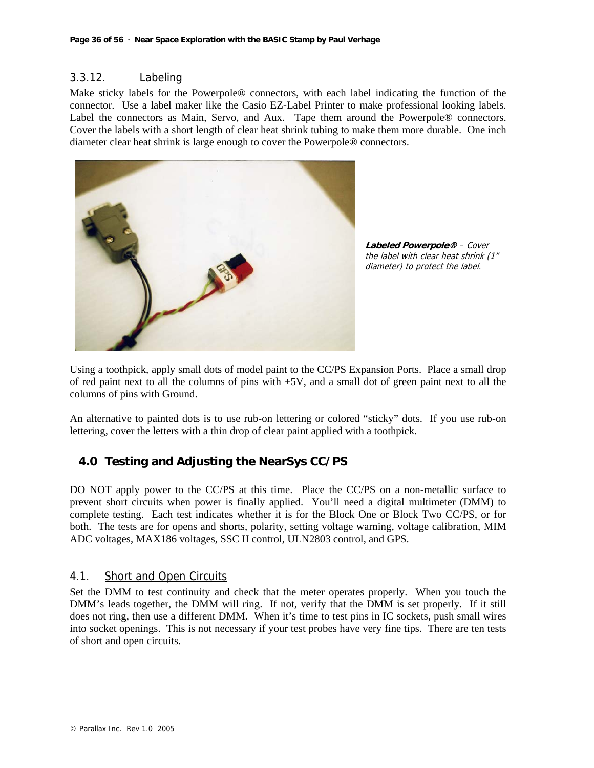### 3.3.12. Labeling

Make sticky labels for the Powerpole® connectors, with each label indicating the function of the connector. Use a label maker like the Casio EZ-Label Printer to make professional looking labels. Label the connectors as Main, Servo, and Aux. Tape them around the Powerpole® connectors. Cover the labels with a short length of clear heat shrink tubing to make them more durable. One inch diameter clear heat shrink is large enough to cover the Powerpole® connectors.

***Labeled Powerpole®*** *– Cover the label with clear heat shrink (1" diameter) to protect the label.*

Using a toothpick, apply small dots of model paint to the CC/PS Expansion Ports. Place a small drop of red paint next to all the columns of pins with +5V, and a small dot of green paint next to all the columns of pins with Ground.

An alternative to painted dots is to use rub-on lettering or colored "sticky" dots. If you use rub-on lettering, cover the letters with a thin drop of clear paint applied with a toothpick.

## 4.0 Testing and Adjusting the NearSys CC/PS

DO NOT apply power to the CC/PS at this time. Place the CC/PS on a non-metallic surface to prevent short circuits when power is finally applied. You'll need a digital multimeter (DMM) to complete testing. Each test indicates whether it is for the Block One or Block Two CC/PS, or for both. The tests are for opens and shorts, polarity, setting voltage warning, voltage calibration, MIM ADC voltages, MAX186 voltages, SSC II control, ULN2803 control, and GPS.

### 4.1. Short and Open Circuits

Set the DMM to test continuity and check that the meter operates properly. When you touch the DMM's leads together, the DMM will ring. If not, verify that the DMM is set properly. If it still does not ring, then use a different DMM. When it's time to test pins in IC sockets, push small wires into socket openings. This is not necessary if your test probes have very fine tips. There are ten tests of short and open circuits.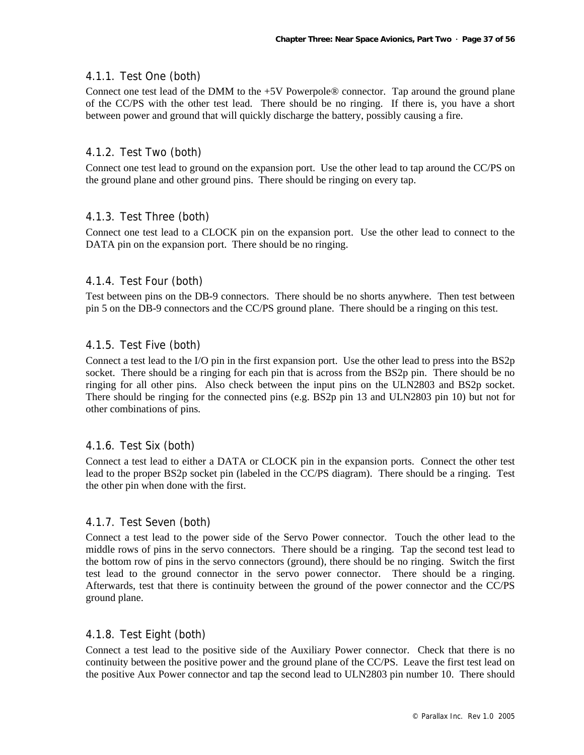#### 4.1.1. Test One (both)

Connect one test lead of the DMM to the +5V Powerpole® connector. Tap around the ground plane of the CC/PS with the other test lead. There should be no ringing. If there is, you have a short between power and ground that will quickly discharge the battery, possibly causing a fire.

#### 4.1.2. Test Two (both)

Connect one test lead to ground on the expansion port. Use the other lead to tap around the CC/PS on the ground plane and other ground pins. There should be ringing on every tap.

#### 4.1.3. Test Three (both)

Connect one test lead to a CLOCK pin on the expansion port. Use the other lead to connect to the DATA pin on the expansion port. There should be no ringing.

#### 4.1.4. Test Four (both)

Test between pins on the DB-9 connectors. There should be no shorts anywhere. Then test between pin 5 on the DB-9 connectors and the CC/PS ground plane. There should be a ringing on this test.

#### 4.1.5. Test Five (both)

Connect a test lead to the I/O pin in the first expansion port. Use the other lead to press into the BS2p socket. There should be a ringing for each pin that is across from the BS2p pin. There should be no ringing for all other pins. Also check between the input pins on the ULN2803 and BS2p socket. There should be ringing for the connected pins (e.g. BS2p pin 13 and ULN2803 pin 10) but not for other combinations of pins.

#### 4.1.6. Test Six (both)

Connect a test lead to either a DATA or CLOCK pin in the expansion ports. Connect the other test lead to the proper BS2p socket pin (labeled in the CC/PS diagram). There should be a ringing. Test the other pin when done with the first.

#### 4.1.7. Test Seven (both)

Connect a test lead to the power side of the Servo Power connector. Touch the other lead to the middle rows of pins in the servo connectors. There should be a ringing. Tap the second test lead to the bottom row of pins in the servo connectors (ground), there should be no ringing. Switch the first test lead to the ground connector in the servo power connector. There should be a ringing. Afterwards, test that there is continuity between the ground of the power connector and the CC/PS ground plane.

#### 4.1.8. Test Eight (both)

Connect a test lead to the positive side of the Auxiliary Power connector. Check that there is no continuity between the positive power and the ground plane of the CC/PS. Leave the first test lead on the positive Aux Power connector and tap the second lead to ULN2803 pin number 10. There should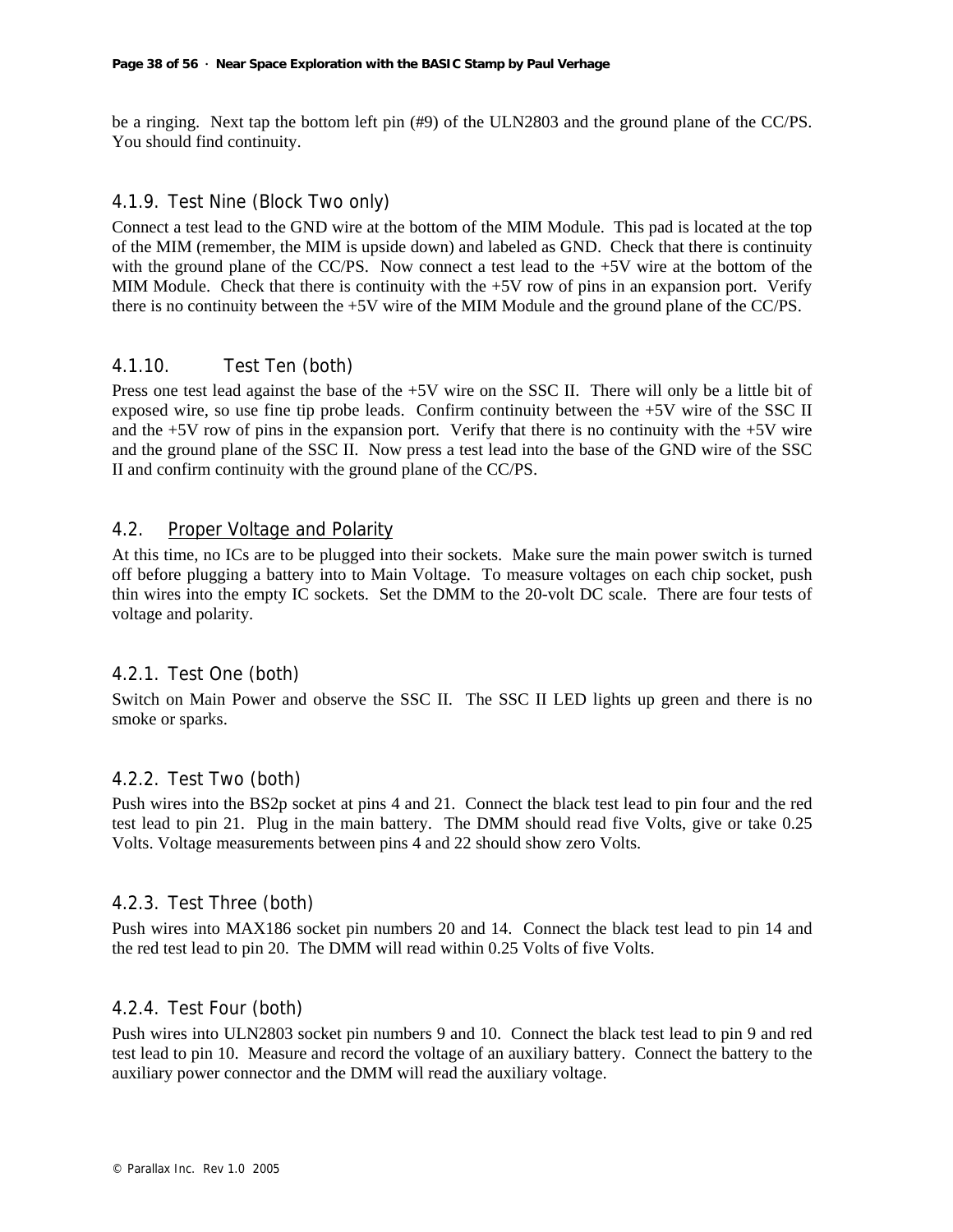be a ringing.  Next tap the bottom left pin (#9) of the ULN2803 and the ground plane of the CC/PS. You should find continuity.

#### 4.1.9. Test Nine (Block Two only)

Connect a test lead to the GND wire at the bottom of the MIM Module.  This pad is located at the top of the MIM (remember, the MIM is upside down) and labeled as GND.  Check that there is continuity with the ground plane of the CC/PS.  Now connect a test lead to the +5V wire at the bottom of the MIM Module.  Check that there is continuity with the +5V row of pins in an expansion port.  Verify there is no continuity between the +5V wire of the MIM Module and the ground plane of the CC/PS.

#### 4.1.10. Test Ten (both)

Press one test lead against the base of the +5V wire on the SSC II.  There will only be a little bit of exposed wire, so use fine tip probe leads.  Confirm continuity between the +5V wire of the SSC II and the +5V row of pins in the expansion port.  Verify that there is no continuity with the +5V wire and the ground plane of the SSC II.  Now press a test lead into the base of the GND wire of the SSC II and confirm continuity with the ground plane of the CC/PS.

### 4.2. Proper Voltage and Polarity

At this time, no ICs are to be plugged into their sockets.  Make sure the main power switch is turned off before plugging a battery into to Main Voltage.  To measure voltages on each chip socket, push thin wires into the empty IC sockets.  Set the DMM to the 20-volt DC scale.  There are four tests of voltage and polarity.

#### 4.2.1. Test One (both)

Switch on Main Power and observe the SSC II.  The SSC II LED lights up green and there is no smoke or sparks.

#### 4.2.2. Test Two (both)

Push wires into the BS2p socket at pins 4 and 21.  Connect the black test lead to pin four and the red test lead to pin 21.  Plug in the main battery.  The DMM should read five Volts, give or take 0.25 Volts. Voltage measurements between pins 4 and 22 should show zero Volts.

#### 4.2.3. Test Three (both)

Push wires into MAX186 socket pin numbers 20 and 14.  Connect the black test lead to pin 14 and the red test lead to pin 20.  The DMM will read within 0.25 Volts of five Volts.

#### 4.2.4. Test Four (both)

Push wires into ULN2803 socket pin numbers 9 and 10.  Connect the black test lead to pin 9 and red test lead to pin 10.  Measure and record the voltage of an auxiliary battery.  Connect the battery to the auxiliary power connector and the DMM will read the auxiliary voltage.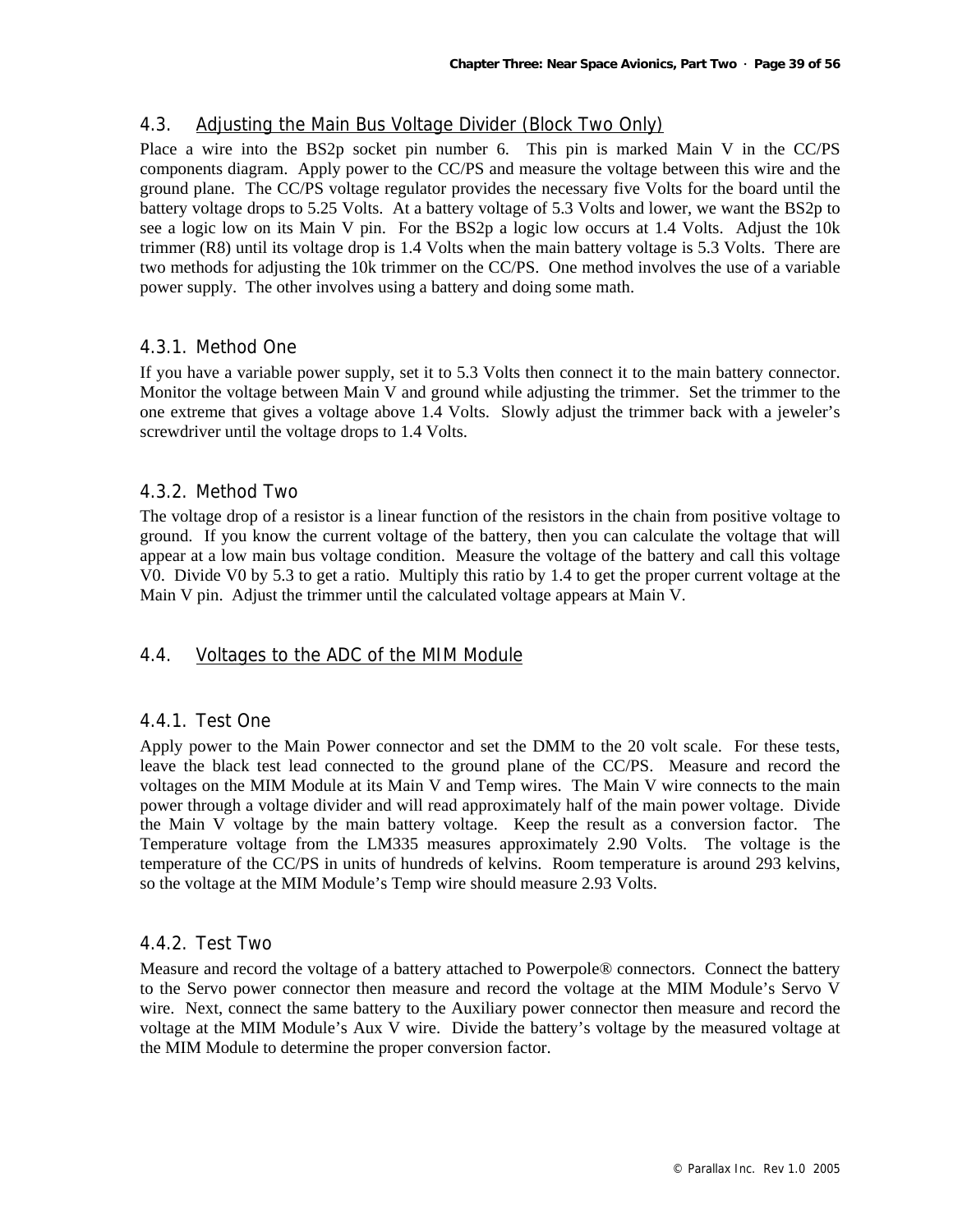## 4.3. Adjusting the Main Bus Voltage Divider (Block Two Only)

Place a wire into the BS2p socket pin number 6. This pin is marked Main V in the CC/PS components diagram. Apply power to the CC/PS and measure the voltage between this wire and the ground plane. The CC/PS voltage regulator provides the necessary five Volts for the board until the battery voltage drops to 5.25 Volts. At a battery voltage of 5.3 Volts and lower, we want the BS2p to see a logic low on its Main V pin. For the BS2p a logic low occurs at 1.4 Volts. Adjust the 10k trimmer (R8) until its voltage drop is 1.4 Volts when the main battery voltage is 5.3 Volts. There are two methods for adjusting the 10k trimmer on the CC/PS. One method involves the use of a variable power supply. The other involves using a battery and doing some math.

### 4.3.1. Method One

If you have a variable power supply, set it to 5.3 Volts then connect it to the main battery connector. Monitor the voltage between Main V and ground while adjusting the trimmer. Set the trimmer to the one extreme that gives a voltage above 1.4 Volts. Slowly adjust the trimmer back with a jeweler's screwdriver until the voltage drops to 1.4 Volts.

### 4.3.2. Method Two

The voltage drop of a resistor is a linear function of the resistors in the chain from positive voltage to ground. If you know the current voltage of the battery, then you can calculate the voltage that will appear at a low main bus voltage condition. Measure the voltage of the battery and call this voltage V0. Divide V0 by 5.3 to get a ratio. Multiply this ratio by 1.4 to get the proper current voltage at the Main V pin. Adjust the trimmer until the calculated voltage appears at Main V.

## 4.4. Voltages to the ADC of the MIM Module

### 4.4.1. Test One

Apply power to the Main Power connector and set the DMM to the 20 volt scale. For these tests, leave the black test lead connected to the ground plane of the CC/PS. Measure and record the voltages on the MIM Module at its Main V and Temp wires. The Main V wire connects to the main power through a voltage divider and will read approximately half of the main power voltage. Divide the Main V voltage by the main battery voltage. Keep the result as a conversion factor. The Temperature voltage from the LM335 measures approximately 2.90 Volts. The voltage is the temperature of the CC/PS in units of hundreds of kelvins. Room temperature is around 293 kelvins, so the voltage at the MIM Module's Temp wire should measure 2.93 Volts.

### 4.4.2. Test Two

Measure and record the voltage of a battery attached to Powerpole® connectors. Connect the battery to the Servo power connector then measure and record the voltage at the MIM Module's Servo V wire. Next, connect the same battery to the Auxiliary power connector then measure and record the voltage at the MIM Module's Aux V wire. Divide the battery's voltage by the measured voltage at the MIM Module to determine the proper conversion factor.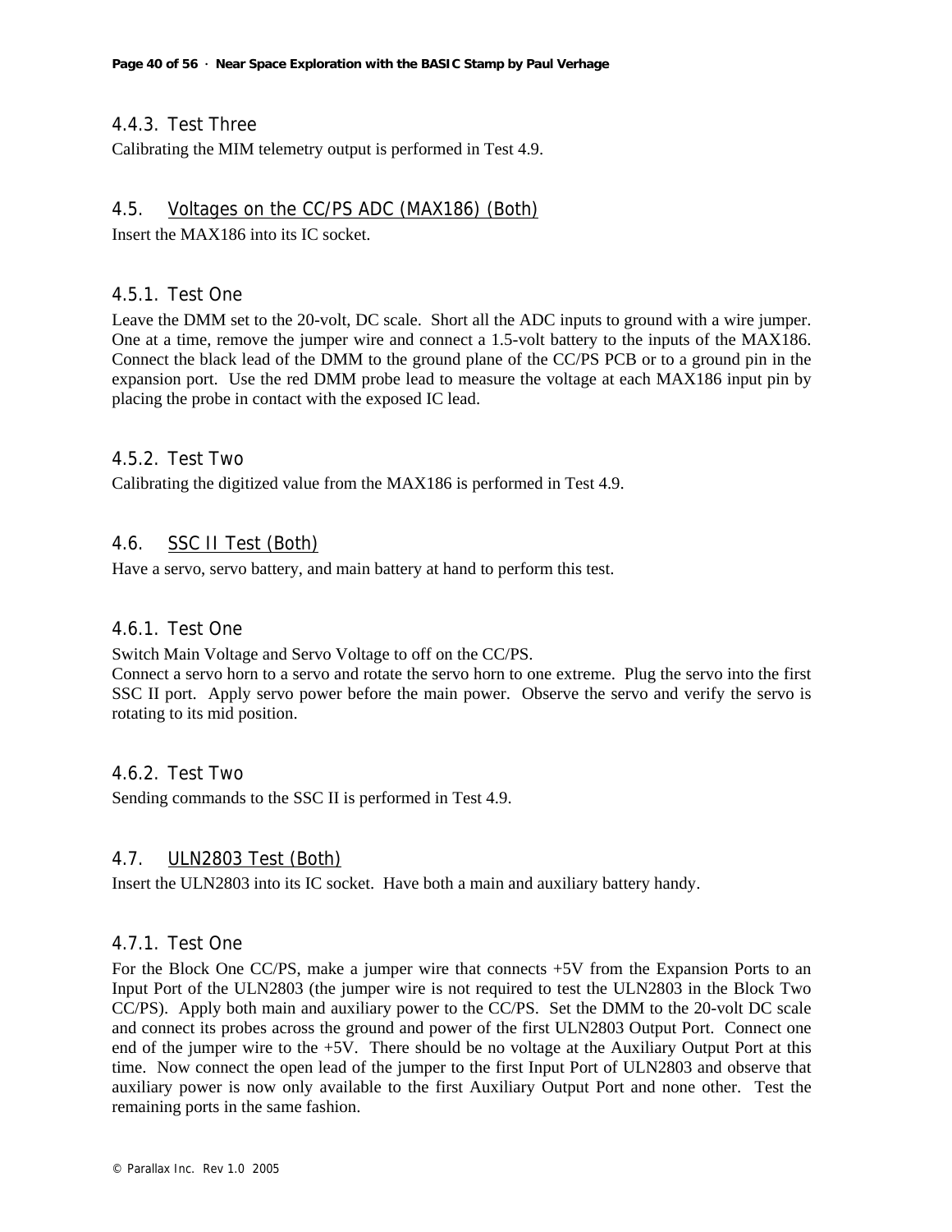#### 4.4.3. Test Three

Calibrating the MIM telemetry output is performed in Test 4.9.

### 4.5. Voltages on the CC/PS ADC (MAX186) (Both)

Insert the MAX186 into its IC socket.

#### 4.5.1. Test One

Leave the DMM set to the 20-volt, DC scale. Short all the ADC inputs to ground with a wire jumper. One at a time, remove the jumper wire and connect a 1.5-volt battery to the inputs of the MAX186. Connect the black lead of the DMM to the ground plane of the CC/PS PCB or to a ground pin in the expansion port. Use the red DMM probe lead to measure the voltage at each MAX186 input pin by placing the probe in contact with the exposed IC lead.

#### 4.5.2. Test Two

Calibrating the digitized value from the MAX186 is performed in Test 4.9.

### 4.6. SSC II Test (Both)

Have a servo, servo battery, and main battery at hand to perform this test.

#### 4.6.1. Test One

Switch Main Voltage and Servo Voltage to off on the CC/PS.
Connect a servo horn to a servo and rotate the servo horn to one extreme. Plug the servo into the first SSC II port. Apply servo power before the main power. Observe the servo and verify the servo is rotating to its mid position.

#### 4.6.2. Test Two

Sending commands to the SSC II is performed in Test 4.9.

### 4.7. ULN2803 Test (Both)

Insert the ULN2803 into its IC socket. Have both a main and auxiliary battery handy.

#### 4.7.1. Test One

For the Block One CC/PS, make a jumper wire that connects +5V from the Expansion Ports to an Input Port of the ULN2803 (the jumper wire is not required to test the ULN2803 in the Block Two CC/PS). Apply both main and auxiliary power to the CC/PS. Set the DMM to the 20-volt DC scale and connect its probes across the ground and power of the first ULN2803 Output Port. Connect one end of the jumper wire to the +5V. There should be no voltage at the Auxiliary Output Port at this time. Now connect the open lead of the jumper to the first Input Port of ULN2803 and observe that auxiliary power is now only available to the first Auxiliary Output Port and none other. Test the remaining ports in the same fashion.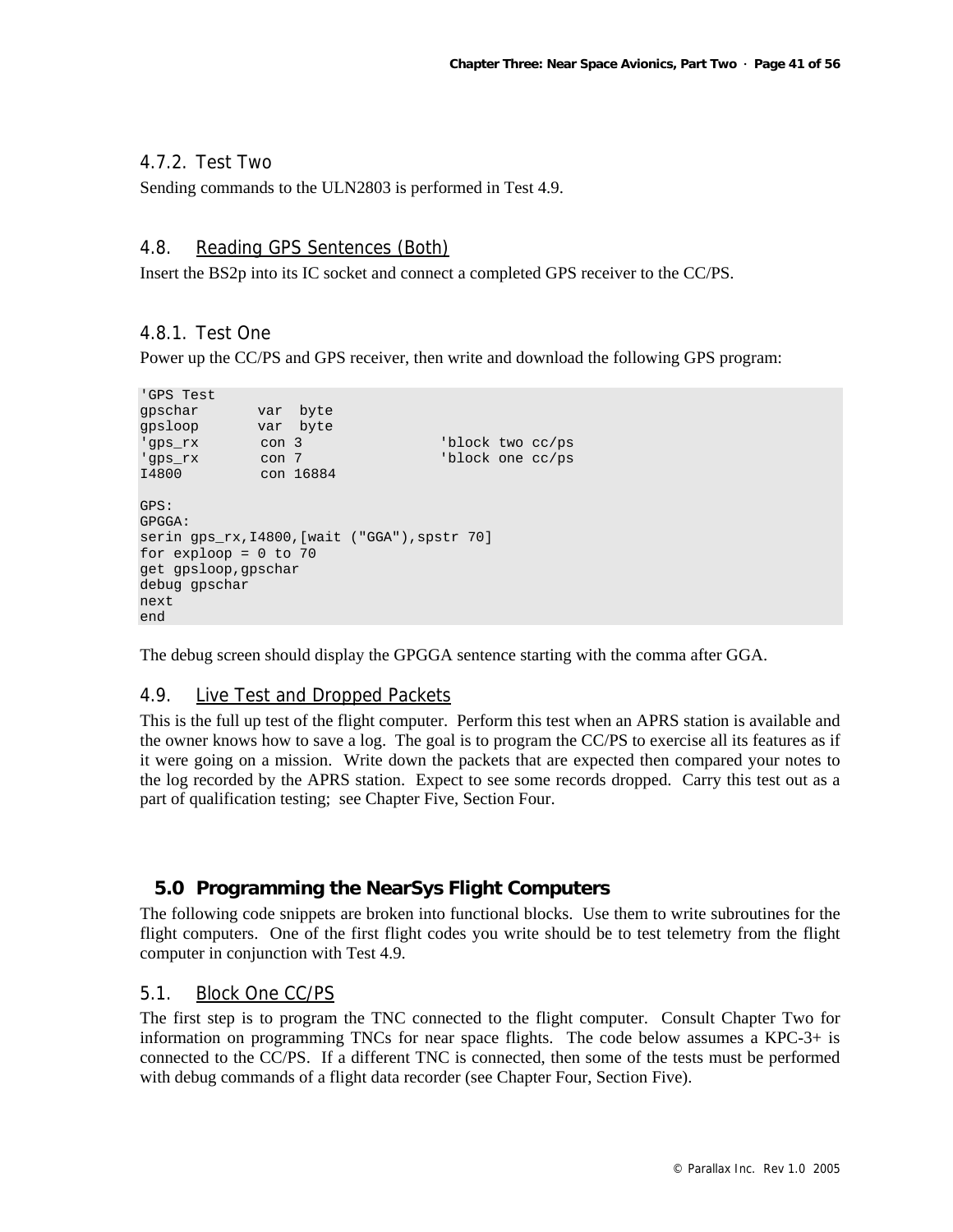#### 4.7.2. Test Two

Sending commands to the ULN2803 is performed in Test 4.9.

### 4.8. Reading GPS Sentences (Both)

Insert the BS2p into its IC socket and connect a completed GPS receiver to the CC/PS.

#### 4.8.1. Test One

Power up the CC/PS and GPS receiver, then write and download the following GPS program:

```
'GPS Test
gpschar       var  byte
gpsloop       var  byte
'gps_rx        con 3              'block two cc/ps
'gps_rx        con 7              'block one cc/ps
I4800          con 16884

GPS:
GPGGA:
serin gps_rx,I4800,[wait ("GGA"),spstr 70]
for exploop = 0 to 70
get gpsloop,gpschar
debug gpschar
next
end
```

The debug screen should display the GPGGA sentence starting with the comma after GGA.

### 4.9. Live Test and Dropped Packets

This is the full up test of the flight computer. Perform this test when an APRS station is available and the owner knows how to save a log. The goal is to program the CC/PS to exercise all its features as if it were going on a mission. Write down the packets that are expected then compared your notes to the log recorded by the APRS station. Expect to see some records dropped. Carry this test out as a part of qualification testing; see Chapter Five, Section Four.

## 5.0 Programming the NearSys Flight Computers

The following code snippets are broken into functional blocks. Use them to write subroutines for the flight computers. One of the first flight codes you write should be to test telemetry from the flight computer in conjunction with Test 4.9.

### 5.1. Block One CC/PS

The first step is to program the TNC connected to the flight computer. Consult Chapter Two for information on programming TNCs for near space flights. The code below assumes a KPC-3+ is connected to the CC/PS. If a different TNC is connected, then some of the tests must be performed with debug commands of a flight data recorder (see Chapter Four, Section Five).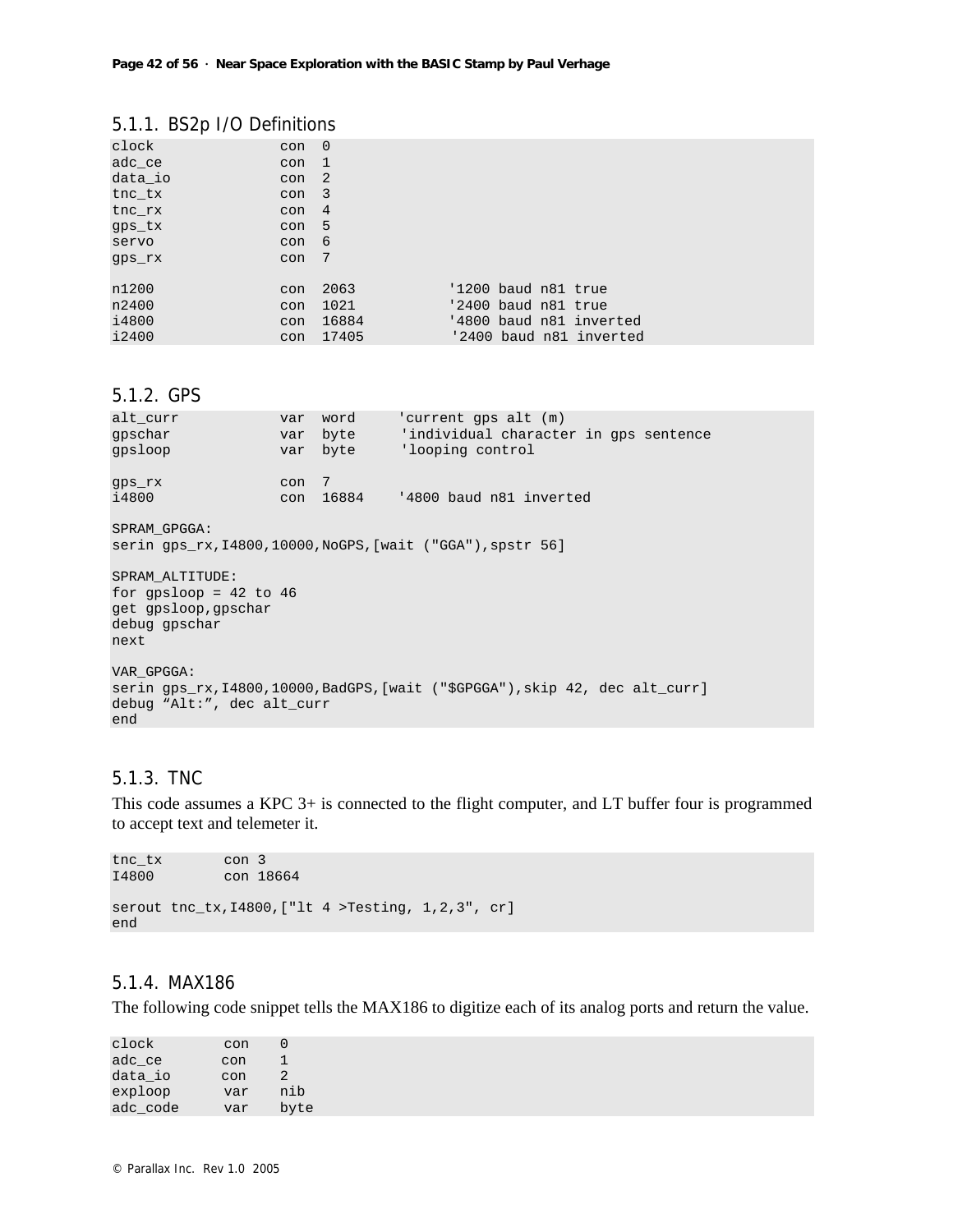### 5.1.1. BS2p I/O Definitions

```
clock           con  0
adc_ce          con  1
data_io         con  2
tnc_tx          con  3
tnc_rx          con  4
gps_tx          con  5
servo           con  6
gps_rx          con  7

n1200           con  2063          '1200 baud n81 true
n2400           con  1021          '2400 baud n81 true
i4800           con  16884         '4800 baud n81 inverted
i2400           con  17405          '2400 baud n81 inverted
```

### 5.1.2. GPS

```
alt_curr        var  word     'current gps alt (m)
gpschar         var  byte      'individual character in gps sentence
gpsloop         var  byte     'looping control

gps_rx          con  7
i4800           con  16884    '4800 baud n81 inverted

SPRAM_GPGGA:
serin gps_rx,I4800,10000,NoGPS,[wait ("GGA"),spstr 56]

SPRAM_ALTITUDE:
for gpsloop = 42 to 46
get gpsloop,gpschar
debug gpschar
next

VAR_GPGGA:
serin gps_rx,I4800,10000,BadGPS,[wait ("$GPGGA"),skip 42, dec alt_curr]
debug “Alt:”, dec alt_curr
end
```

### 5.1.3. TNC

This code assumes a KPC 3+ is connected to the flight computer, and LT buffer four is programmed to accept text and telemeter it.

```
tnc_tx       con 3
I4800        con 18664

serout tnc_tx,I4800,["lt 4 >Testing, 1,2,3", cr]
end
```

### 5.1.4. MAX186

The following code snippet tells the MAX186 to digitize each of its analog ports and return the value.

```
clock        con    0
adc_ce       con    1
data_io      con    2
exploop      var    nib
adc_code     var    byte
```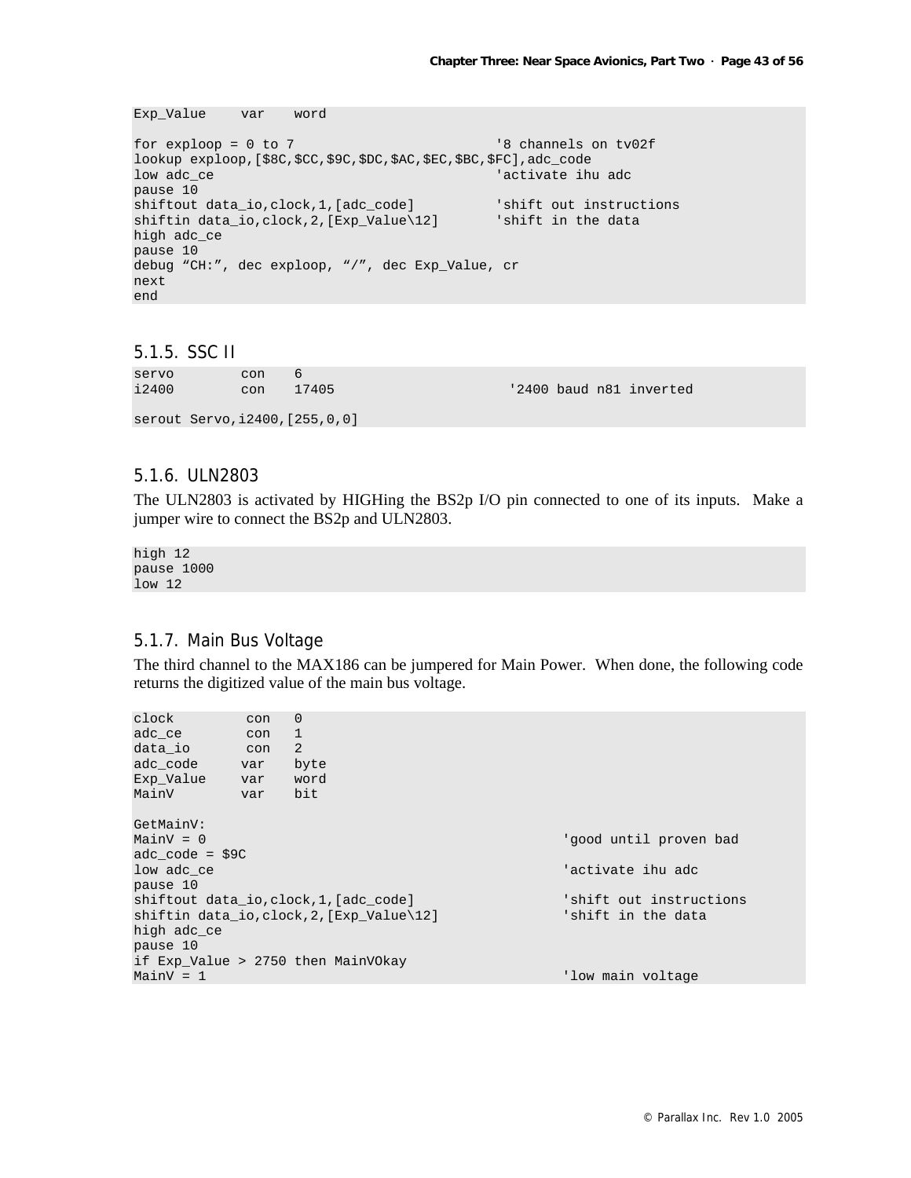```
Exp_Value    var    word

for exploop = 0 to 7                          '8 channels on tv02f
lookup exploop,[$8C,$CC,$9C,$DC,$AC,$EC,$BC,$FC],adc_code
low adc_ce                                    'activate ihu adc
pause 10
shiftout data_io,clock,1,[adc_code]           'shift out instructions
shiftin data_io,clock,2,[Exp_Value\12]        'shift in the data
high adc_ce
pause 10
debug "CH:", dec exploop, "/", dec Exp_Value, cr
next
end
```

### 5.1.5. SSC II

```
servo        con    6
i2400        con    17405                      '2400 baud n81 inverted

serout Servo,i2400,[255,0,0]
```

### 5.1.6. ULN2803

The ULN2803 is activated by HIGHing the BS2p I/O pin connected to one of its inputs. Make a jumper wire to connect the BS2p and ULN2803.

```
high 12
pause 1000
low 12
```

### 5.1.7. Main Bus Voltage

The third channel to the MAX186 can be jumpered for Main Power. When done, the following code returns the digitized value of the main bus voltage.

```
clock         con    0
adc_ce        con    1
data_io       con    2
adc_code      var    byte
Exp_Value     var    word
MainV         var    bit

GetMainV:
MainV = 0                                           'good until proven bad
adc_code = $9C
low adc_ce                                          'activate ihu adc
pause 10
shiftout data_io,clock,1,[adc_code]                 'shift out instructions
shiftin data_io,clock,2,[Exp_Value\12]              'shift in the data
high adc_ce
pause 10
if Exp_Value > 2750 then MainVOkay
MainV = 1                                           'low main voltage
```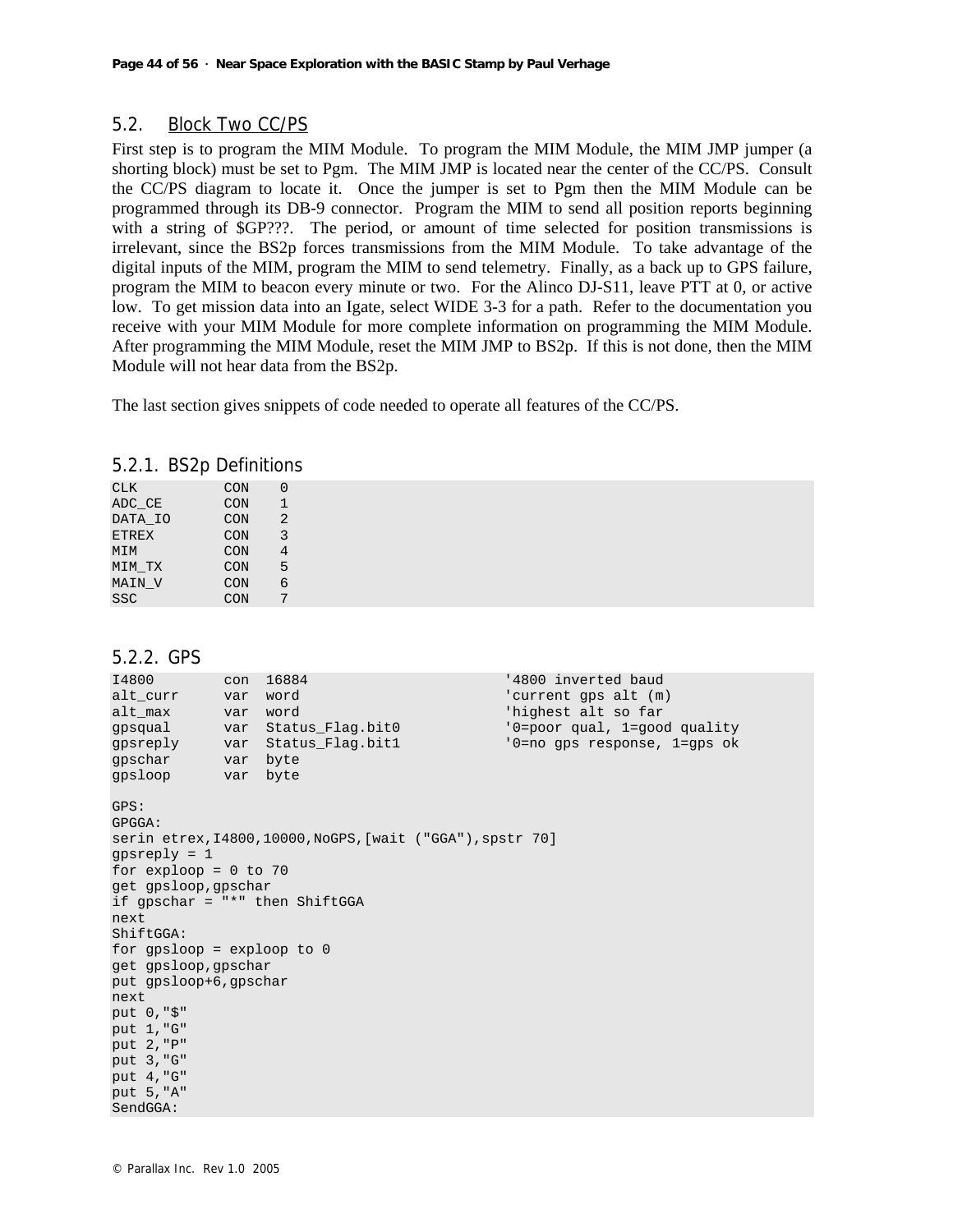## 5.2. Block Two CC/PS

First step is to program the MIM Module. To program the MIM Module, the MIM JMP jumper (a shorting block) must be set to Pgm. The MIM JMP is located near the center of the CC/PS. Consult the CC/PS diagram to locate it. Once the jumper is set to Pgm then the MIM Module can be programmed through its DB-9 connector. Program the MIM to send all position reports beginning with a string of $GP???. The period, or amount of time selected for position transmissions is irrelevant, since the BS2p forces transmissions from the MIM Module. To take advantage of the digital inputs of the MIM, program the MIM to send telemetry. Finally, as a back up to GPS failure, program the MIM to beacon every minute or two. For the Alinco DJ-S11, leave PTT at 0, or active low. To get mission data into an Igate, select WIDE 3-3 for a path. Refer to the documentation you receive with your MIM Module for more complete information on programming the MIM Module. After programming the MIM Module, reset the MIM JMP to BS2p. If this is not done, then the MIM Module will not hear data from the BS2p.

The last section gives snippets of code needed to operate all features of the CC/PS.

### 5.2.1. BS2p Definitions

```
CLK          CON    0
ADC_CE       CON    1
DATA_IO      CON    2
ETREX        CON    3
MIM          CON    4
MIM_TX       CON    5
MAIN_V       CON    6
SSC          CON    7
```

### 5.2.2. GPS

```
I4800        con  16884                       '4800 inverted baud
alt_curr     var  word                        'current gps alt (m)
alt_max      var  word                        'highest alt so far
gpsqual      var  Status_Flag.bit0            '0=poor qual, 1=good quality
gpsreply     var  Status_Flag.bit1            '0=no gps response, 1=gps ok
gpschar      var  byte
gpsloop      var  byte

GPS:
GPGGA:
serin etrex,I4800,10000,NoGPS,[wait ("GGA"),spstr 70]
gpsreply = 1
for exploop = 0 to 70
get gpsloop,gpschar
if gpschar = "*" then ShiftGGA
next
ShiftGGA:
for gpsloop = exploop to 0
get gpsloop,gpschar
put gpsloop+6,gpschar
next
put 0,"$"
put 1,"G"
put 2,"P"
put 3,"G"
put 4,"G"
put 5,"A"
SendGGA:
```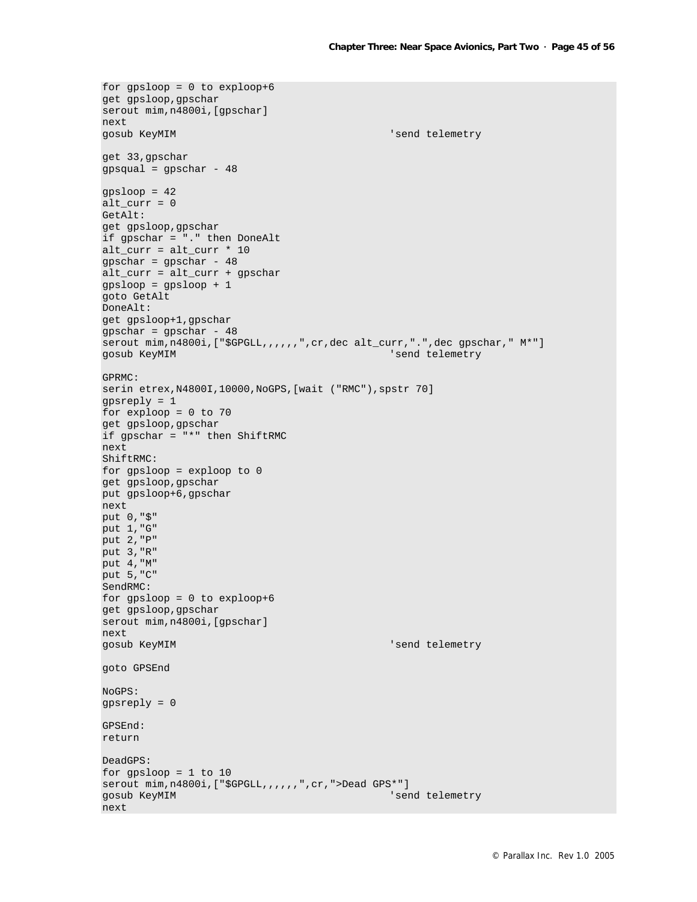```
for gpsloop = 0 to exploop+6
get gpsloop,gpschar
serout mim,n4800i,[gpschar]
next
gosub KeyMIM                                    'send telemetry

get 33,gpschar
gpsqual = gpschar - 48

gpsloop = 42
alt_curr = 0
GetAlt:
get gpsloop,gpschar
if gpschar = "." then DoneAlt
alt_curr = alt_curr * 10
gpschar = gpschar - 48
alt_curr = alt_curr + gpschar
gpsloop = gpsloop + 1
goto GetAlt
DoneAlt:
get gpsloop+1,gpschar
gpschar = gpschar - 48
serout mim,n4800i,["$GPGLL,,,,,,",cr,dec alt_curr,".",dec gpschar," M*"]
gosub KeyMIM                                    'send telemetry

GPRMC:
serin etrex,N4800I,10000,NoGPS,[wait ("RMC"),spstr 70]
gpsreply = 1
for exploop = 0 to 70
get gpsloop,gpschar
if gpschar = "*" then ShiftRMC
next
ShiftRMC:
for gpsloop = exploop to 0
get gpsloop,gpschar
put gpsloop+6,gpschar
next
put 0,"$"
put 1,"G"
put 2,"P"
put 3,"R"
put 4,"M"
put 5,"C"
SendRMC:
for gpsloop = 0 to exploop+6
get gpsloop,gpschar
serout mim,n4800i,[gpschar]
next
gosub KeyMIM                                    'send telemetry

goto GPSEnd

NoGPS:
gpsreply = 0

GPSEnd:
return

DeadGPS:
for gpsloop = 1 to 10
serout mim,n4800i,["$GPGLL,,,,,,",cr,">Dead GPS*"]
gosub KeyMIM                                    'send telemetry
next
```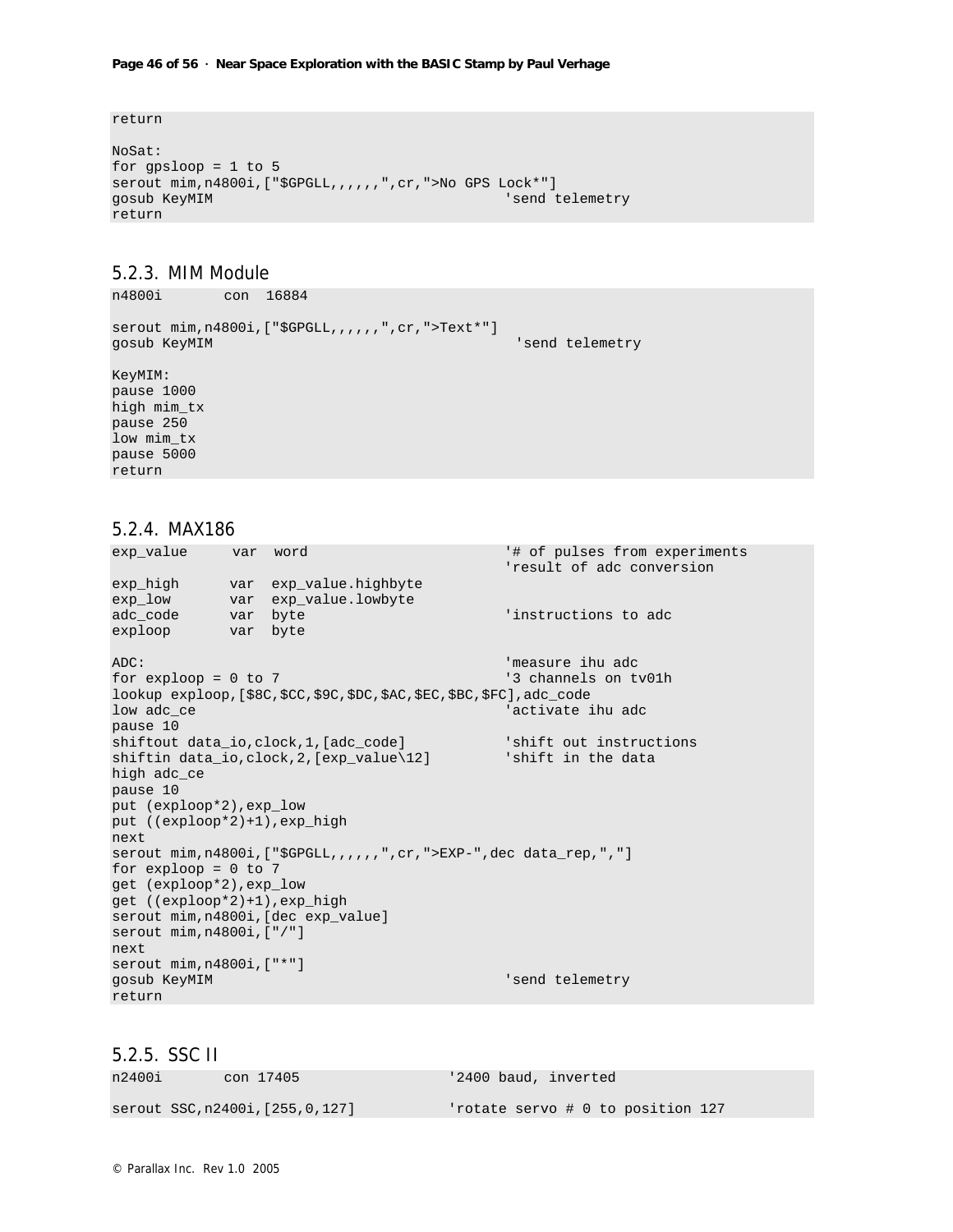```
return

NoSat:
for gpsloop = 1 to 5
serout mim,n4800i,["$GPGLL,,,,,,",cr,">No GPS Lock*"]
gosub KeyMIM                                    'send telemetry
return
```

### 5.2.3. MIM Module

```
n4800i       con  16884

serout mim,n4800i,["$GPGLL,,,,,,",cr,">Text*"]
gosub KeyMIM                                     'send telemetry

KeyMIM:
pause 1000
high mim_tx
pause 250
low mim_tx
pause 5000
return
```

### 5.2.4. MAX186

```
exp_value     var  word                         '# of pulses from experiments
                                                'result of adc conversion
exp_high      var  exp_value.highbyte
exp_low       var  exp_value.lowbyte
adc_code      var  byte                         'instructions to adc
exploop       var  byte

ADC:                                            'measure ihu adc
for exploop = 0 to 7                            '3 channels on tv01h
lookup exploop,[$8C,$CC,$9C,$DC,$AC,$EC,$BC,$FC],adc_code
low adc_ce                                      'activate ihu adc
pause 10
shiftout data_io,clock,1,[adc_code]             'shift out instructions
shiftin data_io,clock,2,[exp_value\12]          'shift in the data
high adc_ce
pause 10
put (exploop*2),exp_low
put ((exploop*2)+1),exp_high
next
serout mim,n4800i,["$GPGLL,,,,,,",cr,">EXP-",dec data_rep,","]
for exploop = 0 to 7
get (exploop*2),exp_low
get ((exploop*2)+1),exp_high
serout mim,n4800i,[dec exp_value]
serout mim,n4800i,["/"]
next
serout mim,n4800i,["*"]
gosub KeyMIM                                    'send telemetry
return
```

### 5.2.5. SSC II

```
n2400i       con 17405                '2400 baud, inverted

serout SSC,n2400i,[255,0,127]         'rotate servo # 0 to position 127
```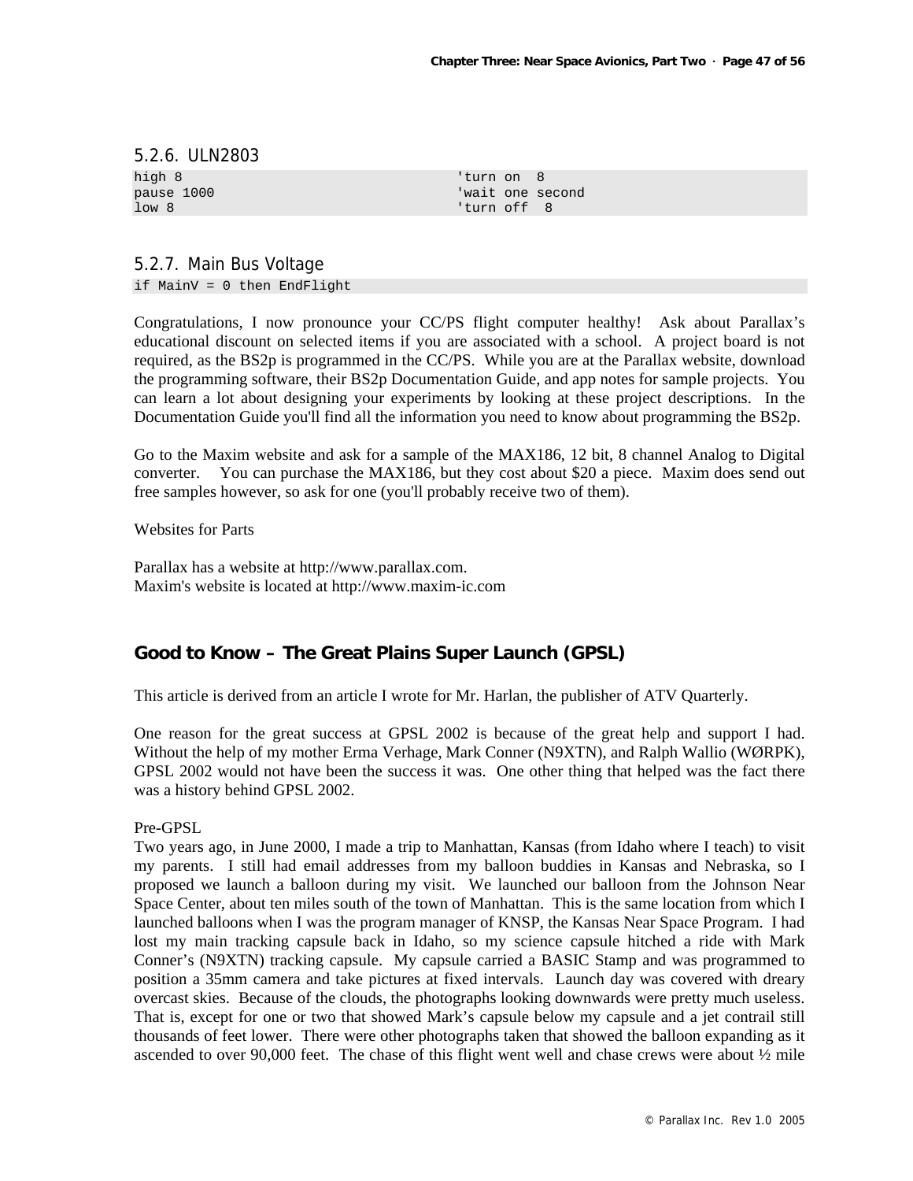### 5.2.6. ULN2803

```
high 8                              'turn on  8
pause 1000                          'wait one second
low 8                               'turn off  8
```

### 5.2.7. Main Bus Voltage

```
if MainV = 0 then EndFlight
```

Congratulations, I now pronounce your CC/PS flight computer healthy! Ask about Parallax's educational discount on selected items if you are associated with a school. A project board is not required, as the BS2p is programmed in the CC/PS. While you are at the Parallax website, download the programming software, their BS2p Documentation Guide, and app notes for sample projects. You can learn a lot about designing your experiments by looking at these project descriptions. In the Documentation Guide you'll find all the information you need to know about programming the BS2p.

Go to the Maxim website and ask for a sample of the MAX186, 12 bit, 8 channel Analog to Digital converter. You can purchase the MAX186, but they cost about $20 a piece. Maxim does send out free samples however, so ask for one (you'll probably receive two of them).

Websites for Parts

Parallax has a website at http://www.parallax.com.
Maxim's website is located at http://www.maxim-ic.com

## Good to Know – The Great Plains Super Launch (GPSL)

This article is derived from an article I wrote for Mr. Harlan, the publisher of ATV Quarterly.

One reason for the great success at GPSL 2002 is because of the great help and support I had. Without the help of my mother Erma Verhage, Mark Conner (N9XTN), and Ralph Wallio (WØRPK), GPSL 2002 would not have been the success it was. One other thing that helped was the fact there was a history behind GPSL 2002.

Pre-GPSL
Two years ago, in June 2000, I made a trip to Manhattan, Kansas (from Idaho where I teach) to visit my parents. I still had email addresses from my balloon buddies in Kansas and Nebraska, so I proposed we launch a balloon during my visit. We launched our balloon from the Johnson Near Space Center, about ten miles south of the town of Manhattan. This is the same location from which I launched balloons when I was the program manager of KNSP, the Kansas Near Space Program. I had lost my main tracking capsule back in Idaho, so my science capsule hitched a ride with Mark Conner's (N9XTN) tracking capsule. My capsule carried a BASIC Stamp and was programmed to position a 35mm camera and take pictures at fixed intervals. Launch day was covered with dreary overcast skies. Because of the clouds, the photographs looking downwards were pretty much useless. That is, except for one or two that showed Mark's capsule below my capsule and a jet contrail still thousands of feet lower. There were other photographs taken that showed the balloon expanding as it ascended to over 90,000 feet. The chase of this flight went well and chase crews were about ½ mile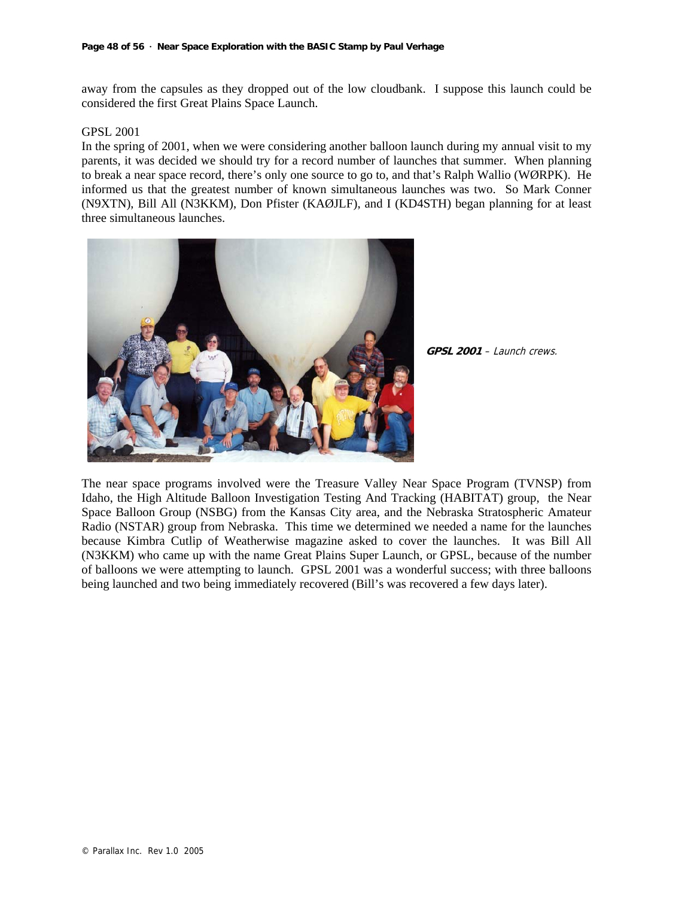away from the capsules as they dropped out of the low cloudbank. I suppose this launch could be considered the first Great Plains Space Launch.

GPSL 2001

In the spring of 2001, when we were considering another balloon launch during my annual visit to my parents, it was decided we should try for a record number of launches that summer. When planning to break a near space record, there's only one source to go to, and that's Ralph Wallio (WØRPK). He informed us that the greatest number of known simultaneous launches was two. So Mark Conner (N9XTN), Bill All (N3KKM), Don Pfister (KAØJLF), and I (KD4STH) began planning for at least three simultaneous launches.

***GPSL 2001*** *– Launch crews.*

The near space programs involved were the Treasure Valley Near Space Program (TVNSP) from Idaho, the High Altitude Balloon Investigation Testing And Tracking (HABITAT) group, the Near Space Balloon Group (NSBG) from the Kansas City area, and the Nebraska Stratospheric Amateur Radio (NSTAR) group from Nebraska. This time we determined we needed a name for the launches because Kimbra Cutlip of Weatherwise magazine asked to cover the launches. It was Bill All (N3KKM) who came up with the name Great Plains Super Launch, or GPSL, because of the number of balloons we were attempting to launch. GPSL 2001 was a wonderful success; with three balloons being launched and two being immediately recovered (Bill's was recovered a few days later).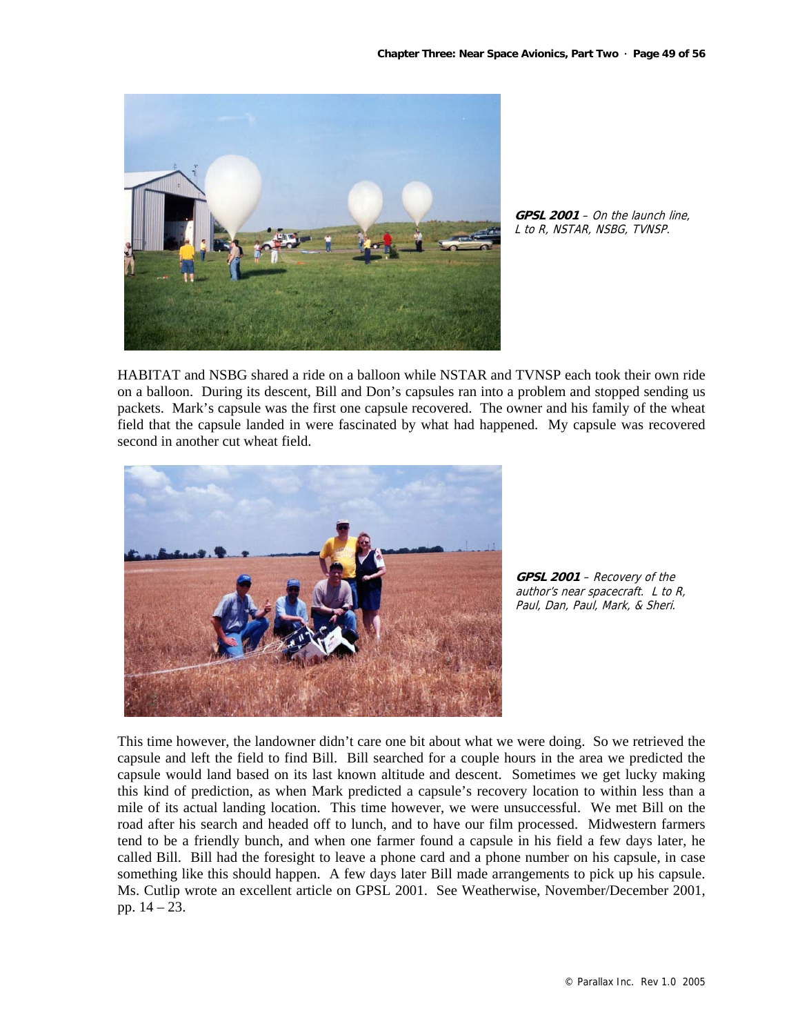**GPSL 2001** – *On the launch line, L to R, NSTAR, NSBG, TVNSP.*

HABITAT and NSBG shared a ride on a balloon while NSTAR and TVNSP each took their own ride on a balloon. During its descent, Bill and Don's capsules ran into a problem and stopped sending us packets. Mark's capsule was the first one capsule recovered. The owner and his family of the wheat field that the capsule landed in were fascinated by what had happened. My capsule was recovered second in another cut wheat field.

**GPSL 2001** – *Recovery of the author's near spacecraft. L to R, Paul, Dan, Paul, Mark, & Sheri.*

This time however, the landowner didn't care one bit about what we were doing. So we retrieved the capsule and left the field to find Bill. Bill searched for a couple hours in the area we predicted the capsule would land based on its last known altitude and descent. Sometimes we get lucky making this kind of prediction, as when Mark predicted a capsule's recovery location to within less than a mile of its actual landing location. This time however, we were unsuccessful. We met Bill on the road after his search and headed off to lunch, and to have our film processed. Midwestern farmers tend to be a friendly bunch, and when one farmer found a capsule in his field a few days later, he called Bill. Bill had the foresight to leave a phone card and a phone number on his capsule, in case something like this should happen. A few days later Bill made arrangements to pick up his capsule. Ms. Cutlip wrote an excellent article on GPSL 2001. See Weatherwise, November/December 2001, pp. 14 – 23.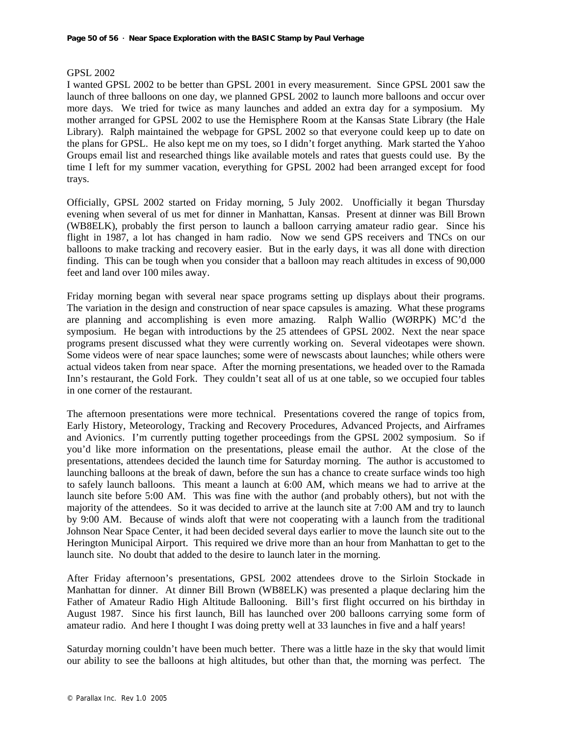GPSL 2002

I wanted GPSL 2002 to be better than GPSL 2001 in every measurement. Since GPSL 2001 saw the launch of three balloons on one day, we planned GPSL 2002 to launch more balloons and occur over more days. We tried for twice as many launches and added an extra day for a symposium. My mother arranged for GPSL 2002 to use the Hemisphere Room at the Kansas State Library (the Hale Library). Ralph maintained the webpage for GPSL 2002 so that everyone could keep up to date on the plans for GPSL. He also kept me on my toes, so I didn't forget anything. Mark started the Yahoo Groups email list and researched things like available motels and rates that guests could use. By the time I left for my summer vacation, everything for GPSL 2002 had been arranged except for food trays.

Officially, GPSL 2002 started on Friday morning, 5 July 2002. Unofficially it began Thursday evening when several of us met for dinner in Manhattan, Kansas. Present at dinner was Bill Brown (WB8ELK), probably the first person to launch a balloon carrying amateur radio gear. Since his flight in 1987, a lot has changed in ham radio. Now we send GPS receivers and TNCs on our balloons to make tracking and recovery easier. But in the early days, it was all done with direction finding. This can be tough when you consider that a balloon may reach altitudes in excess of 90,000 feet and land over 100 miles away.

Friday morning began with several near space programs setting up displays about their programs. The variation in the design and construction of near space capsules is amazing. What these programs are planning and accomplishing is even more amazing. Ralph Wallio (WØRPK) MC'd the symposium. He began with introductions by the 25 attendees of GPSL 2002. Next the near space programs present discussed what they were currently working on. Several videotapes were shown. Some videos were of near space launches; some were of newscasts about launches; while others were actual videos taken from near space. After the morning presentations, we headed over to the Ramada Inn's restaurant, the Gold Fork. They couldn't seat all of us at one table, so we occupied four tables in one corner of the restaurant.

The afternoon presentations were more technical. Presentations covered the range of topics from, Early History, Meteorology, Tracking and Recovery Procedures, Advanced Projects, and Airframes and Avionics. I'm currently putting together proceedings from the GPSL 2002 symposium. So if you'd like more information on the presentations, please email the author. At the close of the presentations, attendees decided the launch time for Saturday morning. The author is accustomed to launching balloons at the break of dawn, before the sun has a chance to create surface winds too high to safely launch balloons. This meant a launch at 6:00 AM, which means we had to arrive at the launch site before 5:00 AM. This was fine with the author (and probably others), but not with the majority of the attendees. So it was decided to arrive at the launch site at 7:00 AM and try to launch by 9:00 AM. Because of winds aloft that were not cooperating with a launch from the traditional Johnson Near Space Center, it had been decided several days earlier to move the launch site out to the Herington Municipal Airport. This required we drive more than an hour from Manhattan to get to the launch site. No doubt that added to the desire to launch later in the morning.

After Friday afternoon's presentations, GPSL 2002 attendees drove to the Sirloin Stockade in Manhattan for dinner. At dinner Bill Brown (WB8ELK) was presented a plaque declaring him the Father of Amateur Radio High Altitude Ballooning. Bill's first flight occurred on his birthday in August 1987. Since his first launch, Bill has launched over 200 balloons carrying some form of amateur radio. And here I thought I was doing pretty well at 33 launches in five and a half years!

Saturday morning couldn't have been much better. There was a little haze in the sky that would limit our ability to see the balloons at high altitudes, but other than that, the morning was perfect. The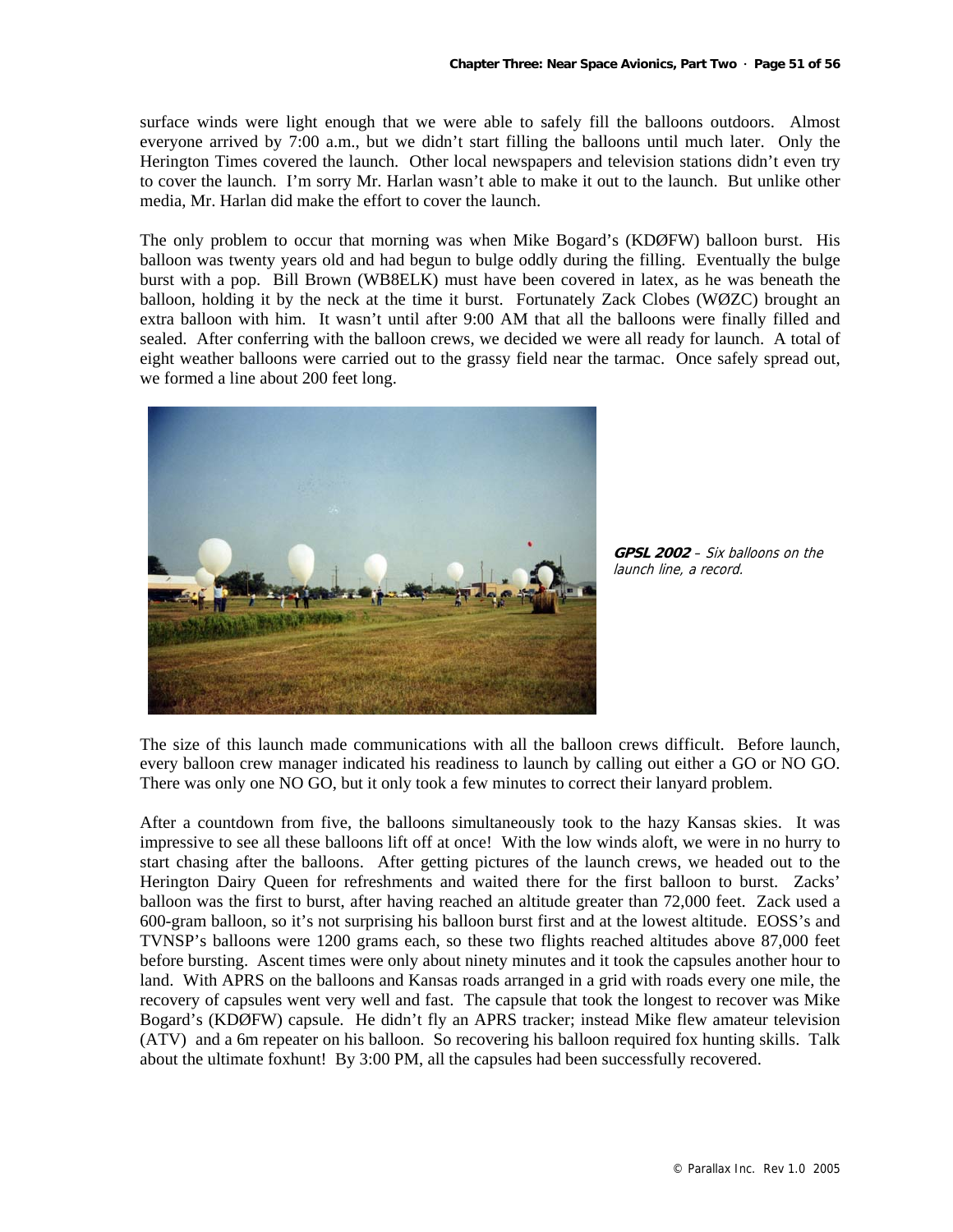surface winds were light enough that we were able to safely fill the balloons outdoors. Almost everyone arrived by 7:00 a.m., but we didn't start filling the balloons until much later. Only the Herington Times covered the launch. Other local newspapers and television stations didn't even try to cover the launch. I'm sorry Mr. Harlan wasn't able to make it out to the launch. But unlike other media, Mr. Harlan did make the effort to cover the launch.

The only problem to occur that morning was when Mike Bogard's (KDØFW) balloon burst. His balloon was twenty years old and had begun to bulge oddly during the filling. Eventually the bulge burst with a pop. Bill Brown (WB8ELK) must have been covered in latex, as he was beneath the balloon, holding it by the neck at the time it burst. Fortunately Zack Clobes (WØZC) brought an extra balloon with him. It wasn't until after 9:00 AM that all the balloons were finally filled and sealed. After conferring with the balloon crews, we decided we were all ready for launch. A total of eight weather balloons were carried out to the grassy field near the tarmac. Once safely spread out, we formed a line about 200 feet long.

***GPSL 2002*** *– Six balloons on the launch line, a record.*

The size of this launch made communications with all the balloon crews difficult. Before launch, every balloon crew manager indicated his readiness to launch by calling out either a GO or NO GO. There was only one NO GO, but it only took a few minutes to correct their lanyard problem.

After a countdown from five, the balloons simultaneously took to the hazy Kansas skies. It was impressive to see all these balloons lift off at once! With the low winds aloft, we were in no hurry to start chasing after the balloons. After getting pictures of the launch crews, we headed out to the Herington Dairy Queen for refreshments and waited there for the first balloon to burst. Zacks' balloon was the first to burst, after having reached an altitude greater than 72,000 feet. Zack used a 600-gram balloon, so it's not surprising his balloon burst first and at the lowest altitude. EOSS's and TVNSP's balloons were 1200 grams each, so these two flights reached altitudes above 87,000 feet before bursting. Ascent times were only about ninety minutes and it took the capsules another hour to land. With APRS on the balloons and Kansas roads arranged in a grid with roads every one mile, the recovery of capsules went very well and fast. The capsule that took the longest to recover was Mike Bogard's (KDØFW) capsule. He didn't fly an APRS tracker; instead Mike flew amateur television (ATV) and a 6m repeater on his balloon. So recovering his balloon required fox hunting skills. Talk about the ultimate foxhunt! By 3:00 PM, all the capsules had been successfully recovered.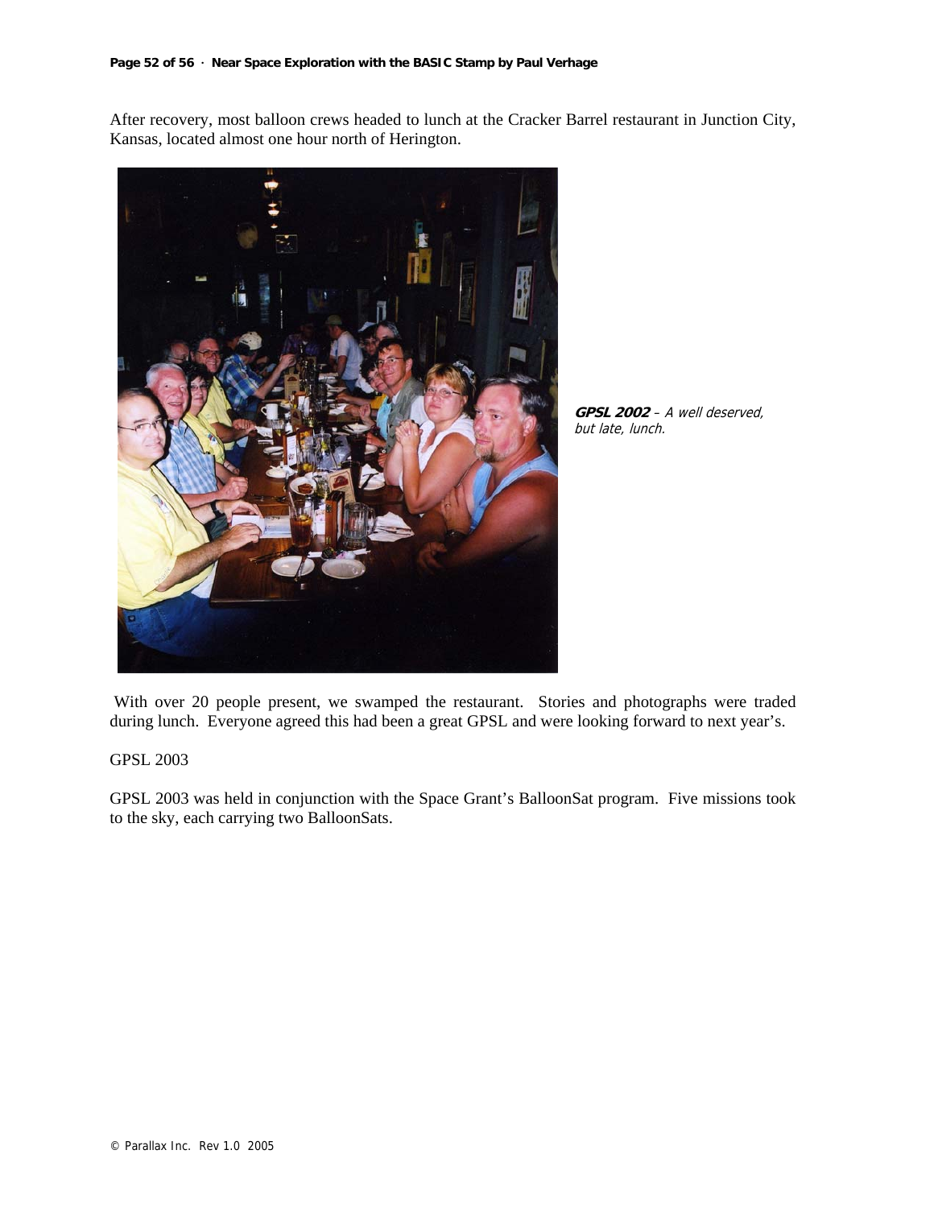After recovery, most balloon crews headed to lunch at the Cracker Barrel restaurant in Junction City, Kansas, located almost one hour north of Herington.

***GPSL 2002*** *– A well deserved, but late, lunch.*

With over 20 people present, we swamped the restaurant. Stories and photographs were traded during lunch. Everyone agreed this had been a great GPSL and were looking forward to next year's.

GPSL 2003

GPSL 2003 was held in conjunction with the Space Grant's BalloonSat program. Five missions took to the sky, each carrying two BalloonSats.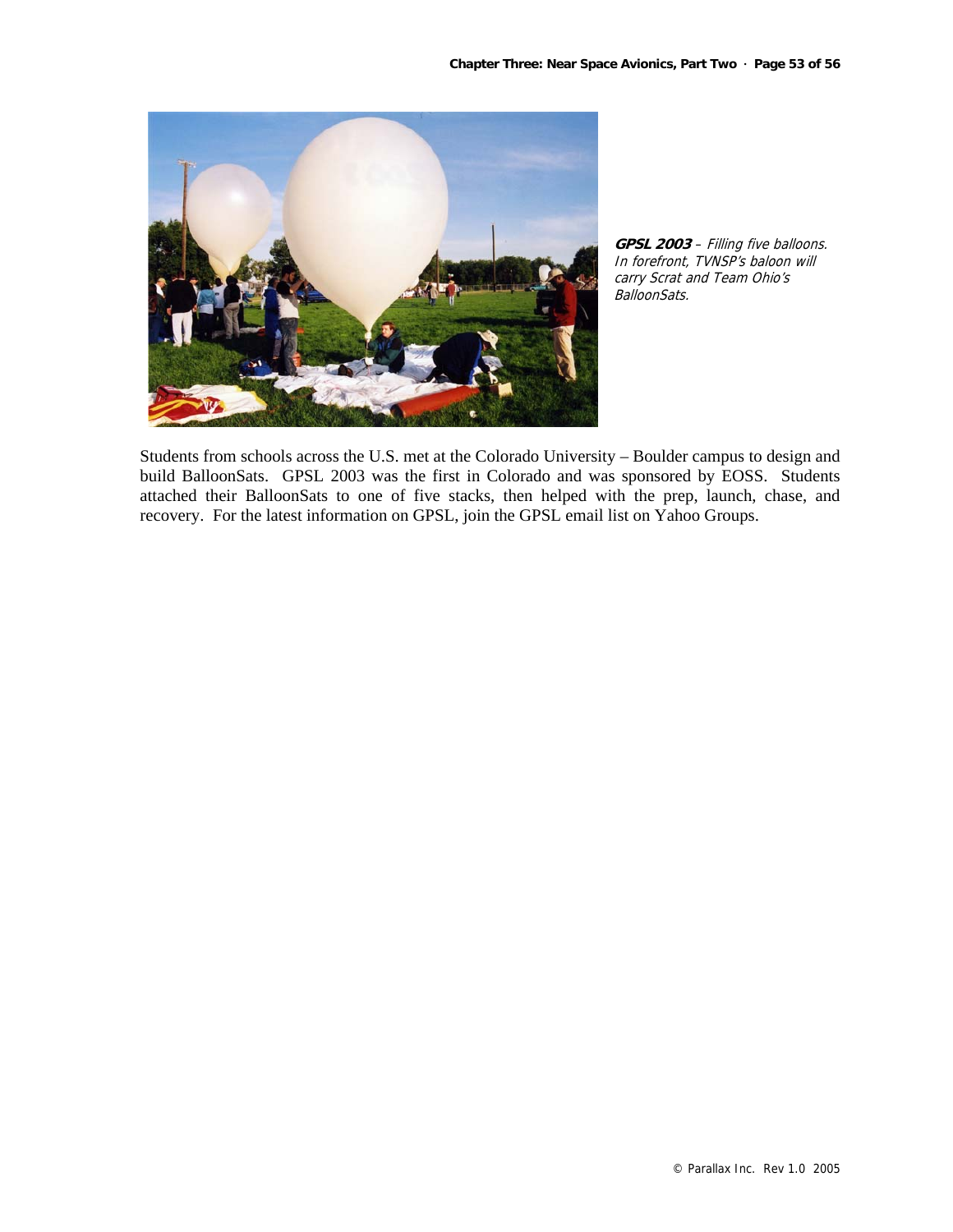**GPSL 2003** – *Filling five balloons. In forefront, TVNSP's baloon will carry Scrat and Team Ohio's BalloonSats.*

Students from schools across the U.S. met at the Colorado University – Boulder campus to design and build BalloonSats. GPSL 2003 was the first in Colorado and was sponsored by EOSS. Students attached their BalloonSats to one of five stacks, then helped with the prep, launch, chase, and recovery. For the latest information on GPSL, join the GPSL email list on Yahoo Groups.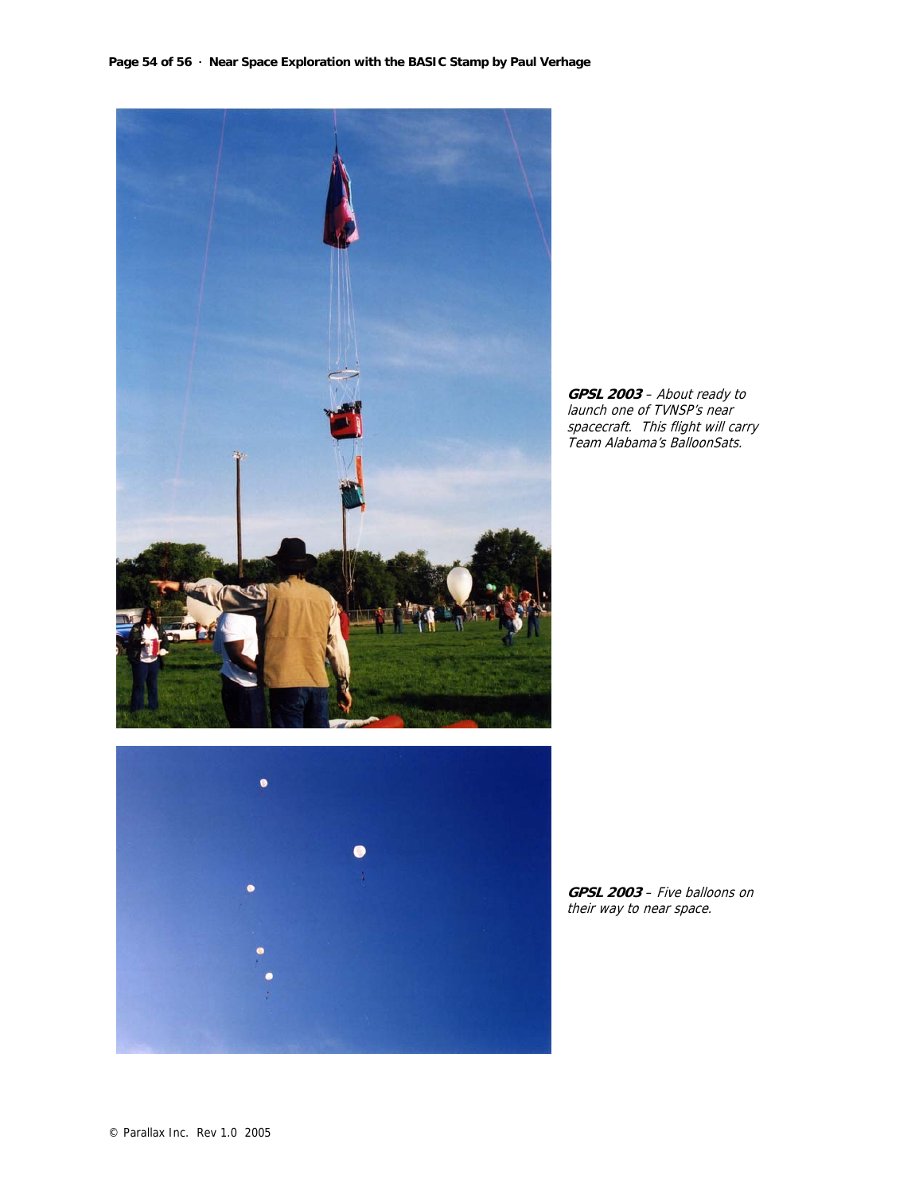***GPSL 2003*** *– About ready to launch one of TVNSP's near spacecraft. This flight will carry Team Alabama's BalloonSats.*

***GPSL 2003*** *– Five balloons on their way to near space.*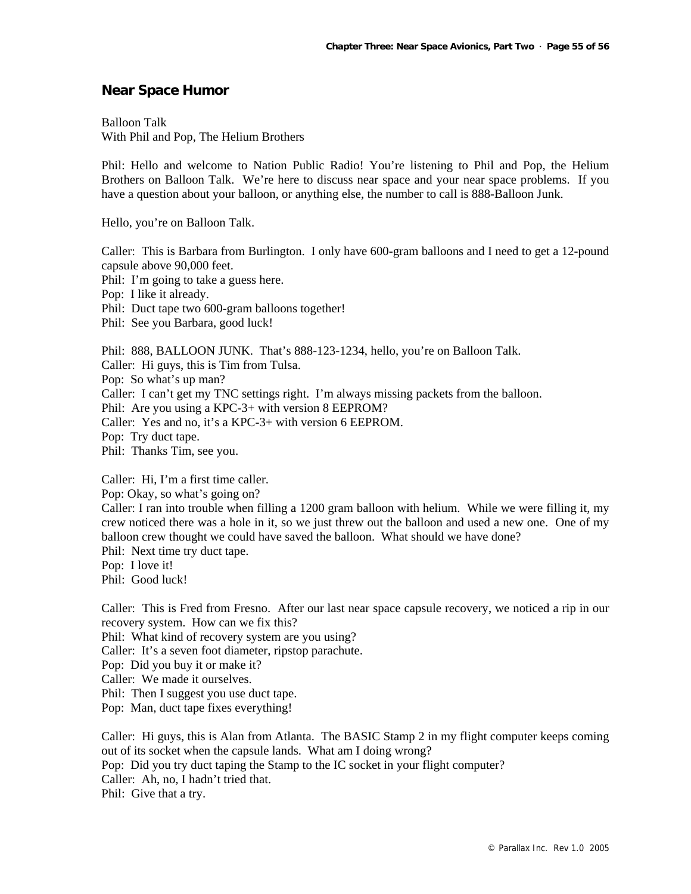## Near Space Humor

Balloon Talk
With Phil and Pop, The Helium Brothers

Phil: Hello and welcome to Nation Public Radio! You're listening to Phil and Pop, the Helium Brothers on Balloon Talk. We're here to discuss near space and your near space problems. If you have a question about your balloon, or anything else, the number to call is 888-Balloon Junk.

Hello, you're on Balloon Talk.

Caller: This is Barbara from Burlington. I only have 600-gram balloons and I need to get a 12-pound capsule above 90,000 feet.
Phil: I'm going to take a guess here.
Pop: I like it already.
Phil: Duct tape two 600-gram balloons together!
Phil: See you Barbara, good luck!

Phil: 888, BALLOON JUNK. That's 888-123-1234, hello, you're on Balloon Talk.
Caller: Hi guys, this is Tim from Tulsa.
Pop: So what's up man?
Caller: I can't get my TNC settings right. I'm always missing packets from the balloon.
Phil: Are you using a KPC-3+ with version 8 EEPROM?
Caller: Yes and no, it's a KPC-3+ with version 6 EEPROM.
Pop: Try duct tape.
Phil: Thanks Tim, see you.

Caller: Hi, I'm a first time caller.
Pop: Okay, so what's going on?
Caller: I ran into trouble when filling a 1200 gram balloon with helium. While we were filling it, my crew noticed there was a hole in it, so we just threw out the balloon and used a new one. One of my balloon crew thought we could have saved the balloon. What should we have done?
Phil: Next time try duct tape.
Pop: I love it!
Phil: Good luck!

Caller: This is Fred from Fresno. After our last near space capsule recovery, we noticed a rip in our recovery system. How can we fix this?
Phil: What kind of recovery system are you using?
Caller: It's a seven foot diameter, ripstop parachute.
Pop: Did you buy it or make it?
Caller: We made it ourselves.
Phil: Then I suggest you use duct tape.
Pop: Man, duct tape fixes everything!

Caller: Hi guys, this is Alan from Atlanta. The BASIC Stamp 2 in my flight computer keeps coming out of its socket when the capsule lands. What am I doing wrong?
Pop: Did you try duct taping the Stamp to the IC socket in your flight computer?
Caller: Ah, no, I hadn't tried that.
Phil: Give that a try.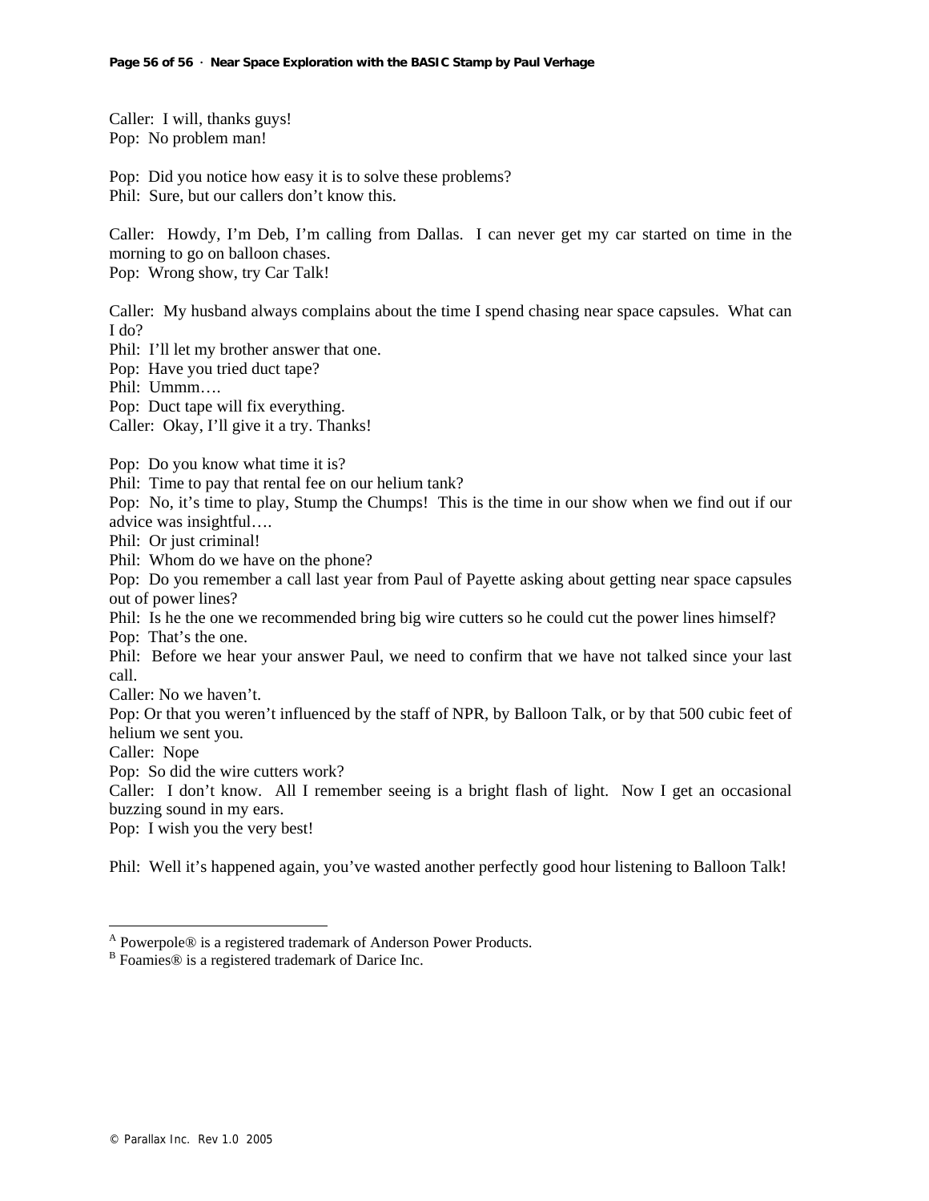Caller: I will, thanks guys!
Pop: No problem man!

Pop: Did you notice how easy it is to solve these problems?
Phil: Sure, but our callers don't know this.

Caller: Howdy, I'm Deb, I'm calling from Dallas. I can never get my car started on time in the morning to go on balloon chases.
Pop: Wrong show, try Car Talk!

Caller: My husband always complains about the time I spend chasing near space capsules. What can I do?
Phil: I'll let my brother answer that one.
Pop: Have you tried duct tape?
Phil: Ummm….
Pop: Duct tape will fix everything.
Caller: Okay, I'll give it a try. Thanks!

Pop: Do you know what time it is?
Phil: Time to pay that rental fee on our helium tank?
Pop: No, it's time to play, Stump the Chumps! This is the time in our show when we find out if our advice was insightful….
Phil: Or just criminal!
Phil: Whom do we have on the phone?
Pop: Do you remember a call last year from Paul of Payette asking about getting near space capsules out of power lines?
Phil: Is he the one we recommended bring big wire cutters so he could cut the power lines himself?
Pop: That's the one.
Phil: Before we hear your answer Paul, we need to confirm that we have not talked since your last call.
Caller: No we haven't.
Pop: Or that you weren't influenced by the staff of NPR, by Balloon Talk, or by that 500 cubic feet of helium we sent you.
Caller: Nope
Pop: So did the wire cutters work?
Caller: I don't know. All I remember seeing is a bright flash of light. Now I get an occasional buzzing sound in my ears.
Pop: I wish you the very best!

Phil: Well it's happened again, you've wasted another perfectly good hour listening to Balloon Talk!

---

[A] Powerpole® is a registered trademark of Anderson Power Products.
[B] Foamies® is a registered trademark of Darice Inc.